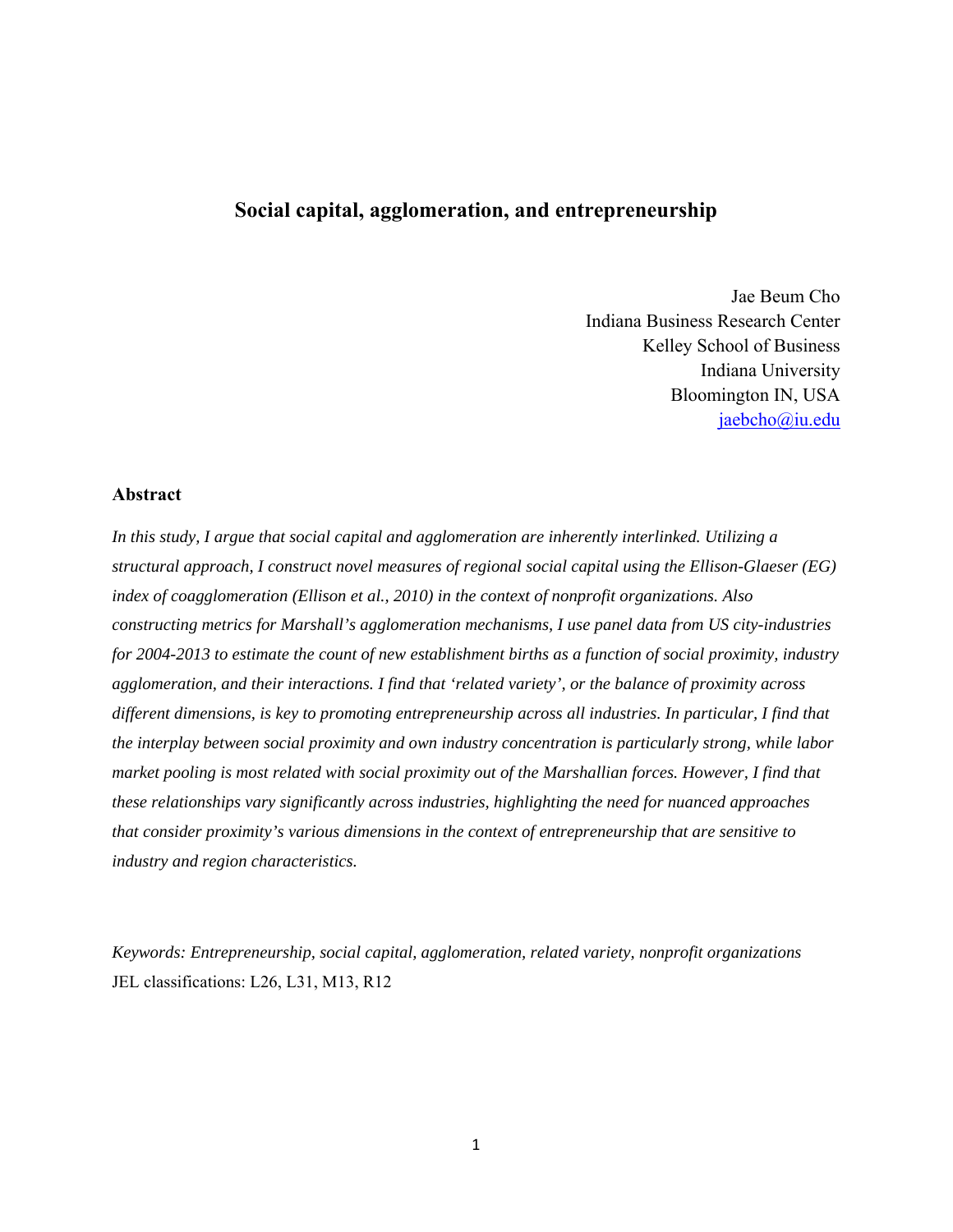# Social capital, agglomeration, and entrepreneurship

Jae Beum Cho
Indiana Business Research Center
Kelley School of Business
Indiana University
Bloomington IN, USA
jaebcho@iu.edu

## Abstract

*In this study, I argue that social capital and agglomeration are inherently interlinked. Utilizing a structural approach, I construct novel measures of regional social capital using the Ellison-Glaeser (EG) index of coagglomeration (Ellison et al., 2010) in the context of nonprofit organizations. Also constructing metrics for Marshall's agglomeration mechanisms, I use panel data from US city-industries for 2004-2013 to estimate the count of new establishment births as a function of social proximity, industry agglomeration, and their interactions. I find that 'related variety', or the balance of proximity across different dimensions, is key to promoting entrepreneurship across all industries. In particular, I find that the interplay between social proximity and own industry concentration is particularly strong, while labor market pooling is most related with social proximity out of the Marshallian forces. However, I find that these relationships vary significantly across industries, highlighting the need for nuanced approaches that consider proximity's various dimensions in the context of entrepreneurship that are sensitive to industry and region characteristics.*

*Keywords: Entrepreneurship, social capital, agglomeration, related variety, nonprofit organizations*

JEL classifications: L26, L31, M13, R12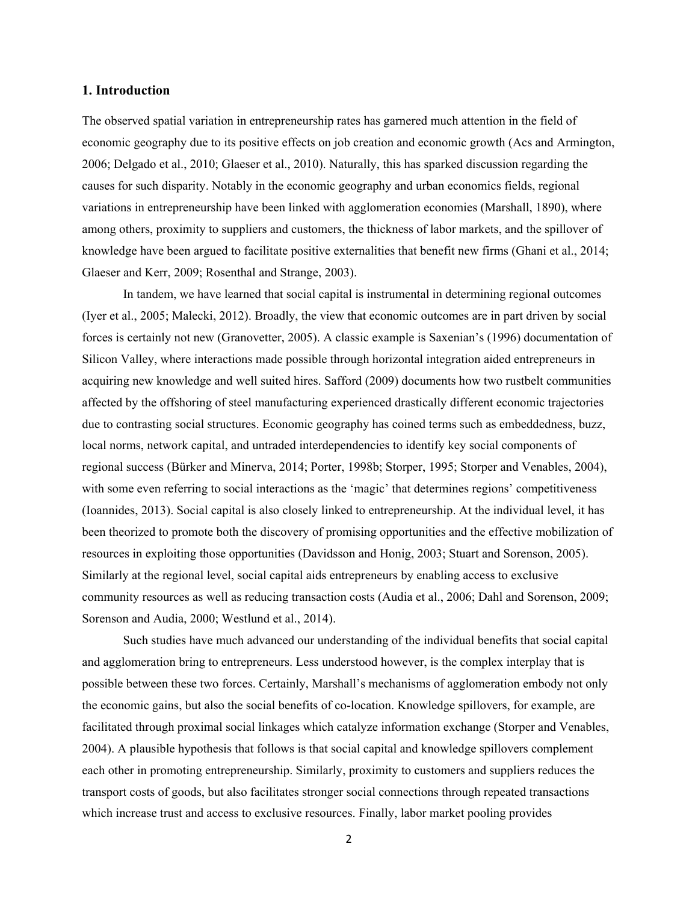## 1. Introduction

The observed spatial variation in entrepreneurship rates has garnered much attention in the field of economic geography due to its positive effects on job creation and economic growth (Acs and Armington, 2006; Delgado et al., 2010; Glaeser et al., 2010). Naturally, this has sparked discussion regarding the causes for such disparity. Notably in the economic geography and urban economics fields, regional variations in entrepreneurship have been linked with agglomeration economies (Marshall, 1890), where among others, proximity to suppliers and customers, the thickness of labor markets, and the spillover of knowledge have been argued to facilitate positive externalities that benefit new firms (Ghani et al., 2014; Glaeser and Kerr, 2009; Rosenthal and Strange, 2003).

In tandem, we have learned that social capital is instrumental in determining regional outcomes (Iyer et al., 2005; Malecki, 2012). Broadly, the view that economic outcomes are in part driven by social forces is certainly not new (Granovetter, 2005). A classic example is Saxenian's (1996) documentation of Silicon Valley, where interactions made possible through horizontal integration aided entrepreneurs in acquiring new knowledge and well suited hires. Safford (2009) documents how two rustbelt communities affected by the offshoring of steel manufacturing experienced drastically different economic trajectories due to contrasting social structures. Economic geography has coined terms such as embeddedness, buzz, local norms, network capital, and untraded interdependencies to identify key social components of regional success (Bürker and Minerva, 2014; Porter, 1998b; Storper, 1995; Storper and Venables, 2004), with some even referring to social interactions as the 'magic' that determines regions' competitiveness (Ioannides, 2013). Social capital is also closely linked to entrepreneurship. At the individual level, it has been theorized to promote both the discovery of promising opportunities and the effective mobilization of resources in exploiting those opportunities (Davidsson and Honig, 2003; Stuart and Sorenson, 2005). Similarly at the regional level, social capital aids entrepreneurs by enabling access to exclusive community resources as well as reducing transaction costs (Audia et al., 2006; Dahl and Sorenson, 2009; Sorenson and Audia, 2000; Westlund et al., 2014).

Such studies have much advanced our understanding of the individual benefits that social capital and agglomeration bring to entrepreneurs. Less understood however, is the complex interplay that is possible between these two forces. Certainly, Marshall's mechanisms of agglomeration embody not only the economic gains, but also the social benefits of co-location. Knowledge spillovers, for example, are facilitated through proximal social linkages which catalyze information exchange (Storper and Venables, 2004). A plausible hypothesis that follows is that social capital and knowledge spillovers complement each other in promoting entrepreneurship. Similarly, proximity to customers and suppliers reduces the transport costs of goods, but also facilitates stronger social connections through repeated transactions which increase trust and access to exclusive resources. Finally, labor market pooling provides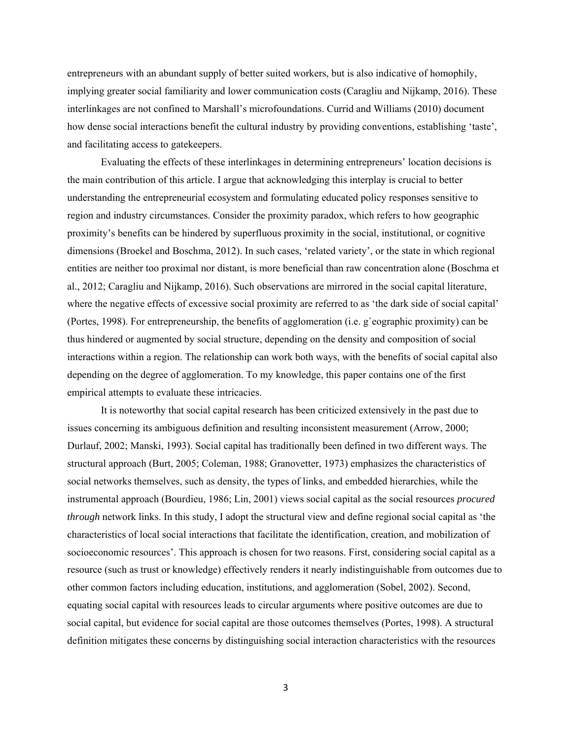entrepreneurs with an abundant supply of better suited workers, but is also indicative of homophily, implying greater social familiarity and lower communication costs (Caragliu and Nijkamp, 2016). These interlinkages are not confined to Marshall's microfoundations. Currid and Williams (2010) document how dense social interactions benefit the cultural industry by providing conventions, establishing 'taste', and facilitating access to gatekeepers.

Evaluating the effects of these interlinkages in determining entrepreneurs' location decisions is the main contribution of this article. I argue that acknowledging this interplay is crucial to better understanding the entrepreneurial ecosystem and formulating educated policy responses sensitive to region and industry circumstances. Consider the proximity paradox, which refers to how geographic proximity's benefits can be hindered by superfluous proximity in the social, institutional, or cognitive dimensions (Broekel and Boschma, 2012). In such cases, 'related variety', or the state in which regional entities are neither too proximal nor distant, is more beneficial than raw concentration alone (Boschma et al., 2012; Caragliu and Nijkamp, 2016). Such observations are mirrored in the social capital literature, where the negative effects of excessive social proximity are referred to as 'the dark side of social capital' (Portes, 1998). For entrepreneurship, the benefits of agglomeration (i.e. g`eographic proximity) can be thus hindered or augmented by social structure, depending on the density and composition of social interactions within a region. The relationship can work both ways, with the benefits of social capital also depending on the degree of agglomeration. To my knowledge, this paper contains one of the first empirical attempts to evaluate these intricacies.

It is noteworthy that social capital research has been criticized extensively in the past due to issues concerning its ambiguous definition and resulting inconsistent measurement (Arrow, 2000; Durlauf, 2002; Manski, 1993). Social capital has traditionally been defined in two different ways. The structural approach (Burt, 2005; Coleman, 1988; Granovetter, 1973) emphasizes the characteristics of social networks themselves, such as density, the types of links, and embedded hierarchies, while the instrumental approach (Bourdieu, 1986; Lin, 2001) views social capital as the social resources *procured through* network links. In this study, I adopt the structural view and define regional social capital as 'the characteristics of local social interactions that facilitate the identification, creation, and mobilization of socioeconomic resources'. This approach is chosen for two reasons. First, considering social capital as a resource (such as trust or knowledge) effectively renders it nearly indistinguishable from outcomes due to other common factors including education, institutions, and agglomeration (Sobel, 2002). Second, equating social capital with resources leads to circular arguments where positive outcomes are due to social capital, but evidence for social capital are those outcomes themselves (Portes, 1998). A structural definition mitigates these concerns by distinguishing social interaction characteristics with the resources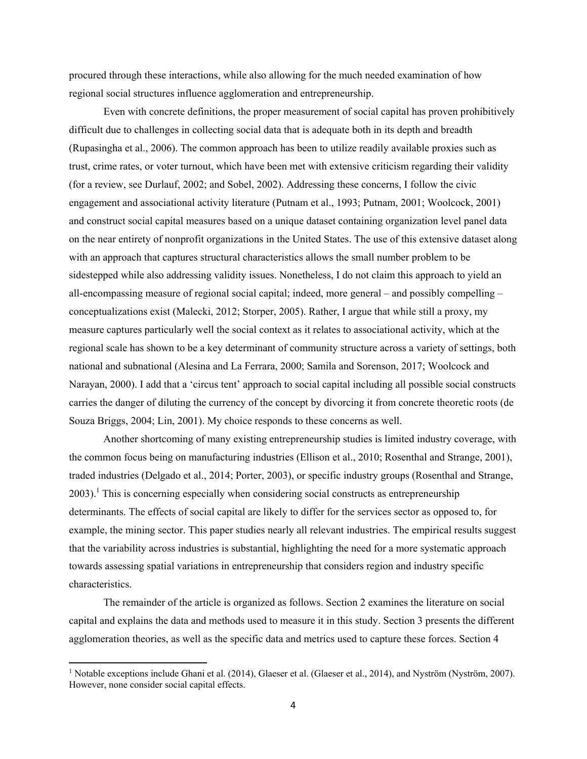procured through these interactions, while also allowing for the much needed examination of how regional social structures influence agglomeration and entrepreneurship.

Even with concrete definitions, the proper measurement of social capital has proven prohibitively difficult due to challenges in collecting social data that is adequate both in its depth and breadth (Rupasingha et al., 2006). The common approach has been to utilize readily available proxies such as trust, crime rates, or voter turnout, which have been met with extensive criticism regarding their validity (for a review, see Durlauf, 2002; and Sobel, 2002). Addressing these concerns, I follow the civic engagement and associational activity literature (Putnam et al., 1993; Putnam, 2001; Woolcock, 2001) and construct social capital measures based on a unique dataset containing organization level panel data on the near entirety of nonprofit organizations in the United States. The use of this extensive dataset along with an approach that captures structural characteristics allows the small number problem to be sidestepped while also addressing validity issues. Nonetheless, I do not claim this approach to yield an all-encompassing measure of regional social capital; indeed, more general – and possibly compelling – conceptualizations exist (Malecki, 2012; Storper, 2005). Rather, I argue that while still a proxy, my measure captures particularly well the social context as it relates to associational activity, which at the regional scale has shown to be a key determinant of community structure across a variety of settings, both national and subnational (Alesina and La Ferrara, 2000; Samila and Sorenson, 2017; Woolcock and Narayan, 2000). I add that a 'circus tent' approach to social capital including all possible social constructs carries the danger of diluting the currency of the concept by divorcing it from concrete theoretic roots (de Souza Briggs, 2004; Lin, 2001). My choice responds to these concerns as well.

Another shortcoming of many existing entrepreneurship studies is limited industry coverage, with the common focus being on manufacturing industries (Ellison et al., 2010; Rosenthal and Strange, 2001), traded industries (Delgado et al., 2014; Porter, 2003), or specific industry groups (Rosenthal and Strange, 2003).[1] This is concerning especially when considering social constructs as entrepreneurship determinants. The effects of social capital are likely to differ for the services sector as opposed to, for example, the mining sector. This paper studies nearly all relevant industries. The empirical results suggest that the variability across industries is substantial, highlighting the need for a more systematic approach towards assessing spatial variations in entrepreneurship that considers region and industry specific characteristics.

The remainder of the article is organized as follows. Section 2 examines the literature on social capital and explains the data and methods used to measure it in this study. Section 3 presents the different agglomeration theories, as well as the specific data and metrics used to capture these forces. Section 4

[1] Notable exceptions include Ghani et al. (2014), Glaeser et al. (Glaeser et al., 2014), and Nyström (Nyström, 2007). However, none consider social capital effects.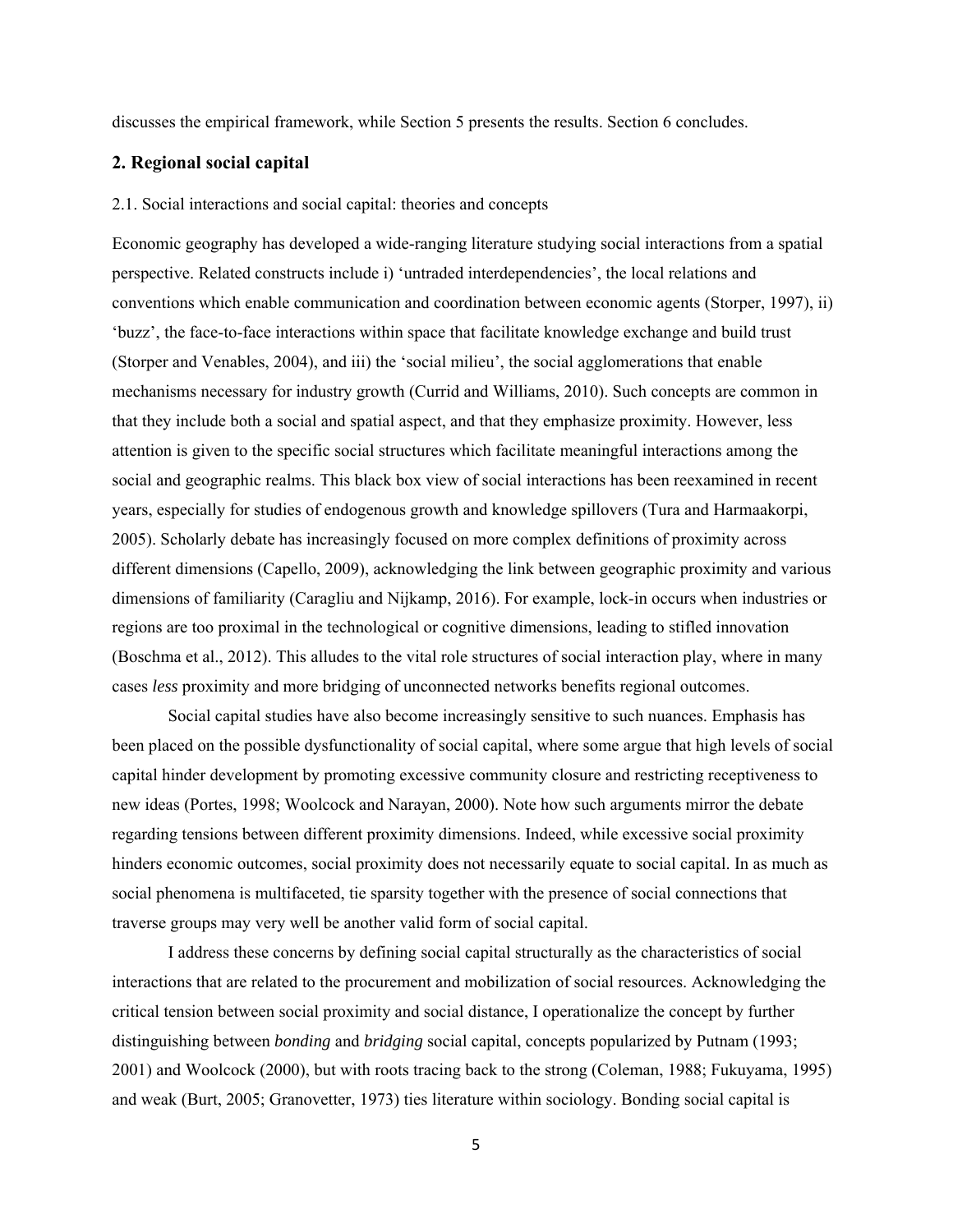discusses the empirical framework, while Section 5 presents the results. Section 6 concludes.

## 2. Regional social capital

### 2.1. Social interactions and social capital: theories and concepts

Economic geography has developed a wide-ranging literature studying social interactions from a spatial perspective. Related constructs include i) 'untraded interdependencies', the local relations and conventions which enable communication and coordination between economic agents (Storper, 1997), ii) 'buzz', the face-to-face interactions within space that facilitate knowledge exchange and build trust (Storper and Venables, 2004), and iii) the 'social milieu', the social agglomerations that enable mechanisms necessary for industry growth (Currid and Williams, 2010). Such concepts are common in that they include both a social and spatial aspect, and that they emphasize proximity. However, less attention is given to the specific social structures which facilitate meaningful interactions among the social and geographic realms. This black box view of social interactions has been reexamined in recent years, especially for studies of endogenous growth and knowledge spillovers (Tura and Harmaakorpi, 2005). Scholarly debate has increasingly focused on more complex definitions of proximity across different dimensions (Capello, 2009), acknowledging the link between geographic proximity and various dimensions of familiarity (Caragliu and Nijkamp, 2016). For example, lock-in occurs when industries or regions are too proximal in the technological or cognitive dimensions, leading to stifled innovation (Boschma et al., 2012). This alludes to the vital role structures of social interaction play, where in many cases *less* proximity and more bridging of unconnected networks benefits regional outcomes.

Social capital studies have also become increasingly sensitive to such nuances. Emphasis has been placed on the possible dysfunctionality of social capital, where some argue that high levels of social capital hinder development by promoting excessive community closure and restricting receptiveness to new ideas (Portes, 1998; Woolcock and Narayan, 2000). Note how such arguments mirror the debate regarding tensions between different proximity dimensions. Indeed, while excessive social proximity hinders economic outcomes, social proximity does not necessarily equate to social capital. In as much as social phenomena is multifaceted, tie sparsity together with the presence of social connections that traverse groups may very well be another valid form of social capital.

I address these concerns by defining social capital structurally as the characteristics of social interactions that are related to the procurement and mobilization of social resources. Acknowledging the critical tension between social proximity and social distance, I operationalize the concept by further distinguishing between *bonding* and *bridging* social capital, concepts popularized by Putnam (1993; 2001) and Woolcock (2000), but with roots tracing back to the strong (Coleman, 1988; Fukuyama, 1995) and weak (Burt, 2005; Granovetter, 1973) ties literature within sociology. Bonding social capital is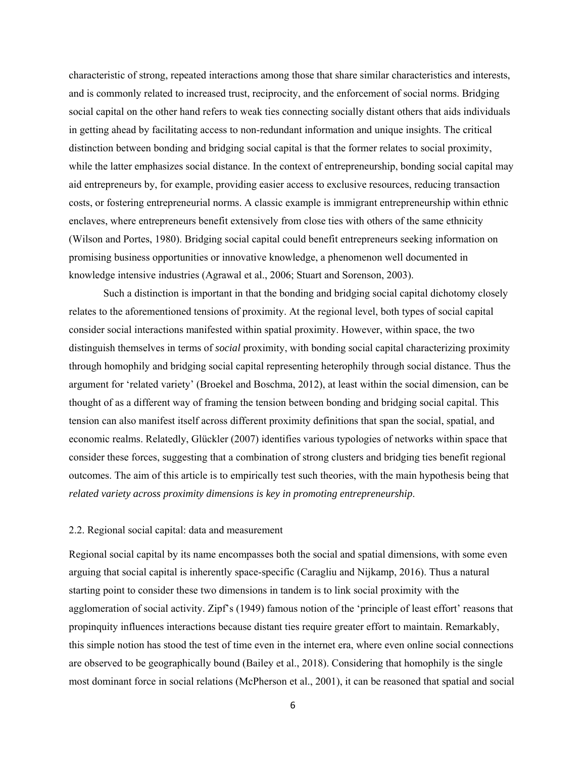characteristic of strong, repeated interactions among those that share similar characteristics and interests, and is commonly related to increased trust, reciprocity, and the enforcement of social norms. Bridging social capital on the other hand refers to weak ties connecting socially distant others that aids individuals in getting ahead by facilitating access to non-redundant information and unique insights. The critical distinction between bonding and bridging social capital is that the former relates to social proximity, while the latter emphasizes social distance. In the context of entrepreneurship, bonding social capital may aid entrepreneurs by, for example, providing easier access to exclusive resources, reducing transaction costs, or fostering entrepreneurial norms. A classic example is immigrant entrepreneurship within ethnic enclaves, where entrepreneurs benefit extensively from close ties with others of the same ethnicity (Wilson and Portes, 1980). Bridging social capital could benefit entrepreneurs seeking information on promising business opportunities or innovative knowledge, a phenomenon well documented in knowledge intensive industries (Agrawal et al., 2006; Stuart and Sorenson, 2003).

Such a distinction is important in that the bonding and bridging social capital dichotomy closely relates to the aforementioned tensions of proximity. At the regional level, both types of social capital consider social interactions manifested within spatial proximity. However, within space, the two distinguish themselves in terms of *social* proximity, with bonding social capital characterizing proximity through homophily and bridging social capital representing heterophily through social distance. Thus the argument for 'related variety' (Broekel and Boschma, 2012), at least within the social dimension, can be thought of as a different way of framing the tension between bonding and bridging social capital. This tension can also manifest itself across different proximity definitions that span the social, spatial, and economic realms. Relatedly, Glückler (2007) identifies various typologies of networks within space that consider these forces, suggesting that a combination of strong clusters and bridging ties benefit regional outcomes. The aim of this article is to empirically test such theories, with the main hypothesis being that *related variety across proximity dimensions is key in promoting entrepreneurship*.

## 2.2. Regional social capital: data and measurement

Regional social capital by its name encompasses both the social and spatial dimensions, with some even arguing that social capital is inherently space-specific (Caragliu and Nijkamp, 2016). Thus a natural starting point to consider these two dimensions in tandem is to link social proximity with the agglomeration of social activity. Zipf's (1949) famous notion of the 'principle of least effort' reasons that propinquity influences interactions because distant ties require greater effort to maintain. Remarkably, this simple notion has stood the test of time even in the internet era, where even online social connections are observed to be geographically bound (Bailey et al., 2018). Considering that homophily is the single most dominant force in social relations (McPherson et al., 2001), it can be reasoned that spatial and social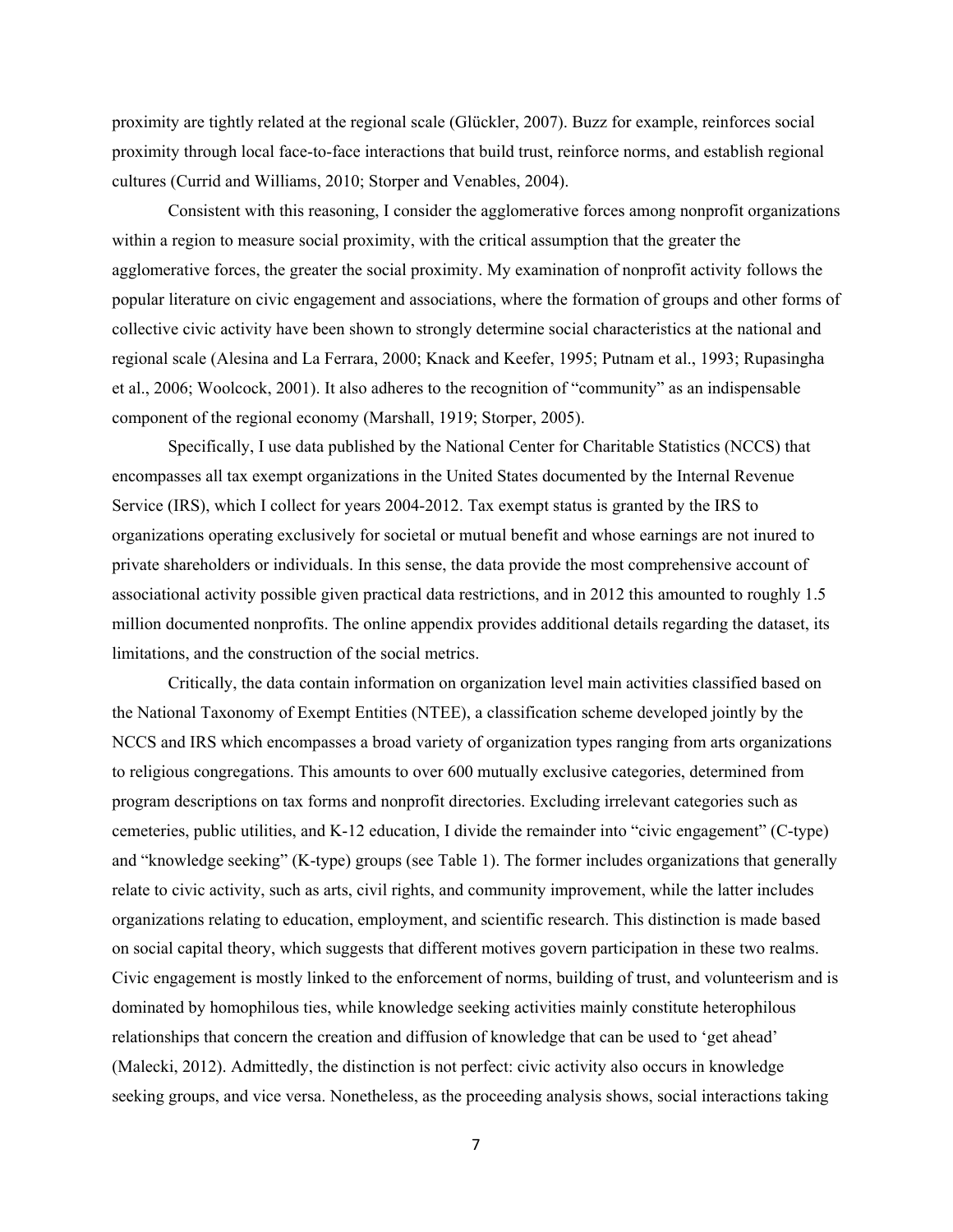proximity are tightly related at the regional scale (Glückler, 2007). Buzz for example, reinforces social proximity through local face-to-face interactions that build trust, reinforce norms, and establish regional cultures (Currid and Williams, 2010; Storper and Venables, 2004).

Consistent with this reasoning, I consider the agglomerative forces among nonprofit organizations within a region to measure social proximity, with the critical assumption that the greater the agglomerative forces, the greater the social proximity. My examination of nonprofit activity follows the popular literature on civic engagement and associations, where the formation of groups and other forms of collective civic activity have been shown to strongly determine social characteristics at the national and regional scale (Alesina and La Ferrara, 2000; Knack and Keefer, 1995; Putnam et al., 1993; Rupasingha et al., 2006; Woolcock, 2001). It also adheres to the recognition of "community" as an indispensable component of the regional economy (Marshall, 1919; Storper, 2005).

Specifically, I use data published by the National Center for Charitable Statistics (NCCS) that encompasses all tax exempt organizations in the United States documented by the Internal Revenue Service (IRS), which I collect for years 2004-2012. Tax exempt status is granted by the IRS to organizations operating exclusively for societal or mutual benefit and whose earnings are not inured to private shareholders or individuals. In this sense, the data provide the most comprehensive account of associational activity possible given practical data restrictions, and in 2012 this amounted to roughly 1.5 million documented nonprofits. The online appendix provides additional details regarding the dataset, its limitations, and the construction of the social metrics.

Critically, the data contain information on organization level main activities classified based on the National Taxonomy of Exempt Entities (NTEE), a classification scheme developed jointly by the NCCS and IRS which encompasses a broad variety of organization types ranging from arts organizations to religious congregations. This amounts to over 600 mutually exclusive categories, determined from program descriptions on tax forms and nonprofit directories. Excluding irrelevant categories such as cemeteries, public utilities, and K-12 education, I divide the remainder into "civic engagement" (C-type) and "knowledge seeking" (K-type) groups (see Table 1). The former includes organizations that generally relate to civic activity, such as arts, civil rights, and community improvement, while the latter includes organizations relating to education, employment, and scientific research. This distinction is made based on social capital theory, which suggests that different motives govern participation in these two realms. Civic engagement is mostly linked to the enforcement of norms, building of trust, and volunteerism and is dominated by homophilous ties, while knowledge seeking activities mainly constitute heterophilous relationships that concern the creation and diffusion of knowledge that can be used to 'get ahead' (Malecki, 2012). Admittedly, the distinction is not perfect: civic activity also occurs in knowledge seeking groups, and vice versa. Nonetheless, as the proceeding analysis shows, social interactions taking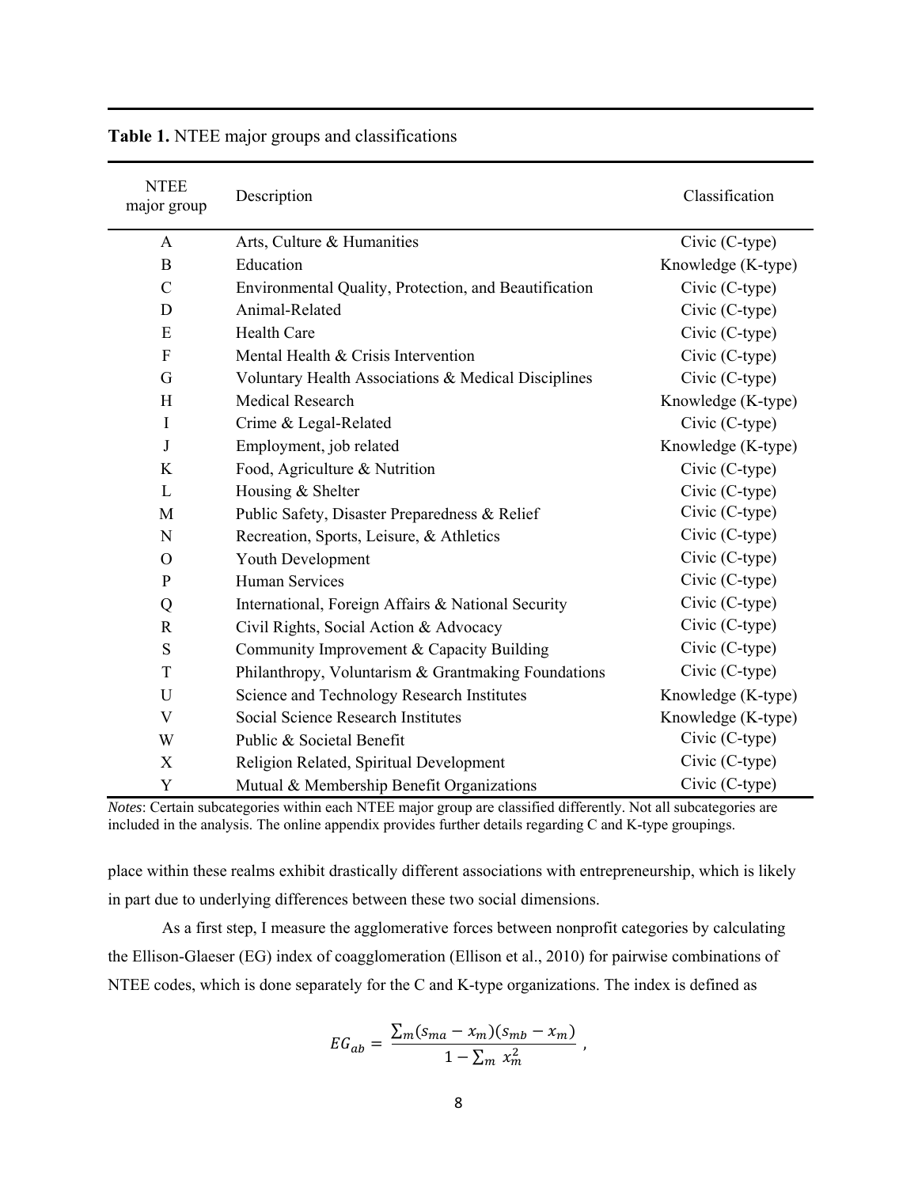**Table 1.** NTEE major groups and classifications

| NTEE major group | Description | Classification |
|---|---|---|
| A | Arts, Culture & Humanities | Civic (C-type) |
| B | Education | Knowledge (K-type) |
| C | Environmental Quality, Protection, and Beautification | Civic (C-type) |
| D | Animal-Related | Civic (C-type) |
| E | Health Care | Civic (C-type) |
| F | Mental Health & Crisis Intervention | Civic (C-type) |
| G | Voluntary Health Associations & Medical Disciplines | Civic (C-type) |
| H | Medical Research | Knowledge (K-type) |
| I | Crime & Legal-Related | Civic (C-type) |
| J | Employment, job related | Knowledge (K-type) |
| K | Food, Agriculture & Nutrition | Civic (C-type) |
| L | Housing & Shelter | Civic (C-type) |
| M | Public Safety, Disaster Preparedness & Relief | Civic (C-type) |
| N | Recreation, Sports, Leisure, & Athletics | Civic (C-type) |
| O | Youth Development | Civic (C-type) |
| P | Human Services | Civic (C-type) |
| Q | International, Foreign Affairs & National Security | Civic (C-type) |
| R | Civil Rights, Social Action & Advocacy | Civic (C-type) |
| S | Community Improvement & Capacity Building | Civic (C-type) |
| T | Philanthropy, Voluntarism & Grantmaking Foundations | Civic (C-type) |
| U | Science and Technology Research Institutes | Knowledge (K-type) |
| V | Social Science Research Institutes | Knowledge (K-type) |
| W | Public & Societal Benefit | Civic (C-type) |
| X | Religion Related, Spiritual Development | Civic (C-type) |
| Y | Mutual & Membership Benefit Organizations | Civic (C-type) |

*Notes*: Certain subcategories within each NTEE major group are classified differently. Not all subcategories are included in the analysis. The online appendix provides further details regarding C and K-type groupings.

place within these realms exhibit drastically different associations with entrepreneurship, which is likely in part due to underlying differences between these two social dimensions.

As a first step, I measure the agglomerative forces between nonprofit categories by calculating the Ellison-Glaeser (EG) index of coagglomeration (Ellison et al., 2010) for pairwise combinations of NTEE codes, which is done separately for the C and K-type organizations. The index is defined as

$$EG_{ab} = \frac{\sum_m (s_{ma} - x_m)(s_{mb} - x_m)}{1 - \sum_m x_m^2},$$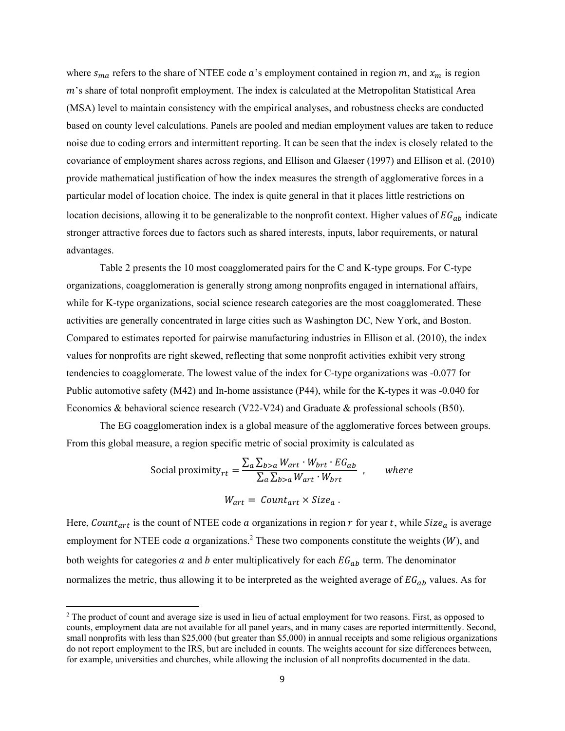where $s_{ma}$ refers to the share of NTEE code $a$'s employment contained in region $m$, and $x_m$ is region $m$'s share of total nonprofit employment. The index is calculated at the Metropolitan Statistical Area (MSA) level to maintain consistency with the empirical analyses, and robustness checks are conducted based on county level calculations. Panels are pooled and median employment values are taken to reduce noise due to coding errors and intermittent reporting. It can be seen that the index is closely related to the covariance of employment shares across regions, and Ellison and Glaeser (1997) and Ellison et al. (2010) provide mathematical justification of how the index measures the strength of agglomerative forces in a particular model of location choice. The index is quite general in that it places little restrictions on location decisions, allowing it to be generalizable to the nonprofit context. Higher values of $EG_{ab}$ indicate stronger attractive forces due to factors such as shared interests, inputs, labor requirements, or natural advantages.

Table 2 presents the 10 most coagglomerated pairs for the C and K-type groups. For C-type organizations, coagglomeration is generally strong among nonprofits engaged in international affairs, while for K-type organizations, social science research categories are the most coagglomerated. These activities are generally concentrated in large cities such as Washington DC, New York, and Boston. Compared to estimates reported for pairwise manufacturing industries in Ellison et al. (2010), the index values for nonprofits are right skewed, reflecting that some nonprofit activities exhibit very strong tendencies to coagglomerate. The lowest value of the index for C-type organizations was -0.077 for Public automotive safety (M42) and In-home assistance (P44), while for the K-types it was -0.040 for Economics & behavioral science research (V22-V24) and Graduate & professional schools (B50).

The EG coagglomeration index is a global measure of the agglomerative forces between groups. From this global measure, a region specific metric of social proximity is calculated as

$$\text{Social proximity}_{rt} = \frac{\sum_a \sum_{b>a} W_{art} \cdot W_{brt} \cdot EG_{ab}}{\sum_a \sum_{b>a} W_{art} \cdot W_{brt}} , \qquad where$$

$$W_{art} = Count_{art} \times Size_a .$$

Here, $Count_{art}$ is the count of NTEE code $a$ organizations in region $r$ for year $t$, while $Size_a$ is average employment for NTEE code $a$ organizations.[2] These two components constitute the weights ($W$), and both weights for categories $a$ and $b$ enter multiplicatively for each $EG_{ab}$ term. The denominator normalizes the metric, thus allowing it to be interpreted as the weighted average of $EG_{ab}$ values. As for

[2] The product of count and average size is used in lieu of actual employment for two reasons. First, as opposed to counts, employment data are not available for all panel years, and in many cases are reported intermittently. Second, small nonprofits with less than $25,000 (but greater than $5,000) in annual receipts and some religious organizations do not report employment to the IRS, but are included in counts. The weights account for size differences between, for example, universities and churches, while allowing the inclusion of all nonprofits documented in the data.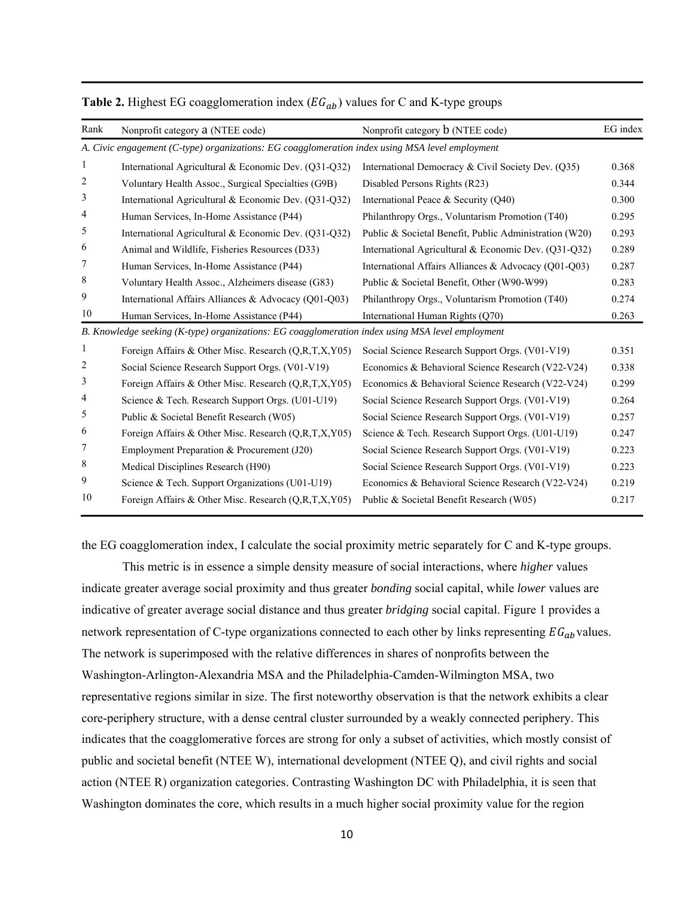**Table 2.** Highest EG coagglomeration index ($EG_{ab}$) values for C and K-type groups

| Rank | Nonprofit category a (NTEE code) | Nonprofit category b (NTEE code) | EG index |
|---|---|---|---|
| *A. Civic engagement (C-type) organizations: EG coagglomeration index using MSA level employment* | | | |
| 1 | International Agricultural & Economic Dev. (Q31-Q32) | International Democracy & Civil Society Dev. (Q35) | 0.368 |
| 2 | Voluntary Health Assoc., Surgical Specialties (G9B) | Disabled Persons Rights (R23) | 0.344 |
| 3 | International Agricultural & Economic Dev. (Q31-Q32) | International Peace & Security (Q40) | 0.300 |
| 4 | Human Services, In-Home Assistance (P44) | Philanthropy Orgs., Voluntarism Promotion (T40) | 0.295 |
| 5 | International Agricultural & Economic Dev. (Q31-Q32) | Public & Societal Benefit, Public Administration (W20) | 0.293 |
| 6 | Animal and Wildlife, Fisheries Resources (D33) | International Agricultural & Economic Dev. (Q31-Q32) | 0.289 |
| 7 | Human Services, In-Home Assistance (P44) | International Affairs Alliances & Advocacy (Q01-Q03) | 0.287 |
| 8 | Voluntary Health Assoc., Alzheimers disease (G83) | Public & Societal Benefit, Other (W90-W99) | 0.283 |
| 9 | International Affairs Alliances & Advocacy (Q01-Q03) | Philanthropy Orgs., Voluntarism Promotion (T40) | 0.274 |
| 10 | Human Services, In-Home Assistance (P44) | International Human Rights (Q70) | 0.263 |
| *B. Knowledge seeking (K-type) organizations: EG coagglomeration index using MSA level employment* | | | |
| 1 | Foreign Affairs & Other Misc. Research (Q,R,T,X,Y05) | Social Science Research Support Orgs. (V01-V19) | 0.351 |
| 2 | Social Science Research Support Orgs. (V01-V19) | Economics & Behavioral Science Research (V22-V24) | 0.338 |
| 3 | Foreign Affairs & Other Misc. Research (Q,R,T,X,Y05) | Economics & Behavioral Science Research (V22-V24) | 0.299 |
| 4 | Science & Tech. Research Support Orgs. (U01-U19) | Social Science Research Support Orgs. (V01-V19) | 0.264 |
| 5 | Public & Societal Benefit Research (W05) | Social Science Research Support Orgs. (V01-V19) | 0.257 |
| 6 | Foreign Affairs & Other Misc. Research (Q,R,T,X,Y05) | Science & Tech. Research Support Orgs. (U01-U19) | 0.247 |
| 7 | Employment Preparation & Procurement (J20) | Social Science Research Support Orgs. (V01-V19) | 0.223 |
| 8 | Medical Disciplines Research (H90) | Social Science Research Support Orgs. (V01-V19) | 0.223 |
| 9 | Science & Tech. Support Organizations (U01-U19) | Economics & Behavioral Science Research (V22-V24) | 0.219 |
| 10 | Foreign Affairs & Other Misc. Research (Q,R,T,X,Y05) | Public & Societal Benefit Research (W05) | 0.217 |

the EG coagglomeration index, I calculate the social proximity metric separately for C and K-type groups.

This metric is in essence a simple density measure of social interactions, where *higher* values indicate greater average social proximity and thus greater *bonding* social capital, while *lower* values are indicative of greater average social distance and thus greater *bridging* social capital. Figure 1 provides a network representation of C-type organizations connected to each other by links representing $EG_{ab}$ values. The network is superimposed with the relative differences in shares of nonprofits between the Washington-Arlington-Alexandria MSA and the Philadelphia-Camden-Wilmington MSA, two representative regions similar in size. The first noteworthy observation is that the network exhibits a clear core-periphery structure, with a dense central cluster surrounded by a weakly connected periphery. This indicates that the coagglomerative forces are strong for only a subset of activities, which mostly consist of public and societal benefit (NTEE W), international development (NTEE Q), and civil rights and social action (NTEE R) organization categories. Contrasting Washington DC with Philadelphia, it is seen that Washington dominates the core, which results in a much higher social proximity value for the region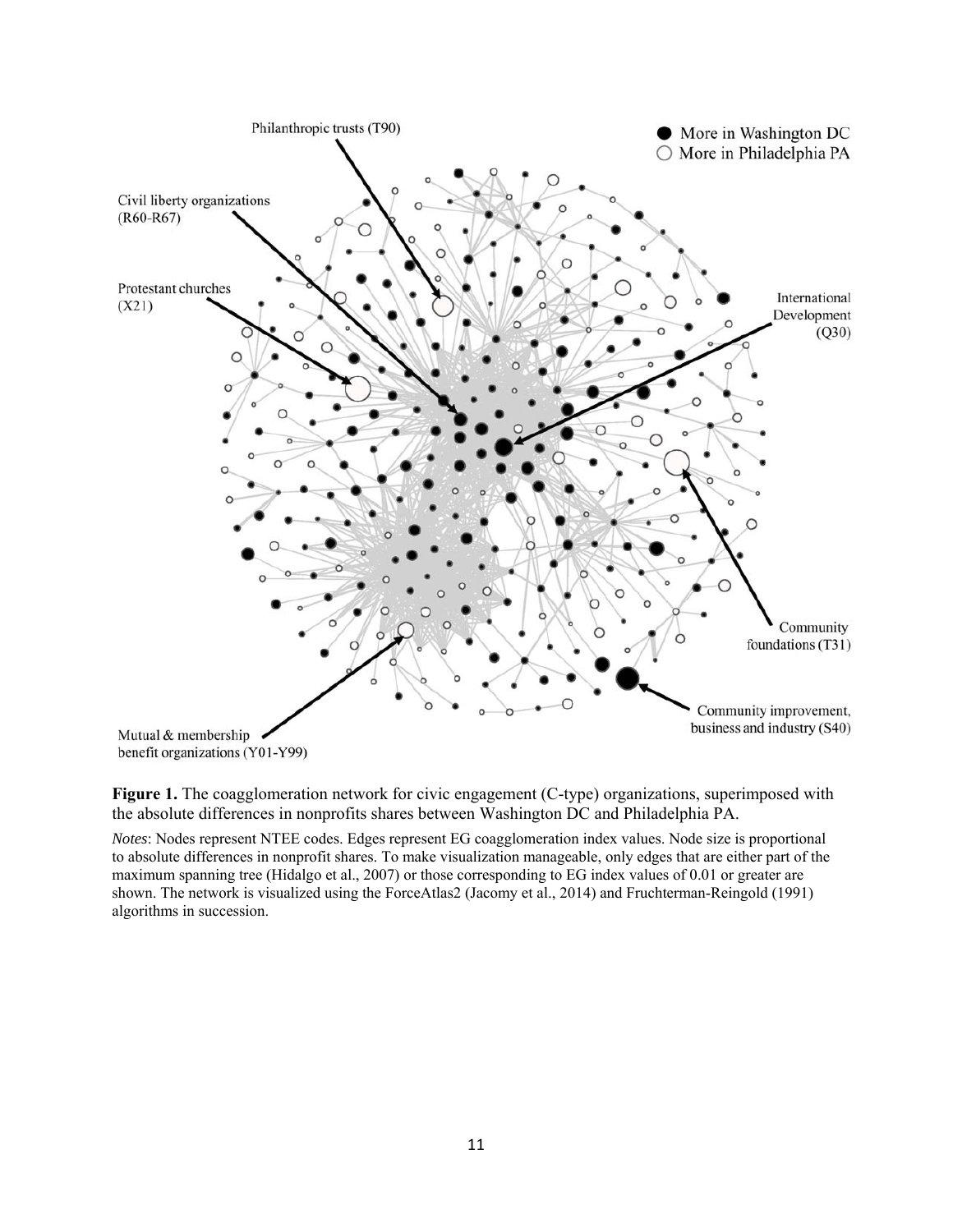**Figure 1.** The coagglomeration network for civic engagement (C-type) organizations, superimposed with the absolute differences in nonprofits shares between Washington DC and Philadelphia PA.

*Notes*: Nodes represent NTEE codes. Edges represent EG coagglomeration index values. Node size is proportional to absolute differences in nonprofit shares. To make visualization manageable, only edges that are either part of the maximum spanning tree (Hidalgo et al., 2007) or those corresponding to EG index values of 0.01 or greater are shown. The network is visualized using the ForceAtlas2 (Jacomy et al., 2014) and Fruchterman-Reingold (1991) algorithms in succession.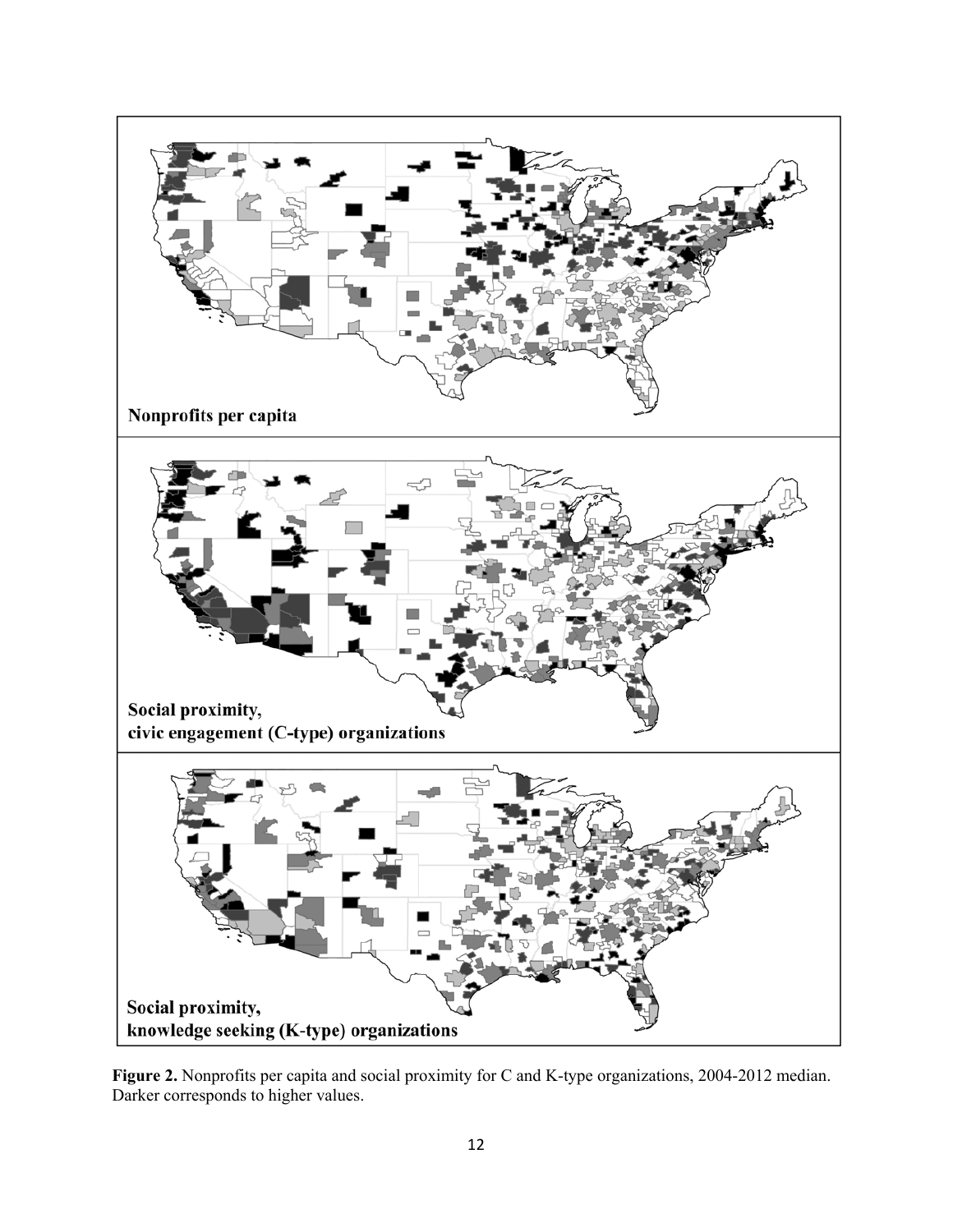Nonprofits per capita

Social proximity,
civic engagement (C-type) organizations

Social proximity,
knowledge seeking (K-type) organizations

**Figure 2.** Nonprofits per capita and social proximity for C and K-type organizations, 2004-2012 median. Darker corresponds to higher values.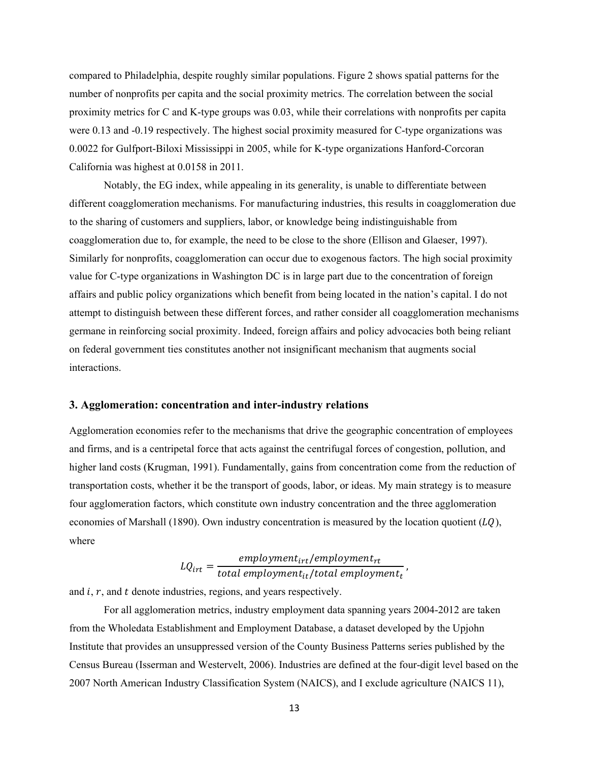compared to Philadelphia, despite roughly similar populations. Figure 2 shows spatial patterns for the number of nonprofits per capita and the social proximity metrics. The correlation between the social proximity metrics for C and K-type groups was 0.03, while their correlations with nonprofits per capita were 0.13 and -0.19 respectively. The highest social proximity measured for C-type organizations was 0.0022 for Gulfport-Biloxi Mississippi in 2005, while for K-type organizations Hanford-Corcoran California was highest at 0.0158 in 2011.

Notably, the EG index, while appealing in its generality, is unable to differentiate between different coagglomeration mechanisms. For manufacturing industries, this results in coagglomeration due to the sharing of customers and suppliers, labor, or knowledge being indistinguishable from coagglomeration due to, for example, the need to be close to the shore (Ellison and Glaeser, 1997). Similarly for nonprofits, coagglomeration can occur due to exogenous factors. The high social proximity value for C-type organizations in Washington DC is in large part due to the concentration of foreign affairs and public policy organizations which benefit from being located in the nation's capital. I do not attempt to distinguish between these different forces, and rather consider all coagglomeration mechanisms germane in reinforcing social proximity. Indeed, foreign affairs and policy advocacies both being reliant on federal government ties constitutes another not insignificant mechanism that augments social interactions.

## 3. Agglomeration: concentration and inter-industry relations

Agglomeration economies refer to the mechanisms that drive the geographic concentration of employees and firms, and is a centripetal force that acts against the centrifugal forces of congestion, pollution, and higher land costs (Krugman, 1991). Fundamentally, gains from concentration come from the reduction of transportation costs, whether it be the transport of goods, labor, or ideas. My main strategy is to measure four agglomeration factors, which constitute own industry concentration and the three agglomeration economies of Marshall (1890). Own industry concentration is measured by the location quotient ($LQ$), where

$$LQ_{irt} = \frac{employment_{irt}/employment_{rt}}{total\ employment_{it}/total\ employment_{t}},$$

and $i$, $r$, and $t$ denote industries, regions, and years respectively.

For all agglomeration metrics, industry employment data spanning years 2004-2012 are taken from the Wholedata Establishment and Employment Database, a dataset developed by the Upjohn Institute that provides an unsuppressed version of the County Business Patterns series published by the Census Bureau (Isserman and Westervelt, 2006). Industries are defined at the four-digit level based on the 2007 North American Industry Classification System (NAICS), and I exclude agriculture (NAICS 11),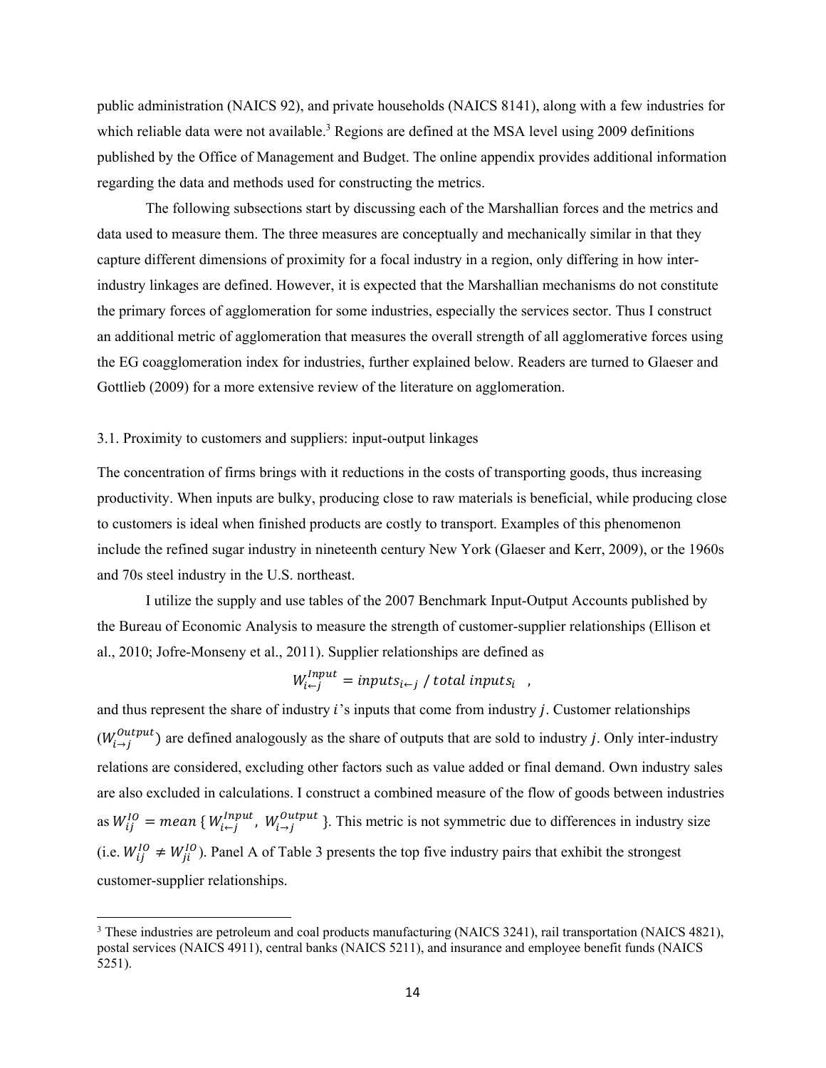public administration (NAICS 92), and private households (NAICS 8141), along with a few industries for which reliable data were not available.[3] Regions are defined at the MSA level using 2009 definitions published by the Office of Management and Budget. The online appendix provides additional information regarding the data and methods used for constructing the metrics.

The following subsections start by discussing each of the Marshallian forces and the metrics and data used to measure them. The three measures are conceptually and mechanically similar in that they capture different dimensions of proximity for a focal industry in a region, only differing in how inter-industry linkages are defined. However, it is expected that the Marshallian mechanisms do not constitute the primary forces of agglomeration for some industries, especially the services sector. Thus I construct an additional metric of agglomeration that measures the overall strength of all agglomerative forces using the EG coagglomeration index for industries, further explained below. Readers are turned to Glaeser and Gottlieb (2009) for a more extensive review of the literature on agglomeration.

### 3.1. Proximity to customers and suppliers: input-output linkages

The concentration of firms brings with it reductions in the costs of transporting goods, thus increasing productivity. When inputs are bulky, producing close to raw materials is beneficial, while producing close to customers is ideal when finished products are costly to transport. Examples of this phenomenon include the refined sugar industry in nineteenth century New York (Glaeser and Kerr, 2009), or the 1960s and 70s steel industry in the U.S. northeast.

I utilize the supply and use tables of the 2007 Benchmark Input-Output Accounts published by the Bureau of Economic Analysis to measure the strength of customer-supplier relationships (Ellison et al., 2010; Jofre-Monseny et al., 2011). Supplier relationships are defined as

$$W_{i \leftarrow j}^{Input} = inputs_{i \leftarrow j} \; / \; total \; inputs_i \quad ,$$

and thus represent the share of industry $i$'s inputs that come from industry $j$. Customer relationships ($W_{i \rightarrow j}^{Output}$) are defined analogously as the share of outputs that are sold to industry $j$. Only inter-industry relations are considered, excluding other factors such as value added or final demand. Own industry sales are also excluded in calculations. I construct a combined measure of the flow of goods between industries as $W_{ij}^{IO} = mean\,\{W_{i \leftarrow j}^{Input},\, W_{i \rightarrow j}^{Output}\}$. This metric is not symmetric due to differences in industry size (i.e. $W_{ij}^{IO} \neq W_{ji}^{IO}$). Panel A of Table 3 presents the top five industry pairs that exhibit the strongest customer-supplier relationships.

[3] These industries are petroleum and coal products manufacturing (NAICS 3241), rail transportation (NAICS 4821), postal services (NAICS 4911), central banks (NAICS 5211), and insurance and employee benefit funds (NAICS 5251).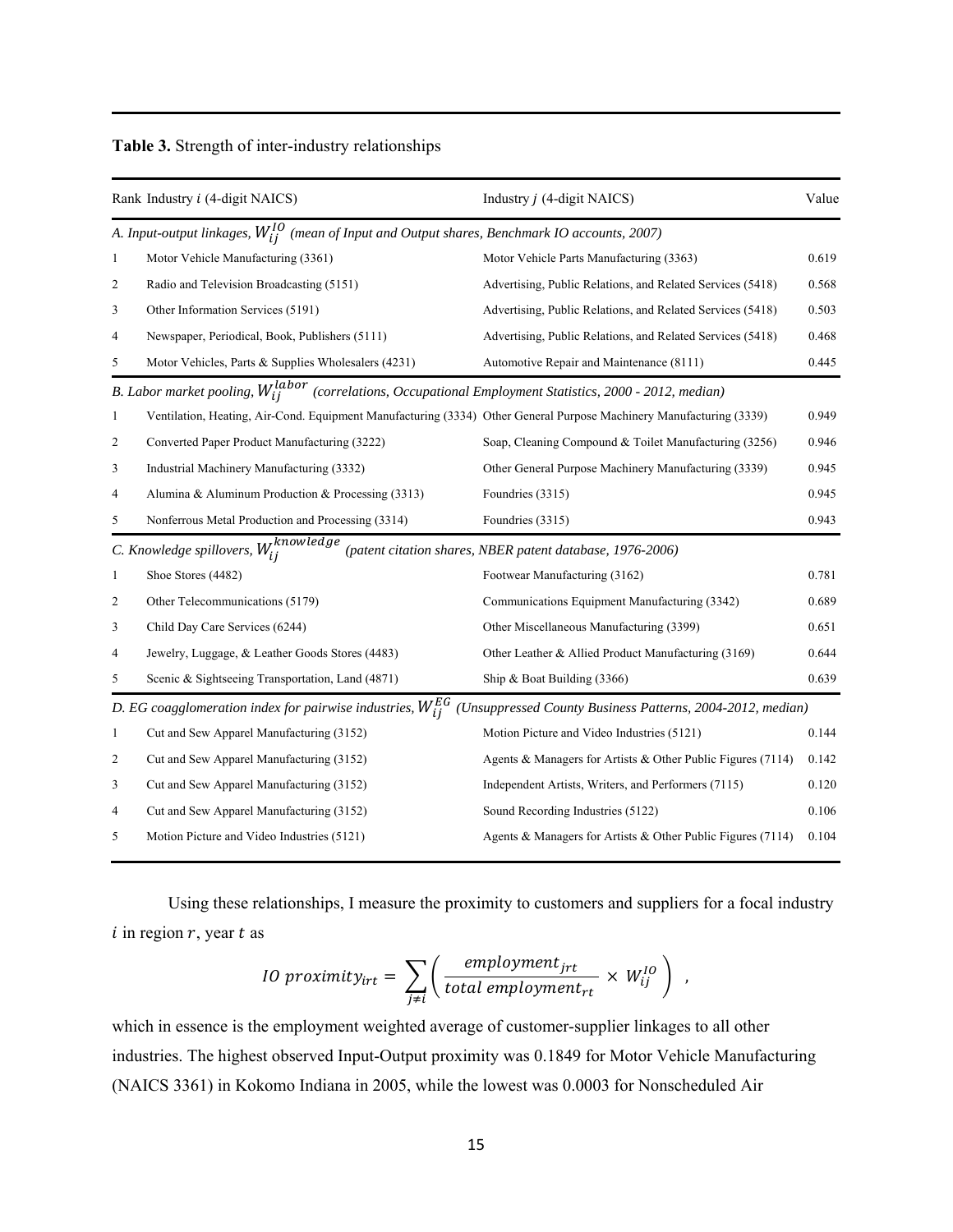**Table 3.** Strength of inter-industry relationships

| Rank | Industry $i$ (4-digit NAICS) | Industry $j$ (4-digit NAICS) | Value |
|---|---|---|---|
| *A. Input-output linkages, $W_{ij}^{IO}$ (mean of Input and Output shares, Benchmark IO accounts, 2007)* | | | |
| 1 | Motor Vehicle Manufacturing (3361) | Motor Vehicle Parts Manufacturing (3363) | 0.619 |
| 2 | Radio and Television Broadcasting (5151) | Advertising, Public Relations, and Related Services (5418) | 0.568 |
| 3 | Other Information Services (5191) | Advertising, Public Relations, and Related Services (5418) | 0.503 |
| 4 | Newspaper, Periodical, Book, Publishers (5111) | Advertising, Public Relations, and Related Services (5418) | 0.468 |
| 5 | Motor Vehicles, Parts & Supplies Wholesalers (4231) | Automotive Repair and Maintenance (8111) | 0.445 |
| *B. Labor market pooling, $W_{ij}^{labor}$ (correlations, Occupational Employment Statistics, 2000 - 2012, median)* | | | |
| 1 | Ventilation, Heating, Air-Cond. Equipment Manufacturing (3334) | Other General Purpose Machinery Manufacturing (3339) | 0.949 |
| 2 | Converted Paper Product Manufacturing (3222) | Soap, Cleaning Compound & Toilet Manufacturing (3256) | 0.946 |
| 3 | Industrial Machinery Manufacturing (3332) | Other General Purpose Machinery Manufacturing (3339) | 0.945 |
| 4 | Alumina & Aluminum Production & Processing (3313) | Foundries (3315) | 0.945 |
| 5 | Nonferrous Metal Production and Processing (3314) | Foundries (3315) | 0.943 |
| *C. Knowledge spillovers, $W_{ij}^{knowledge}$ (patent citation shares, NBER patent database, 1976-2006)* | | | |
| 1 | Shoe Stores (4482) | Footwear Manufacturing (3162) | 0.781 |
| 2 | Other Telecommunications (5179) | Communications Equipment Manufacturing (3342) | 0.689 |
| 3 | Child Day Care Services (6244) | Other Miscellaneous Manufacturing (3399) | 0.651 |
| 4 | Jewelry, Luggage, & Leather Goods Stores (4483) | Other Leather & Allied Product Manufacturing (3169) | 0.644 |
| 5 | Scenic & Sightseeing Transportation, Land (4871) | Ship & Boat Building (3366) | 0.639 |
| *D. EG coagglomeration index for pairwise industries, $W_{ij}^{EG}$ (Unsuppressed County Business Patterns, 2004-2012, median)* | | | |
| 1 | Cut and Sew Apparel Manufacturing (3152) | Motion Picture and Video Industries (5121) | 0.144 |
| 2 | Cut and Sew Apparel Manufacturing (3152) | Agents & Managers for Artists & Other Public Figures (7114) | 0.142 |
| 3 | Cut and Sew Apparel Manufacturing (3152) | Independent Artists, Writers, and Performers (7115) | 0.120 |
| 4 | Cut and Sew Apparel Manufacturing (3152) | Sound Recording Industries (5122) | 0.106 |
| 5 | Motion Picture and Video Industries (5121) | Agents & Managers for Artists & Other Public Figures (7114) | 0.104 |

Using these relationships, I measure the proximity to customers and suppliers for a focal industry $i$ in region $r$, year $t$ as

$$IO\ proximity_{irt} = \sum_{j \neq i} \left( \frac{employment_{jrt}}{total\ employment_{rt}} \times W_{ij}^{IO} \right) \ ,$$

which in essence is the employment weighted average of customer-supplier linkages to all other industries. The highest observed Input-Output proximity was 0.1849 for Motor Vehicle Manufacturing (NAICS 3361) in Kokomo Indiana in 2005, while the lowest was 0.0003 for Nonscheduled Air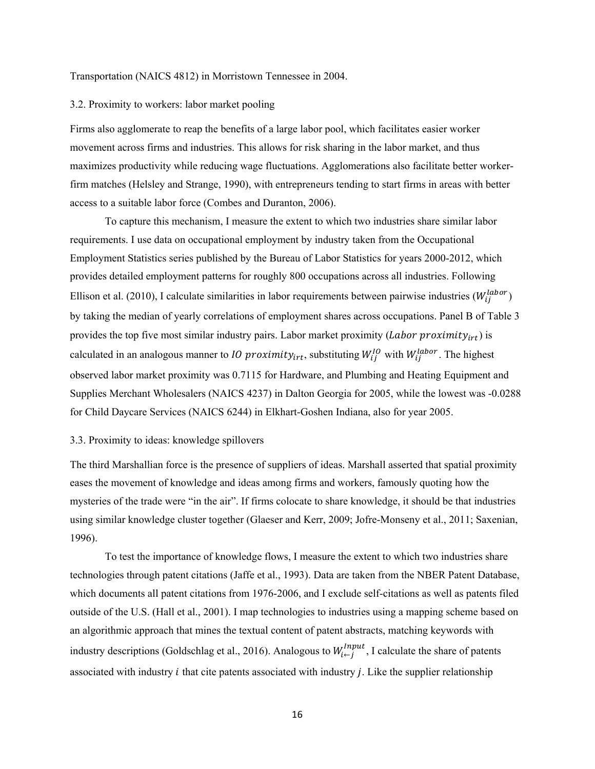Transportation (NAICS 4812) in Morristown Tennessee in 2004.

### 3.2. Proximity to workers: labor market pooling

Firms also agglomerate to reap the benefits of a large labor pool, which facilitates easier worker movement across firms and industries. This allows for risk sharing in the labor market, and thus maximizes productivity while reducing wage fluctuations. Agglomerations also facilitate better worker-firm matches (Helsley and Strange, 1990), with entrepreneurs tending to start firms in areas with better access to a suitable labor force (Combes and Duranton, 2006).

To capture this mechanism, I measure the extent to which two industries share similar labor requirements. I use data on occupational employment by industry taken from the Occupational Employment Statistics series published by the Bureau of Labor Statistics for years 2000-2012, which provides detailed employment patterns for roughly 800 occupations across all industries. Following Ellison et al. (2010), I calculate similarities in labor requirements between pairwise industries ($W_{ij}^{labor}$) by taking the median of yearly correlations of employment shares across occupations. Panel B of Table 3 provides the top five most similar industry pairs. Labor market proximity ($Labor\ proximity_{irt}$) is calculated in an analogous manner to $IO\ proximity_{irt}$, substituting $W_{ij}^{IO}$ with $W_{ij}^{labor}$. The highest observed labor market proximity was 0.7115 for Hardware, and Plumbing and Heating Equipment and Supplies Merchant Wholesalers (NAICS 4237) in Dalton Georgia for 2005, while the lowest was -0.0288 for Child Daycare Services (NAICS 6244) in Elkhart-Goshen Indiana, also for year 2005.

### 3.3. Proximity to ideas: knowledge spillovers

The third Marshallian force is the presence of suppliers of ideas. Marshall asserted that spatial proximity eases the movement of knowledge and ideas among firms and workers, famously quoting how the mysteries of the trade were "in the air". If firms colocate to share knowledge, it should be that industries using similar knowledge cluster together (Glaeser and Kerr, 2009; Jofre-Monseny et al., 2011; Saxenian, 1996).

To test the importance of knowledge flows, I measure the extent to which two industries share technologies through patent citations (Jaffe et al., 1993). Data are taken from the NBER Patent Database, which documents all patent citations from 1976-2006, and I exclude self-citations as well as patents filed outside of the U.S. (Hall et al., 2001). I map technologies to industries using a mapping scheme based on an algorithmic approach that mines the textual content of patent abstracts, matching keywords with industry descriptions (Goldschlag et al., 2016). Analogous to $W_{i \leftarrow j}^{Input}$, I calculate the share of patents associated with industry $i$ that cite patents associated with industry $j$. Like the supplier relationship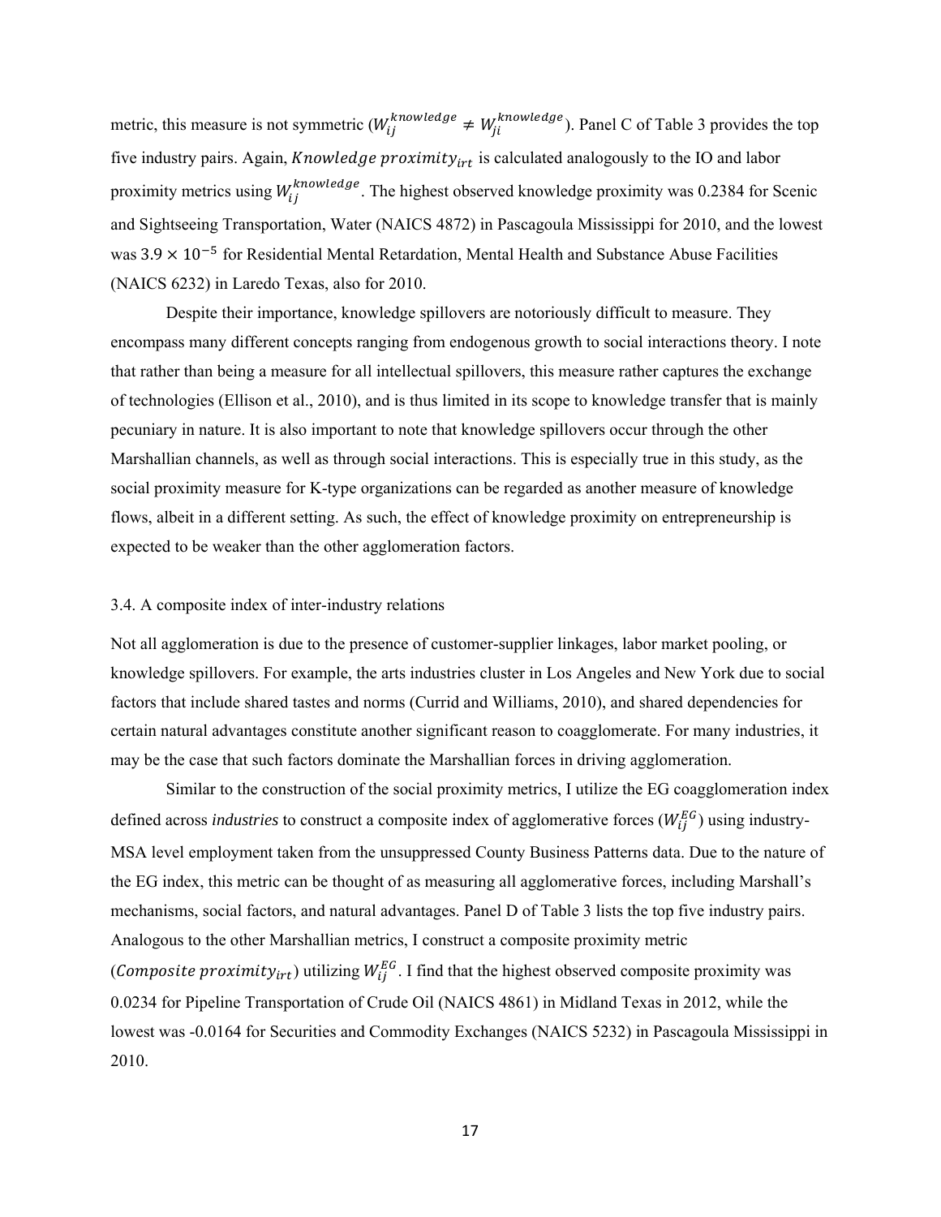metric, this measure is not symmetric ($W_{ij}^{knowledge} \neq W_{ji}^{knowledge}$). Panel C of Table 3 provides the top five industry pairs. Again, $Knowledge\ proximity_{irt}$ is calculated analogously to the IO and labor proximity metrics using $W_{ij}^{knowledge}$. The highest observed knowledge proximity was 0.2384 for Scenic and Sightseeing Transportation, Water (NAICS 4872) in Pascagoula Mississippi for 2010, and the lowest was $3.9 \times 10^{-5}$ for Residential Mental Retardation, Mental Health and Substance Abuse Facilities (NAICS 6232) in Laredo Texas, also for 2010.

Despite their importance, knowledge spillovers are notoriously difficult to measure. They encompass many different concepts ranging from endogenous growth to social interactions theory. I note that rather than being a measure for all intellectual spillovers, this measure rather captures the exchange of technologies (Ellison et al., 2010), and is thus limited in its scope to knowledge transfer that is mainly pecuniary in nature. It is also important to note that knowledge spillovers occur through the other Marshallian channels, as well as through social interactions. This is especially true in this study, as the social proximity measure for K-type organizations can be regarded as another measure of knowledge flows, albeit in a different setting. As such, the effect of knowledge proximity on entrepreneurship is expected to be weaker than the other agglomeration factors.

### 3.4. A composite index of inter-industry relations

Not all agglomeration is due to the presence of customer-supplier linkages, labor market pooling, or knowledge spillovers. For example, the arts industries cluster in Los Angeles and New York due to social factors that include shared tastes and norms (Currid and Williams, 2010), and shared dependencies for certain natural advantages constitute another significant reason to coagglomerate. For many industries, it may be the case that such factors dominate the Marshallian forces in driving agglomeration.

Similar to the construction of the social proximity metrics, I utilize the EG coagglomeration index defined across *industries* to construct a composite index of agglomerative forces ($W_{ij}^{EG}$) using industry-MSA level employment taken from the unsuppressed County Business Patterns data. Due to the nature of the EG index, this metric can be thought of as measuring all agglomerative forces, including Marshall's mechanisms, social factors, and natural advantages. Panel D of Table 3 lists the top five industry pairs. Analogous to the other Marshallian metrics, I construct a composite proximity metric ($Composite\ proximity_{irt}$) utilizing $W_{ij}^{EG}$. I find that the highest observed composite proximity was 0.0234 for Pipeline Transportation of Crude Oil (NAICS 4861) in Midland Texas in 2012, while the lowest was -0.0164 for Securities and Commodity Exchanges (NAICS 5232) in Pascagoula Mississippi in 2010.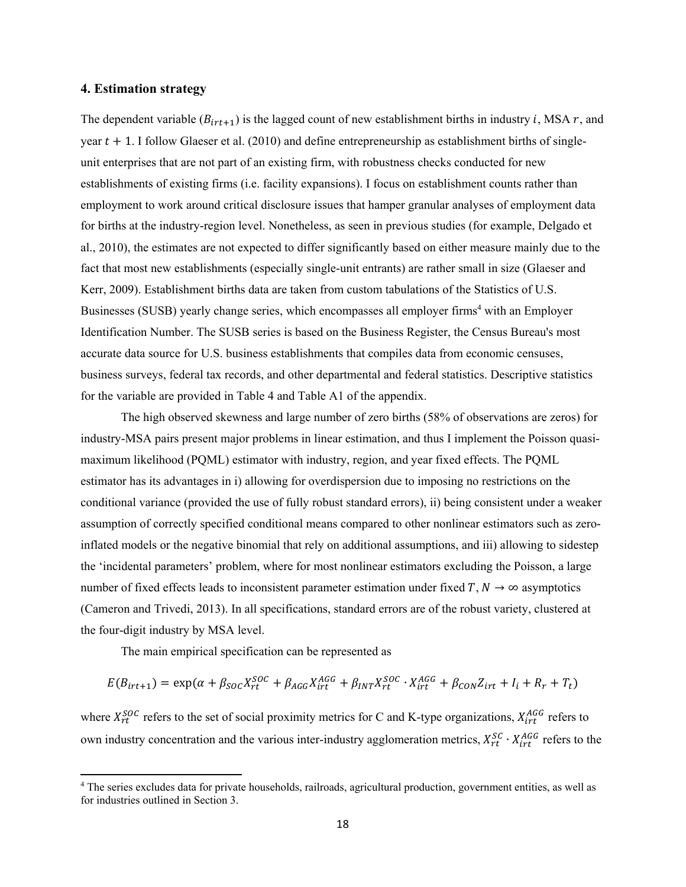## 4. Estimation strategy

The dependent variable ($B_{irt+1}$) is the lagged count of new establishment births in industry $i$, MSA $r$, and year $t + 1$. I follow Glaeser et al. (2010) and define entrepreneurship as establishment births of single-unit enterprises that are not part of an existing firm, with robustness checks conducted for new establishments of existing firms (i.e. facility expansions). I focus on establishment counts rather than employment to work around critical disclosure issues that hamper granular analyses of employment data for births at the industry-region level. Nonetheless, as seen in previous studies (for example, Delgado et al., 2010), the estimates are not expected to differ significantly based on either measure mainly due to the fact that most new establishments (especially single-unit entrants) are rather small in size (Glaeser and Kerr, 2009). Establishment births data are taken from custom tabulations of the Statistics of U.S. Businesses (SUSB) yearly change series, which encompasses all employer firms[4] with an Employer Identification Number. The SUSB series is based on the Business Register, the Census Bureau's most accurate data source for U.S. business establishments that compiles data from economic censuses, business surveys, federal tax records, and other departmental and federal statistics. Descriptive statistics for the variable are provided in Table 4 and Table A1 of the appendix.

The high observed skewness and large number of zero births (58% of observations are zeros) for industry-MSA pairs present major problems in linear estimation, and thus I implement the Poisson quasi-maximum likelihood (PQML) estimator with industry, region, and year fixed effects. The PQML estimator has its advantages in i) allowing for overdispersion due to imposing no restrictions on the conditional variance (provided the use of fully robust standard errors), ii) being consistent under a weaker assumption of correctly specified conditional means compared to other nonlinear estimators such as zero-inflated models or the negative binomial that rely on additional assumptions, and iii) allowing to sidestep the 'incidental parameters' problem, where for most nonlinear estimators excluding the Poisson, a large number of fixed effects leads to inconsistent parameter estimation under fixed $T$, $N \rightarrow \infty$ asymptotics (Cameron and Trivedi, 2013). In all specifications, standard errors are of the robust variety, clustered at the four-digit industry by MSA level.

The main empirical specification can be represented as

$$E(B_{irt+1}) = \exp(\alpha + \beta_{SOC} X_{rt}^{SOC} + \beta_{AGG} X_{irt}^{AGG} + \beta_{INT} X_{rt}^{SOC} \cdot X_{irt}^{AGG} + \beta_{CON} Z_{irt} + I_i + R_r + T_t)$$

where $X_{rt}^{SOC}$ refers to the set of social proximity metrics for C and K-type organizations, $X_{irt}^{AGG}$ refers to own industry concentration and the various inter-industry agglomeration metrics, $X_{rt}^{SC} \cdot X_{irt}^{AGG}$ refers to the

[4] The series excludes data for private households, railroads, agricultural production, government entities, as well as for industries outlined in Section 3.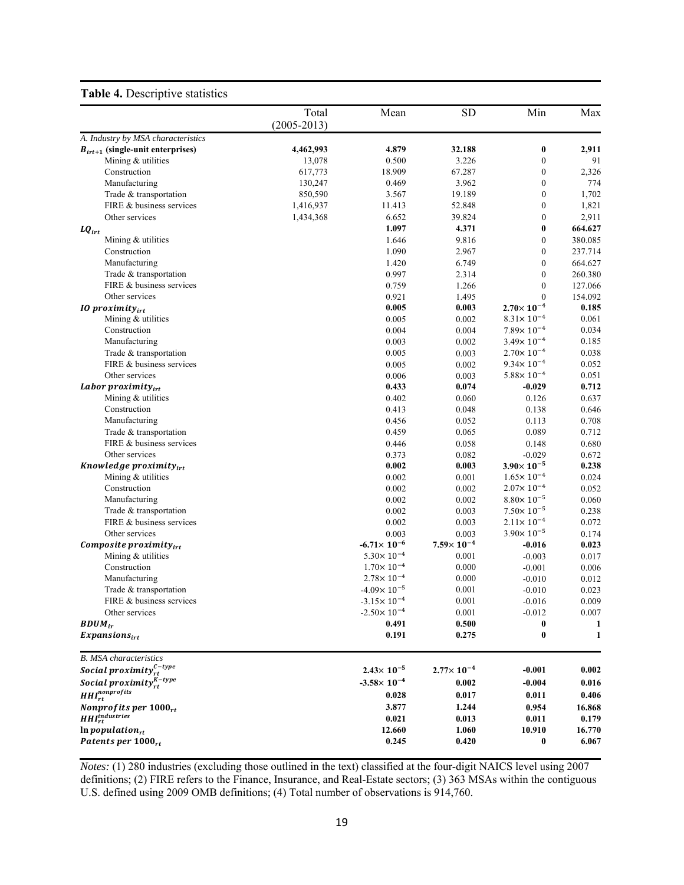**Table 4.** Descriptive statistics

| | Total (2005-2013) | Mean | SD | Min | Max |
|---|---|---|---|---|---|
| *A. Industry by MSA characteristics* | | | | | |
| **$B_{irt+1}$ (single-unit enterprises)** | **4,462,993** | **4.879** | **32.188** | **0** | **2,911** |
| Mining & utilities | 13,078 | 0.500 | 3.226 | 0 | 91 |
| Construction | 617,773 | 18.909 | 67.287 | 0 | 2,326 |
| Manufacturing | 130,247 | 0.469 | 3.962 | 0 | 774 |
| Trade & transportation | 850,590 | 3.567 | 19.189 | 0 | 1,702 |
| FIRE & business services | 1,416,937 | 11.413 | 52.848 | 0 | 1,821 |
| Other services | 1,434,368 | 6.652 | 39.824 | 0 | 2,911 |
| **$LQ_{irt}$** | | **1.097** | **4.371** | **0** | **664.627** |
| Mining & utilities | | 1.646 | 9.816 | 0 | 380.085 |
| Construction | | 1.090 | 2.967 | 0 | 237.714 |
| Manufacturing | | 1.420 | 6.749 | 0 | 664.627 |
| Trade & transportation | | 0.997 | 2.314 | 0 | 260.380 |
| FIRE & business services | | 0.759 | 1.266 | 0 | 127.066 |
| Other services | | 0.921 | 1.495 | 0 | 154.092 |
| **$IO\ proximity_{irt}$** | | **0.005** | **0.003** | **$2.70\times 10^{-4}$** | **0.185** |
| Mining & utilities | | 0.005 | 0.002 | $8.31\times 10^{-4}$ | 0.061 |
| Construction | | 0.004 | 0.004 | $7.89\times 10^{-4}$ | 0.034 |
| Manufacturing | | 0.003 | 0.002 | $3.49\times 10^{-4}$ | 0.185 |
| Trade & transportation | | 0.005 | 0.003 | $2.70\times 10^{-4}$ | 0.038 |
| FIRE & business services | | 0.005 | 0.002 | $9.34\times 10^{-4}$ | 0.052 |
| Other services | | 0.006 | 0.003 | $5.88\times 10^{-4}$ | 0.051 |
| **$Labor\ proximity_{irt}$** | | **0.433** | **0.074** | **-0.029** | **0.712** |
| Mining & utilities | | 0.402 | 0.060 | 0.126 | 0.637 |
| Construction | | 0.413 | 0.048 | 0.138 | 0.646 |
| Manufacturing | | 0.456 | 0.052 | 0.113 | 0.708 |
| Trade & transportation | | 0.459 | 0.065 | 0.089 | 0.712 |
| FIRE & business services | | 0.446 | 0.058 | 0.148 | 0.680 |
| Other services | | 0.373 | 0.082 | -0.029 | 0.672 |
| **$Knowledge\ proximity_{irt}$** | | **0.002** | **0.003** | **$3.90\times 10^{-5}$** | **0.238** |
| Mining & utilities | | 0.002 | 0.001 | $1.65\times 10^{-4}$ | 0.024 |
| Construction | | 0.002 | 0.002 | $2.07\times 10^{-4}$ | 0.052 |
| Manufacturing | | 0.002 | 0.002 | $8.80\times 10^{-5}$ | 0.060 |
| Trade & transportation | | 0.002 | 0.003 | $7.50\times 10^{-5}$ | 0.238 |
| FIRE & business services | | 0.002 | 0.003 | $2.11\times 10^{-4}$ | 0.072 |
| Other services | | 0.003 | 0.003 | $3.90\times 10^{-5}$ | 0.174 |
| **$Composite\ proximity_{irt}$** | | **$-6.71\times 10^{-6}$** | **$7.59\times 10^{-4}$** | **-0.016** | **0.023** |
| Mining & utilities | | $5.30\times 10^{-4}$ | 0.001 | -0.003 | 0.017 |
| Construction | | $1.70\times 10^{-4}$ | 0.000 | -0.001 | 0.006 |
| Manufacturing | | $2.78\times 10^{-4}$ | 0.000 | -0.010 | 0.012 |
| Trade & transportation | | $-4.09\times 10^{-5}$ | 0.001 | -0.010 | 0.023 |
| FIRE & business services | | $-3.15\times 10^{-4}$ | 0.001 | -0.016 | 0.009 |
| Other services | | $-2.50\times 10^{-4}$ | 0.001 | -0.012 | 0.007 |
| **$BDUM_{ir}$** | | **0.491** | **0.500** | **0** | **1** |
| **$Expansions_{irt}$** | | **0.191** | **0.275** | **0** | **1** |
| *B. MSA characteristics* | | | | | |
| **$Social\ proximity_{rt}^{C-type}$** | | **$2.43\times 10^{-5}$** | **$2.77\times 10^{-4}$** | **-0.001** | **0.002** |
| **$Social\ proximity_{rt}^{K-type}$** | | **$-3.58\times 10^{-4}$** | **0.002** | **-0.004** | **0.016** |
| **$HHI_{rt}^{nonprofits}$** | | **0.028** | **0.017** | **0.011** | **0.406** |
| **$Nonprofits\ per\ 1000_{rt}$** | | **3.877** | **1.244** | **0.954** | **16.868** |
| **$HHI_{rt}^{industries}$** | | **0.021** | **0.013** | **0.011** | **0.179** |
| **$\ln population_{rt}$** | | **12.660** | **1.060** | **10.910** | **16.770** |
| **$Patents\ per\ 1000_{rt}$** | | **0.245** | **0.420** | **0** | **6.067** |

*Notes:* (1) 280 industries (excluding those outlined in the text) classified at the four-digit NAICS level using 2007 definitions; (2) FIRE refers to the Finance, Insurance, and Real-Estate sectors; (3) 363 MSAs within the contiguous U.S. defined using 2009 OMB definitions; (4) Total number of observations is 914,760.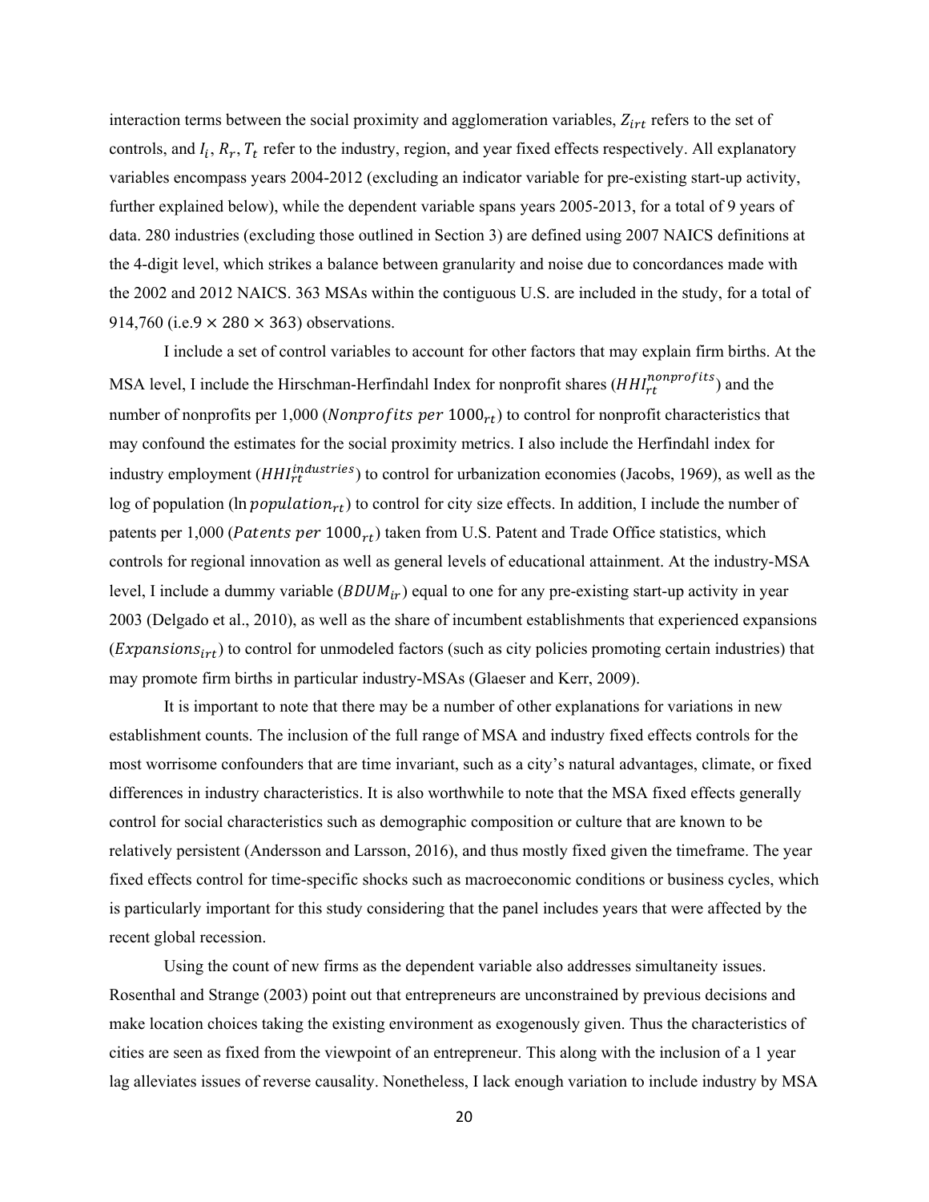interaction terms between the social proximity and agglomeration variables, $Z_{irt}$ refers to the set of controls, and $I_i$, $R_r$, $T_t$ refer to the industry, region, and year fixed effects respectively. All explanatory variables encompass years 2004-2012 (excluding an indicator variable for pre-existing start-up activity, further explained below), while the dependent variable spans years 2005-2013, for a total of 9 years of data. 280 industries (excluding those outlined in Section 3) are defined using 2007 NAICS definitions at the 4-digit level, which strikes a balance between granularity and noise due to concordances made with the 2002 and 2012 NAICS. 363 MSAs within the contiguous U.S. are included in the study, for a total of 914,760 (i.e.$9 \times 280 \times 363$) observations.

I include a set of control variables to account for other factors that may explain firm births. At the MSA level, I include the Hirschman-Herfindahl Index for nonprofit shares ($HHI_{rt}^{nonprofits}$) and the number of nonprofits per 1,000 ($Nonprofits\ per\ 1000_{rt}$) to control for nonprofit characteristics that may confound the estimates for the social proximity metrics. I also include the Herfindahl index for industry employment ($HHI_{rt}^{industries}$) to control for urbanization economies (Jacobs, 1969), as well as the log of population ($\ln population_{rt}$) to control for city size effects. In addition, I include the number of patents per 1,000 ($Patents\ per\ 1000_{rt}$) taken from U.S. Patent and Trade Office statistics, which controls for regional innovation as well as general levels of educational attainment. At the industry-MSA level, I include a dummy variable ($BDUM_{ir}$) equal to one for any pre-existing start-up activity in year 2003 (Delgado et al., 2010), as well as the share of incumbent establishments that experienced expansions ($Expansions_{irt}$) to control for unmodeled factors (such as city policies promoting certain industries) that may promote firm births in particular industry-MSAs (Glaeser and Kerr, 2009).

It is important to note that there may be a number of other explanations for variations in new establishment counts. The inclusion of the full range of MSA and industry fixed effects controls for the most worrisome confounders that are time invariant, such as a city's natural advantages, climate, or fixed differences in industry characteristics. It is also worthwhile to note that the MSA fixed effects generally control for social characteristics such as demographic composition or culture that are known to be relatively persistent (Andersson and Larsson, 2016), and thus mostly fixed given the timeframe. The year fixed effects control for time-specific shocks such as macroeconomic conditions or business cycles, which is particularly important for this study considering that the panel includes years that were affected by the recent global recession.

Using the count of new firms as the dependent variable also addresses simultaneity issues. Rosenthal and Strange (2003) point out that entrepreneurs are unconstrained by previous decisions and make location choices taking the existing environment as exogenously given. Thus the characteristics of cities are seen as fixed from the viewpoint of an entrepreneur. This along with the inclusion of a 1 year lag alleviates issues of reverse causality. Nonetheless, I lack enough variation to include industry by MSA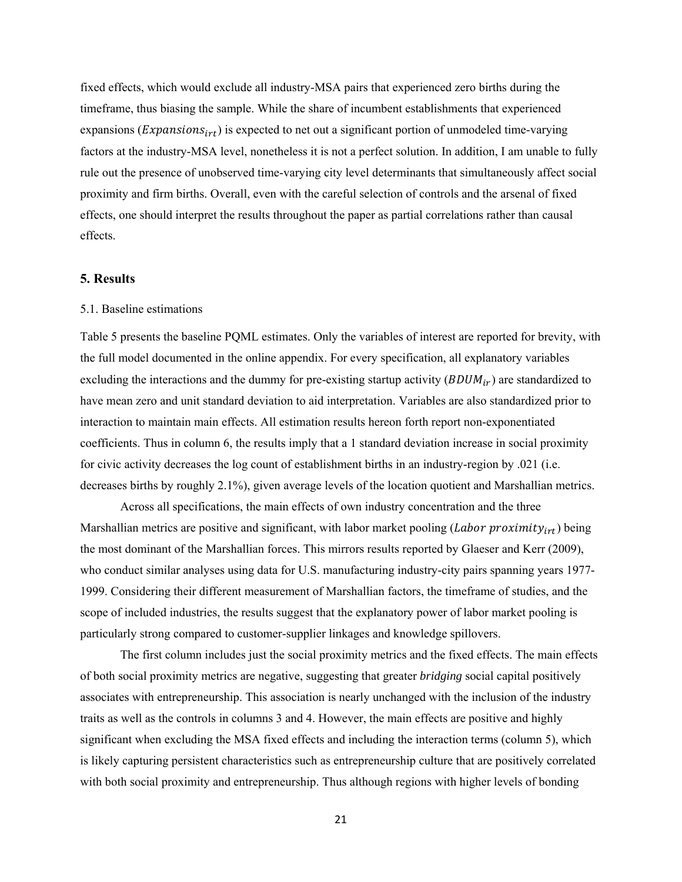fixed effects, which would exclude all industry-MSA pairs that experienced zero births during the timeframe, thus biasing the sample. While the share of incumbent establishments that experienced expansions ($Expansions_{irt}$) is expected to net out a significant portion of unmodeled time-varying factors at the industry-MSA level, nonetheless it is not a perfect solution. In addition, I am unable to fully rule out the presence of unobserved time-varying city level determinants that simultaneously affect social proximity and firm births. Overall, even with the careful selection of controls and the arsenal of fixed effects, one should interpret the results throughout the paper as partial correlations rather than causal effects.

## 5. Results

### 5.1. Baseline estimations

Table 5 presents the baseline PQML estimates. Only the variables of interest are reported for brevity, with the full model documented in the online appendix. For every specification, all explanatory variables excluding the interactions and the dummy for pre-existing startup activity ($BDUM_{ir}$) are standardized to have mean zero and unit standard deviation to aid interpretation. Variables are also standardized prior to interaction to maintain main effects. All estimation results hereon forth report non-exponentiated coefficients. Thus in column 6, the results imply that a 1 standard deviation increase in social proximity for civic activity decreases the log count of establishment births in an industry-region by .021 (i.e. decreases births by roughly 2.1%), given average levels of the location quotient and Marshallian metrics.

Across all specifications, the main effects of own industry concentration and the three Marshallian metrics are positive and significant, with labor market pooling ($Labor\ proximity_{irt}$) being the most dominant of the Marshallian forces. This mirrors results reported by Glaeser and Kerr (2009), who conduct similar analyses using data for U.S. manufacturing industry-city pairs spanning years 1977-1999. Considering their different measurement of Marshallian factors, the timeframe of studies, and the scope of included industries, the results suggest that the explanatory power of labor market pooling is particularly strong compared to customer-supplier linkages and knowledge spillovers.

The first column includes just the social proximity metrics and the fixed effects. The main effects of both social proximity metrics are negative, suggesting that greater *bridging* social capital positively associates with entrepreneurship. This association is nearly unchanged with the inclusion of the industry traits as well as the controls in columns 3 and 4. However, the main effects are positive and highly significant when excluding the MSA fixed effects and including the interaction terms (column 5), which is likely capturing persistent characteristics such as entrepreneurship culture that are positively correlated with both social proximity and entrepreneurship. Thus although regions with higher levels of bonding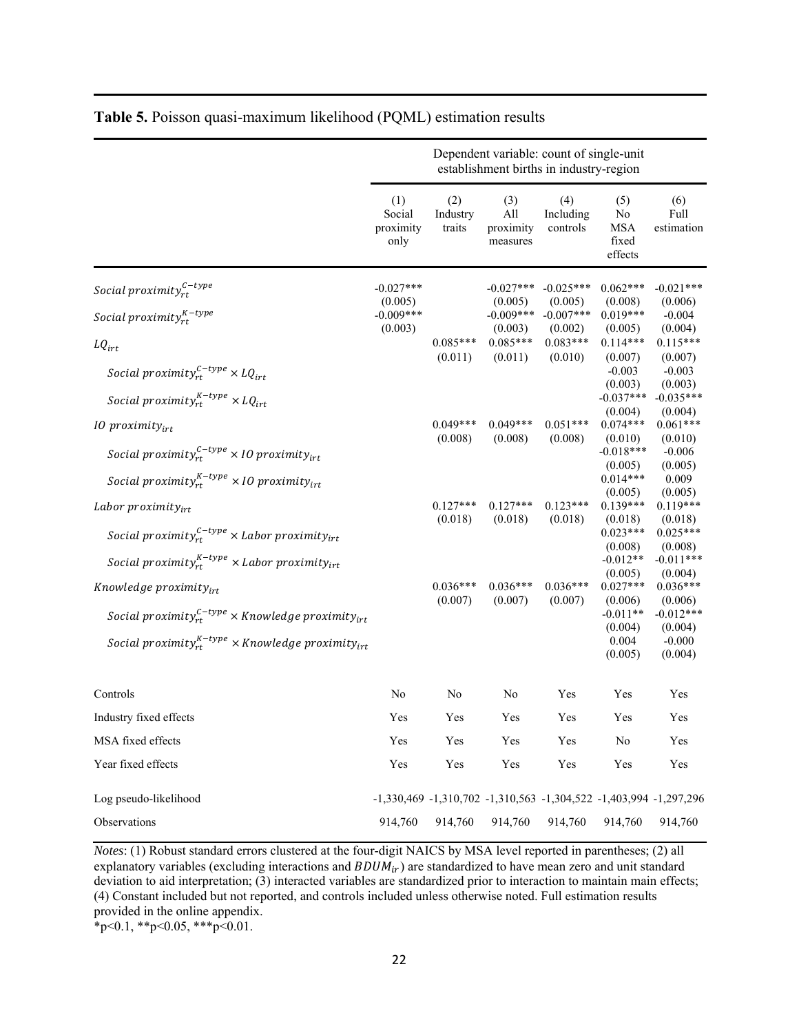**Table 5.** Poisson quasi-maximum likelihood (PQML) estimation results

| | Dependent variable: count of single-unit establishment births in industry-region | | | | | |
|---|---|---|---|---|---|---|
| | (1) Social proximity only | (2) Industry traits | (3) All proximity measures | (4) Including controls | (5) No MSA fixed effects | (6) Full estimation |
| $Social\ proximity_{rt}^{C-type}$ | -0.027*** | | -0.027*** | -0.025*** | 0.062*** | -0.021*** |
| | (0.005) | | (0.005) | (0.005) | (0.008) | (0.006) |
| $Social\ proximity_{rt}^{K-type}$ | -0.009*** | | -0.009*** | -0.007*** | 0.019*** | -0.004 |
| | (0.003) | | (0.003) | (0.002) | (0.005) | (0.004) |
| $LQ_{irt}$ | | 0.085*** | 0.085*** | 0.083*** | 0.114*** | 0.115*** |
| | | (0.011) | (0.011) | (0.010) | (0.007) | (0.007) |
| $Social\ proximity_{rt}^{C-type} \times LQ_{irt}$ | | | | | -0.003 | -0.003 |
| | | | | | (0.003) | (0.003) |
| $Social\ proximity_{rt}^{K-type} \times LQ_{irt}$ | | | | | -0.037*** | -0.035*** |
| | | | | | (0.004) | (0.004) |
| $IO\ proximity_{irt}$ | | 0.049*** | 0.049*** | 0.051*** | 0.074*** | 0.061*** |
| | | (0.008) | (0.008) | (0.008) | (0.010) | (0.010) |
| $Social\ proximity_{rt}^{C-type} \times IO\ proximity_{irt}$ | | | | | -0.018*** | -0.006 |
| | | | | | (0.005) | (0.005) |
| $Social\ proximity_{rt}^{K-type} \times IO\ proximity_{irt}$ | | | | | 0.014*** | 0.009 |
| | | | | | (0.005) | (0.005) |
| $Labor\ proximity_{irt}$ | | 0.127*** | 0.127*** | 0.123*** | 0.139*** | 0.119*** |
| | | (0.018) | (0.018) | (0.018) | (0.018) | (0.018) |
| $Social\ proximity_{rt}^{C-type} \times Labor\ proximity_{irt}$ | | | | | 0.023*** | 0.025*** |
| | | | | | (0.008) | (0.008) |
| $Social\ proximity_{rt}^{K-type} \times Labor\ proximity_{irt}$ | | | | | -0.012** | -0.011*** |
| | | | | | (0.005) | (0.004) |
| $Knowledge\ proximity_{irt}$ | | 0.036*** | 0.036*** | 0.036*** | 0.027*** | 0.036*** |
| | | (0.007) | (0.007) | (0.007) | (0.006) | (0.006) |
| $Social\ proximity_{rt}^{C-type} \times Knowledge\ proximity_{irt}$ | | | | | -0.011** | -0.012*** |
| | | | | | (0.004) | (0.004) |
| $Social\ proximity_{rt}^{K-type} \times Knowledge\ proximity_{irt}$ | | | | | 0.004 | -0.000 |
| | | | | | (0.005) | (0.004) |
| Controls | No | No | No | Yes | Yes | Yes |
| Industry fixed effects | Yes | Yes | Yes | Yes | Yes | Yes |
| MSA fixed effects | Yes | Yes | Yes | Yes | No | Yes |
| Year fixed effects | Yes | Yes | Yes | Yes | Yes | Yes |
| Log pseudo-likelihood | -1,330,469 | -1,310,702 | -1,310,563 | -1,304,522 | -1,403,994 | -1,297,296 |
| Observations | 914,760 | 914,760 | 914,760 | 914,760 | 914,760 | 914,760 |

*Notes*: (1) Robust standard errors clustered at the four-digit NAICS by MSA level reported in parentheses; (2) all explanatory variables (excluding interactions and $BDUM_{ir}$) are standardized to have mean zero and unit standard deviation to aid interpretation; (3) interacted variables are standardized prior to interaction to maintain main effects; (4) Constant included but not reported, and controls included unless otherwise noted. Full estimation results provided in the online appendix.
*p<0.1, **p<0.05, ***p<0.01.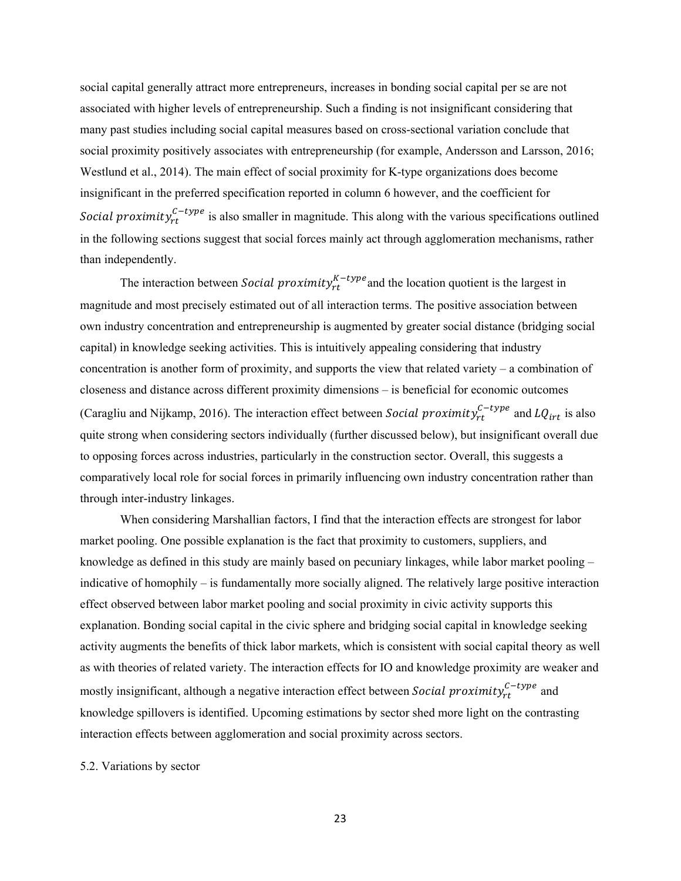social capital generally attract more entrepreneurs, increases in bonding social capital per se are not associated with higher levels of entrepreneurship. Such a finding is not insignificant considering that many past studies including social capital measures based on cross-sectional variation conclude that social proximity positively associates with entrepreneurship (for example, Andersson and Larsson, 2016; Westlund et al., 2014). The main effect of social proximity for K-type organizations does become insignificant in the preferred specification reported in column 6 however, and the coefficient for $Social\ proximity_{rt}^{C-type}$ is also smaller in magnitude. This along with the various specifications outlined in the following sections suggest that social forces mainly act through agglomeration mechanisms, rather than independently.

The interaction between $Social\ proximity_{rt}^{K-type}$ and the location quotient is the largest in magnitude and most precisely estimated out of all interaction terms. The positive association between own industry concentration and entrepreneurship is augmented by greater social distance (bridging social capital) in knowledge seeking activities. This is intuitively appealing considering that industry concentration is another form of proximity, and supports the view that related variety – a combination of closeness and distance across different proximity dimensions – is beneficial for economic outcomes (Caragliu and Nijkamp, 2016). The interaction effect between $Social\ proximity_{rt}^{C-type}$ and $LQ_{irt}$ is also quite strong when considering sectors individually (further discussed below), but insignificant overall due to opposing forces across industries, particularly in the construction sector. Overall, this suggests a comparatively local role for social forces in primarily influencing own industry concentration rather than through inter-industry linkages.

When considering Marshallian factors, I find that the interaction effects are strongest for labor market pooling. One possible explanation is the fact that proximity to customers, suppliers, and knowledge as defined in this study are mainly based on pecuniary linkages, while labor market pooling – indicative of homophily – is fundamentally more socially aligned. The relatively large positive interaction effect observed between labor market pooling and social proximity in civic activity supports this explanation. Bonding social capital in the civic sphere and bridging social capital in knowledge seeking activity augments the benefits of thick labor markets, which is consistent with social capital theory as well as with theories of related variety. The interaction effects for IO and knowledge proximity are weaker and mostly insignificant, although a negative interaction effect between $Social\ proximity_{rt}^{C-type}$ and knowledge spillovers is identified. Upcoming estimations by sector shed more light on the contrasting interaction effects between agglomeration and social proximity across sectors.

## 5.2. Variations by sector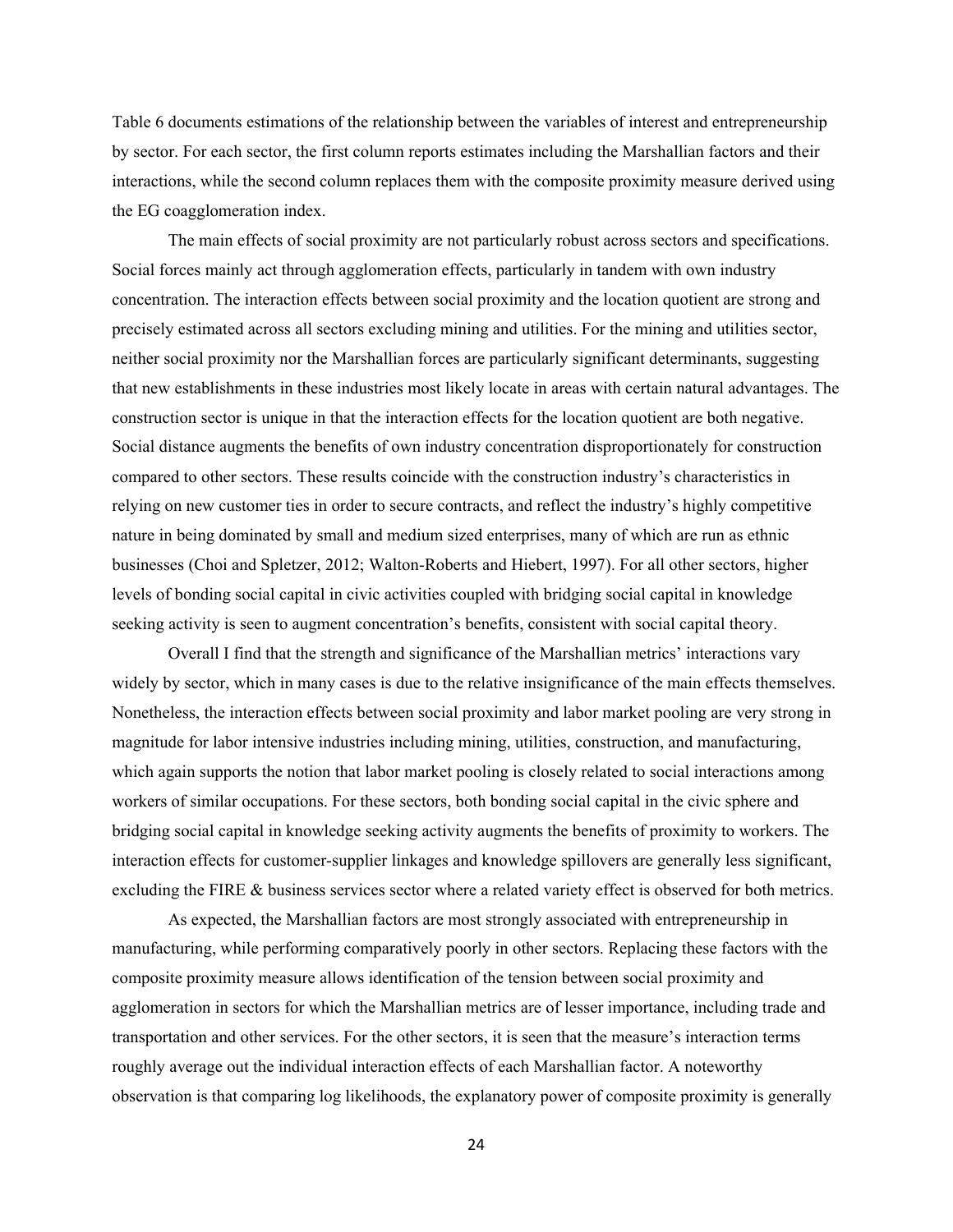Table 6 documents estimations of the relationship between the variables of interest and entrepreneurship by sector. For each sector, the first column reports estimates including the Marshallian factors and their interactions, while the second column replaces them with the composite proximity measure derived using the EG coagglomeration index.

The main effects of social proximity are not particularly robust across sectors and specifications. Social forces mainly act through agglomeration effects, particularly in tandem with own industry concentration. The interaction effects between social proximity and the location quotient are strong and precisely estimated across all sectors excluding mining and utilities. For the mining and utilities sector, neither social proximity nor the Marshallian forces are particularly significant determinants, suggesting that new establishments in these industries most likely locate in areas with certain natural advantages. The construction sector is unique in that the interaction effects for the location quotient are both negative. Social distance augments the benefits of own industry concentration disproportionately for construction compared to other sectors. These results coincide with the construction industry's characteristics in relying on new customer ties in order to secure contracts, and reflect the industry's highly competitive nature in being dominated by small and medium sized enterprises, many of which are run as ethnic businesses (Choi and Spletzer, 2012; Walton-Roberts and Hiebert, 1997). For all other sectors, higher levels of bonding social capital in civic activities coupled with bridging social capital in knowledge seeking activity is seen to augment concentration's benefits, consistent with social capital theory.

Overall I find that the strength and significance of the Marshallian metrics' interactions vary widely by sector, which in many cases is due to the relative insignificance of the main effects themselves. Nonetheless, the interaction effects between social proximity and labor market pooling are very strong in magnitude for labor intensive industries including mining, utilities, construction, and manufacturing, which again supports the notion that labor market pooling is closely related to social interactions among workers of similar occupations. For these sectors, both bonding social capital in the civic sphere and bridging social capital in knowledge seeking activity augments the benefits of proximity to workers. The interaction effects for customer-supplier linkages and knowledge spillovers are generally less significant, excluding the FIRE & business services sector where a related variety effect is observed for both metrics.

As expected, the Marshallian factors are most strongly associated with entrepreneurship in manufacturing, while performing comparatively poorly in other sectors. Replacing these factors with the composite proximity measure allows identification of the tension between social proximity and agglomeration in sectors for which the Marshallian metrics are of lesser importance, including trade and transportation and other services. For the other sectors, it is seen that the measure's interaction terms roughly average out the individual interaction effects of each Marshallian factor. A noteworthy observation is that comparing log likelihoods, the explanatory power of composite proximity is generally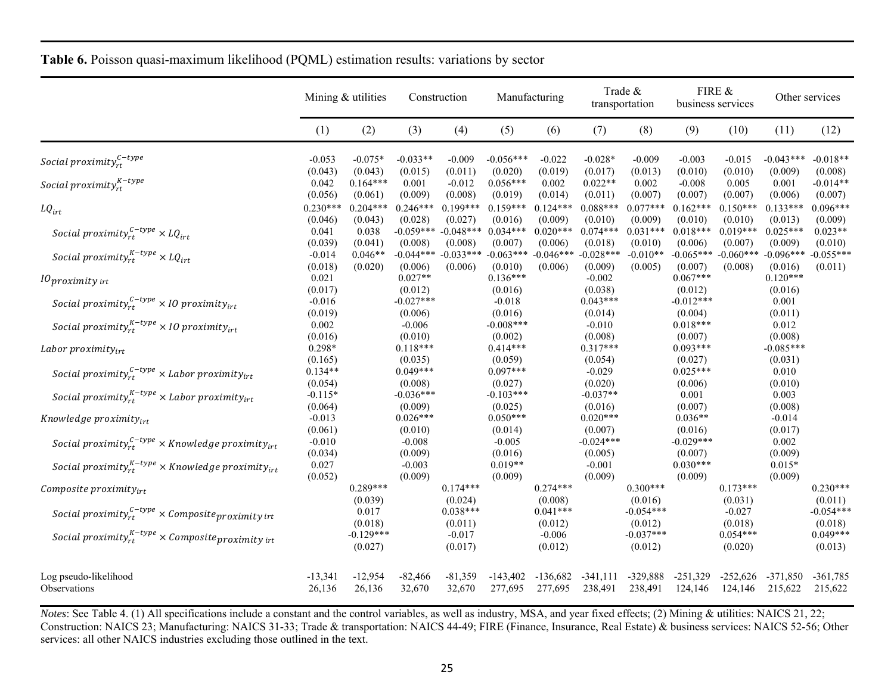**Table 6.** Poisson quasi-maximum likelihood (PQML) estimation results: variations by sector

| | Mining & utilities | | Construction | | Manufacturing | | Trade & transportation | | FIRE & business services | | Other services | |
|---|---|---|---|---|---|---|---|---|---|---|---|---|
| | (1) | (2) | (3) | (4) | (5) | (6) | (7) | (8) | (9) | (10) | (11) | (12) |
| $Social\ proximity_{rt}^{C-type}$ | -0.053 | -0.075* | -0.033** | -0.009 | -0.056*** | -0.022 | -0.028* | -0.009 | -0.003 | -0.015 | -0.043*** | -0.018** |
| | (0.043) | (0.043) | (0.015) | (0.011) | (0.020) | (0.019) | (0.017) | (0.013) | (0.010) | (0.010) | (0.009) | (0.008) |
| $Social\ proximity_{rt}^{K-type}$ | 0.042 | 0.164*** | 0.001 | -0.012 | 0.056*** | 0.002 | 0.022** | 0.002 | -0.008 | 0.005 | 0.001 | -0.014** |
| | (0.056) | (0.061) | (0.009) | (0.008) | (0.019) | (0.014) | (0.011) | (0.007) | (0.007) | (0.007) | (0.006) | (0.007) |
| $LQ_{irt}$ | 0.230*** | 0.204*** | 0.246*** | 0.199*** | 0.159*** | 0.124*** | 0.088*** | 0.077*** | 0.162*** | 0.150*** | 0.133*** | 0.096*** |
| | (0.046) | (0.043) | (0.028) | (0.027) | (0.016) | (0.009) | (0.010) | (0.009) | (0.010) | (0.010) | (0.013) | (0.009) |
| $Social\ proximity_{rt}^{C-type} \times LQ_{irt}$ | 0.041 | 0.038 | -0.059*** | -0.048*** | 0.034*** | 0.020*** | 0.074*** | 0.031*** | 0.018*** | 0.019*** | 0.025*** | 0.023** |
| | (0.039) | (0.041) | (0.008) | (0.008) | (0.007) | (0.006) | (0.018) | (0.010) | (0.006) | (0.007) | (0.009) | (0.010) |
| $Social\ proximity_{rt}^{K-type} \times LQ_{irt}$ | -0.014 | 0.046** | -0.044*** | -0.033*** | -0.063*** | -0.046*** | -0.028*** | -0.010** | -0.065*** | -0.060*** | -0.096*** | -0.055*** |
| | (0.018) | (0.020) | (0.006) | (0.006) | (0.010) | (0.006) | (0.009) | (0.005) | (0.007) | (0.008) | (0.016) | (0.011) |
| $IO_{proximity\ irt}$ | 0.021 | | 0.027** | | 0.136*** | | -0.002 | | 0.067*** | | 0.120*** | |
| | (0.017) | | (0.012) | | (0.016) | | (0.038) | | (0.012) | | (0.016) | |
| $Social\ proximity_{rt}^{C-type} \times IO\ proximity_{irt}$ | -0.016 | | -0.027*** | | -0.018 | | 0.043*** | | -0.012*** | | 0.001 | |
| | (0.019) | | (0.006) | | (0.016) | | (0.014) | | (0.004) | | (0.011) | |
| $Social\ proximity_{rt}^{K-type} \times IO\ proximity_{irt}$ | 0.002 | | -0.006 | | -0.008*** | | -0.010 | | 0.018*** | | 0.012 | |
| | (0.016) | | (0.010) | | (0.002) | | (0.008) | | (0.007) | | (0.008) | |
| $Labor\ proximity_{irt}$ | 0.298* | | 0.118*** | | 0.414*** | | 0.317*** | | 0.093*** | | -0.085*** | |
| | (0.165) | | (0.035) | | (0.059) | | (0.054) | | (0.027) | | (0.031) | |
| $Social\ proximity_{rt}^{C-type} \times Labor\ proximity_{irt}$ | 0.134** | | 0.049*** | | 0.097*** | | -0.029 | | 0.025*** | | 0.010 | |
| | (0.054) | | (0.008) | | (0.027) | | (0.020) | | (0.006) | | (0.010) | |
| $Social\ proximity_{rt}^{K-type} \times Labor\ proximity_{irt}$ | -0.115* | | -0.036*** | | -0.103*** | | -0.037** | | 0.001 | | 0.003 | |
| | (0.064) | | (0.009) | | (0.025) | | (0.016) | | (0.007) | | (0.008) | |
| $Knowledge\ proximity_{irt}$ | -0.013 | | 0.026*** | | 0.050*** | | 0.020*** | | 0.036** | | -0.014 | |
| | (0.061) | | (0.010) | | (0.014) | | (0.007) | | (0.016) | | (0.017) | |
| $Social\ proximity_{rt}^{C-type} \times Knowledge\ proximity_{irt}$ | -0.010 | | -0.008 | | -0.005 | | -0.024*** | | -0.029*** | | 0.002 | |
| | (0.034) | | (0.009) | | (0.016) | | (0.005) | | (0.007) | | (0.009) | |
| $Social\ proximity_{rt}^{K-type} \times Knowledge\ proximity_{irt}$ | 0.027 | | -0.003 | | 0.019** | | -0.001 | | 0.030*** | | 0.015* | |
| | (0.052) | | (0.009) | | (0.009) | | (0.009) | | (0.009) | | (0.009) | |
| $Composite\ proximity_{irt}$ | | 0.289*** | | 0.174*** | | 0.274*** | | 0.300*** | | 0.173*** | | 0.230*** |
| | | (0.039) | | (0.024) | | (0.008) | | (0.016) | | (0.031) | | (0.011) |
| $Social\ proximity_{rt}^{C-type} \times Composite_{proximity\ irt}$ | | 0.017 | | 0.038*** | | 0.041*** | | -0.054*** | | -0.027 | | -0.054*** |
| | | (0.018) | | (0.011) | | (0.012) | | (0.012) | | (0.018) | | (0.018) |
| $Social\ proximity_{rt}^{K-type} \times Composite_{proximity\ irt}$ | | -0.129*** | | -0.017 | | -0.006 | | -0.037*** | | 0.054*** | | 0.049*** |
| | | (0.027) | | (0.017) | | (0.012) | | (0.012) | | (0.020) | | (0.013) |
| Log pseudo-likelihood | -13,341 | -12,954 | -82,466 | -81,359 | -143,402 | -136,682 | -341,111 | -329,888 | -251,329 | -252,626 | -371,850 | -361,785 |
| Observations | 26,136 | 26,136 | 32,670 | 32,670 | 277,695 | 277,695 | 238,491 | 238,491 | 124,146 | 124,146 | 215,622 | 215,622 |

*Notes*: See Table 4. (1) All specifications include a constant and the control variables, as well as industry, MSA, and year fixed effects; (2) Mining & utilities: NAICS 21, 22; Construction: NAICS 23; Manufacturing: NAICS 31-33; Trade & transportation: NAICS 44-49; FIRE (Finance, Insurance, Real Estate) & business services: NAICS 52-56; Other services: all other NAICS industries excluding those outlined in the text.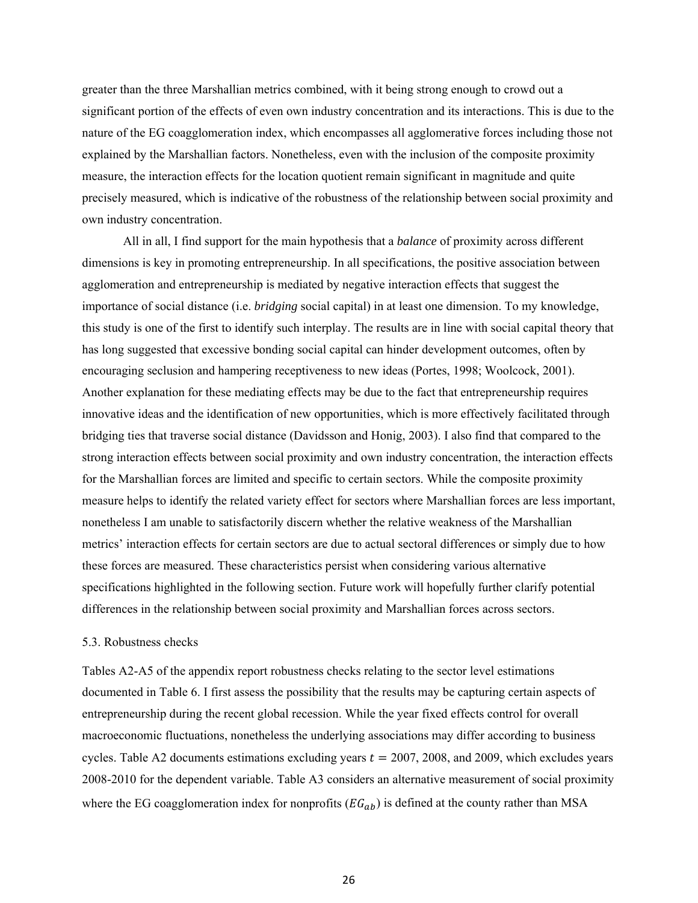greater than the three Marshallian metrics combined, with it being strong enough to crowd out a significant portion of the effects of even own industry concentration and its interactions. This is due to the nature of the EG coagglomeration index, which encompasses all agglomerative forces including those not explained by the Marshallian factors. Nonetheless, even with the inclusion of the composite proximity measure, the interaction effects for the location quotient remain significant in magnitude and quite precisely measured, which is indicative of the robustness of the relationship between social proximity and own industry concentration.

All in all, I find support for the main hypothesis that a *balance* of proximity across different dimensions is key in promoting entrepreneurship. In all specifications, the positive association between agglomeration and entrepreneurship is mediated by negative interaction effects that suggest the importance of social distance (i.e. *bridging* social capital) in at least one dimension. To my knowledge, this study is one of the first to identify such interplay. The results are in line with social capital theory that has long suggested that excessive bonding social capital can hinder development outcomes, often by encouraging seclusion and hampering receptiveness to new ideas (Portes, 1998; Woolcock, 2001). Another explanation for these mediating effects may be due to the fact that entrepreneurship requires innovative ideas and the identification of new opportunities, which is more effectively facilitated through bridging ties that traverse social distance (Davidsson and Honig, 2003). I also find that compared to the strong interaction effects between social proximity and own industry concentration, the interaction effects for the Marshallian forces are limited and specific to certain sectors. While the composite proximity measure helps to identify the related variety effect for sectors where Marshallian forces are less important, nonetheless I am unable to satisfactorily discern whether the relative weakness of the Marshallian metrics' interaction effects for certain sectors are due to actual sectoral differences or simply due to how these forces are measured. These characteristics persist when considering various alternative specifications highlighted in the following section. Future work will hopefully further clarify potential differences in the relationship between social proximity and Marshallian forces across sectors.

### 5.3. Robustness checks

Tables A2-A5 of the appendix report robustness checks relating to the sector level estimations documented in Table 6. I first assess the possibility that the results may be capturing certain aspects of entrepreneurship during the recent global recession. While the year fixed effects control for overall macroeconomic fluctuations, nonetheless the underlying associations may differ according to business cycles. Table A2 documents estimations excluding years $t = 2007$, 2008, and 2009, which excludes years 2008-2010 for the dependent variable. Table A3 considers an alternative measurement of social proximity where the EG coagglomeration index for nonprofits ($EG_{ab}$) is defined at the county rather than MSA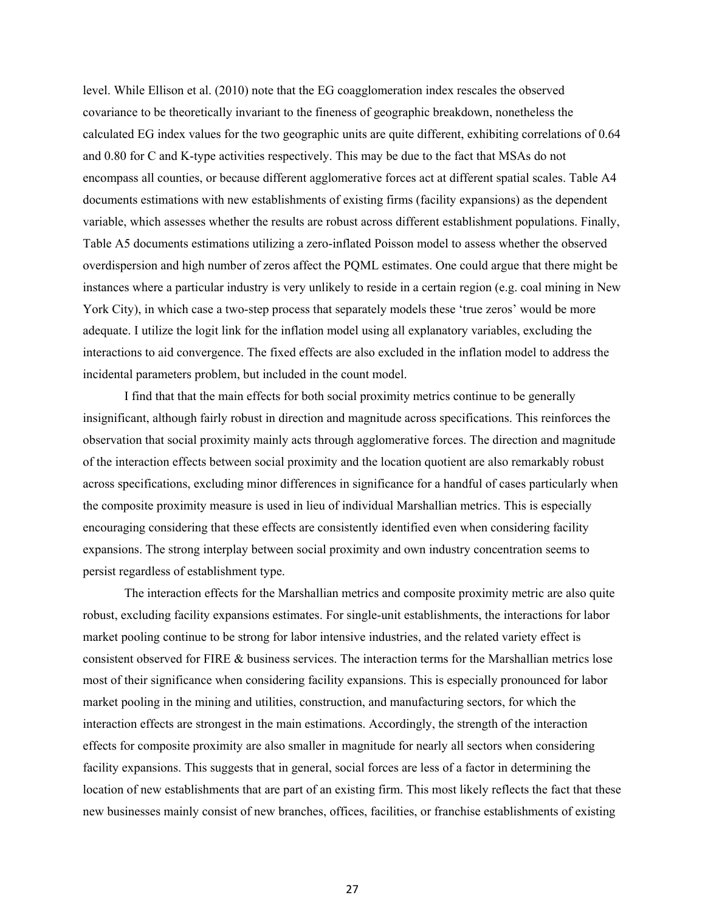level. While Ellison et al. (2010) note that the EG coagglomeration index rescales the observed covariance to be theoretically invariant to the fineness of geographic breakdown, nonetheless the calculated EG index values for the two geographic units are quite different, exhibiting correlations of 0.64 and 0.80 for C and K-type activities respectively. This may be due to the fact that MSAs do not encompass all counties, or because different agglomerative forces act at different spatial scales. Table A4 documents estimations with new establishments of existing firms (facility expansions) as the dependent variable, which assesses whether the results are robust across different establishment populations. Finally, Table A5 documents estimations utilizing a zero-inflated Poisson model to assess whether the observed overdispersion and high number of zeros affect the PQML estimates. One could argue that there might be instances where a particular industry is very unlikely to reside in a certain region (e.g. coal mining in New York City), in which case a two-step process that separately models these 'true zeros' would be more adequate. I utilize the logit link for the inflation model using all explanatory variables, excluding the interactions to aid convergence. The fixed effects are also excluded in the inflation model to address the incidental parameters problem, but included in the count model.

I find that that the main effects for both social proximity metrics continue to be generally insignificant, although fairly robust in direction and magnitude across specifications. This reinforces the observation that social proximity mainly acts through agglomerative forces. The direction and magnitude of the interaction effects between social proximity and the location quotient are also remarkably robust across specifications, excluding minor differences in significance for a handful of cases particularly when the composite proximity measure is used in lieu of individual Marshallian metrics. This is especially encouraging considering that these effects are consistently identified even when considering facility expansions. The strong interplay between social proximity and own industry concentration seems to persist regardless of establishment type.

The interaction effects for the Marshallian metrics and composite proximity metric are also quite robust, excluding facility expansions estimates. For single-unit establishments, the interactions for labor market pooling continue to be strong for labor intensive industries, and the related variety effect is consistent observed for FIRE & business services. The interaction terms for the Marshallian metrics lose most of their significance when considering facility expansions. This is especially pronounced for labor market pooling in the mining and utilities, construction, and manufacturing sectors, for which the interaction effects are strongest in the main estimations. Accordingly, the strength of the interaction effects for composite proximity are also smaller in magnitude for nearly all sectors when considering facility expansions. This suggests that in general, social forces are less of a factor in determining the location of new establishments that are part of an existing firm. This most likely reflects the fact that these new businesses mainly consist of new branches, offices, facilities, or franchise establishments of existing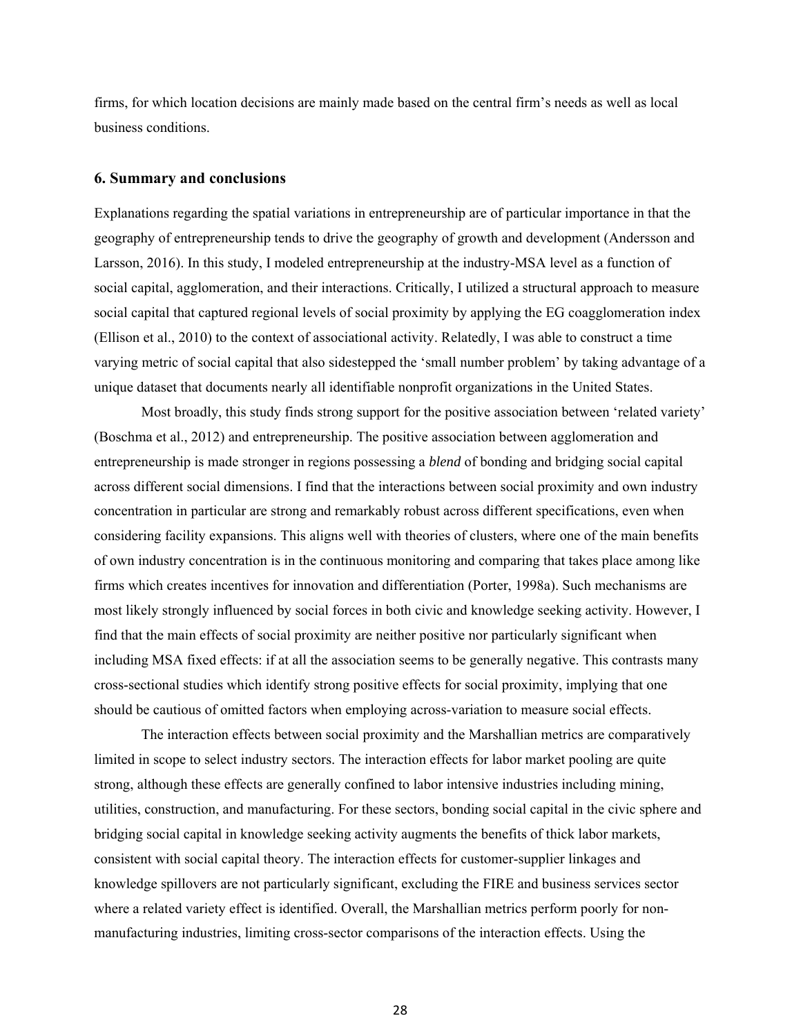firms, for which location decisions are mainly made based on the central firm's needs as well as local business conditions.

## 6. Summary and conclusions

Explanations regarding the spatial variations in entrepreneurship are of particular importance in that the geography of entrepreneurship tends to drive the geography of growth and development (Andersson and Larsson, 2016). In this study, I modeled entrepreneurship at the industry-MSA level as a function of social capital, agglomeration, and their interactions. Critically, I utilized a structural approach to measure social capital that captured regional levels of social proximity by applying the EG coagglomeration index (Ellison et al., 2010) to the context of associational activity. Relatedly, I was able to construct a time varying metric of social capital that also sidestepped the 'small number problem' by taking advantage of a unique dataset that documents nearly all identifiable nonprofit organizations in the United States.

Most broadly, this study finds strong support for the positive association between 'related variety' (Boschma et al., 2012) and entrepreneurship. The positive association between agglomeration and entrepreneurship is made stronger in regions possessing a *blend* of bonding and bridging social capital across different social dimensions. I find that the interactions between social proximity and own industry concentration in particular are strong and remarkably robust across different specifications, even when considering facility expansions. This aligns well with theories of clusters, where one of the main benefits of own industry concentration is in the continuous monitoring and comparing that takes place among like firms which creates incentives for innovation and differentiation (Porter, 1998a). Such mechanisms are most likely strongly influenced by social forces in both civic and knowledge seeking activity. However, I find that the main effects of social proximity are neither positive nor particularly significant when including MSA fixed effects: if at all the association seems to be generally negative. This contrasts many cross-sectional studies which identify strong positive effects for social proximity, implying that one should be cautious of omitted factors when employing across-variation to measure social effects.

The interaction effects between social proximity and the Marshallian metrics are comparatively limited in scope to select industry sectors. The interaction effects for labor market pooling are quite strong, although these effects are generally confined to labor intensive industries including mining, utilities, construction, and manufacturing. For these sectors, bonding social capital in the civic sphere and bridging social capital in knowledge seeking activity augments the benefits of thick labor markets, consistent with social capital theory. The interaction effects for customer-supplier linkages and knowledge spillovers are not particularly significant, excluding the FIRE and business services sector where a related variety effect is identified. Overall, the Marshallian metrics perform poorly for non-manufacturing industries, limiting cross-sector comparisons of the interaction effects. Using the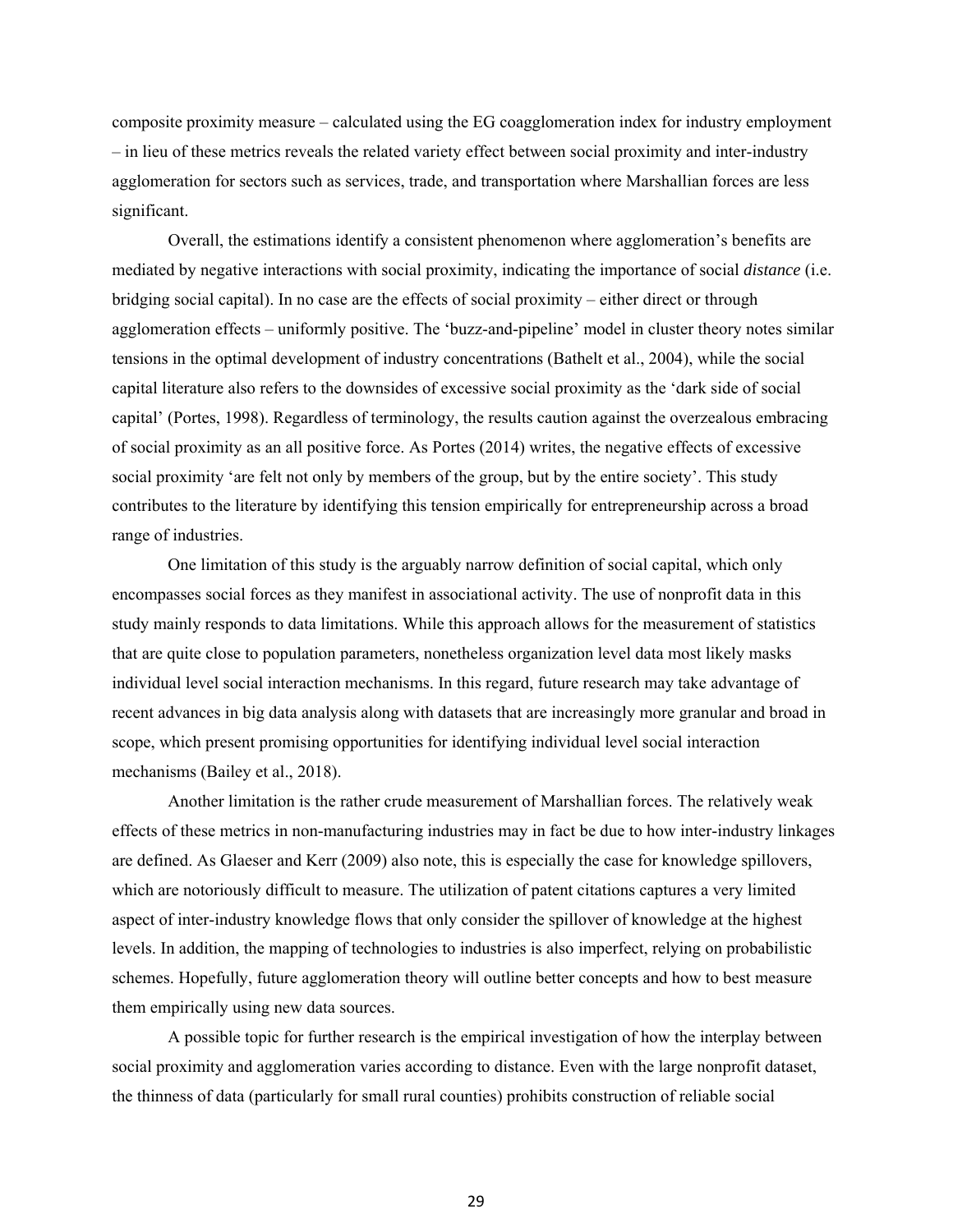composite proximity measure – calculated using the EG coagglomeration index for industry employment – in lieu of these metrics reveals the related variety effect between social proximity and inter-industry agglomeration for sectors such as services, trade, and transportation where Marshallian forces are less significant.

Overall, the estimations identify a consistent phenomenon where agglomeration's benefits are mediated by negative interactions with social proximity, indicating the importance of social *distance* (i.e. bridging social capital). In no case are the effects of social proximity – either direct or through agglomeration effects – uniformly positive. The 'buzz-and-pipeline' model in cluster theory notes similar tensions in the optimal development of industry concentrations (Bathelt et al., 2004), while the social capital literature also refers to the downsides of excessive social proximity as the 'dark side of social capital' (Portes, 1998). Regardless of terminology, the results caution against the overzealous embracing of social proximity as an all positive force. As Portes (2014) writes, the negative effects of excessive social proximity 'are felt not only by members of the group, but by the entire society'. This study contributes to the literature by identifying this tension empirically for entrepreneurship across a broad range of industries.

One limitation of this study is the arguably narrow definition of social capital, which only encompasses social forces as they manifest in associational activity. The use of nonprofit data in this study mainly responds to data limitations. While this approach allows for the measurement of statistics that are quite close to population parameters, nonetheless organization level data most likely masks individual level social interaction mechanisms. In this regard, future research may take advantage of recent advances in big data analysis along with datasets that are increasingly more granular and broad in scope, which present promising opportunities for identifying individual level social interaction mechanisms (Bailey et al., 2018).

Another limitation is the rather crude measurement of Marshallian forces. The relatively weak effects of these metrics in non-manufacturing industries may in fact be due to how inter-industry linkages are defined. As Glaeser and Kerr (2009) also note, this is especially the case for knowledge spillovers, which are notoriously difficult to measure. The utilization of patent citations captures a very limited aspect of inter-industry knowledge flows that only consider the spillover of knowledge at the highest levels. In addition, the mapping of technologies to industries is also imperfect, relying on probabilistic schemes. Hopefully, future agglomeration theory will outline better concepts and how to best measure them empirically using new data sources.

A possible topic for further research is the empirical investigation of how the interplay between social proximity and agglomeration varies according to distance. Even with the large nonprofit dataset, the thinness of data (particularly for small rural counties) prohibits construction of reliable social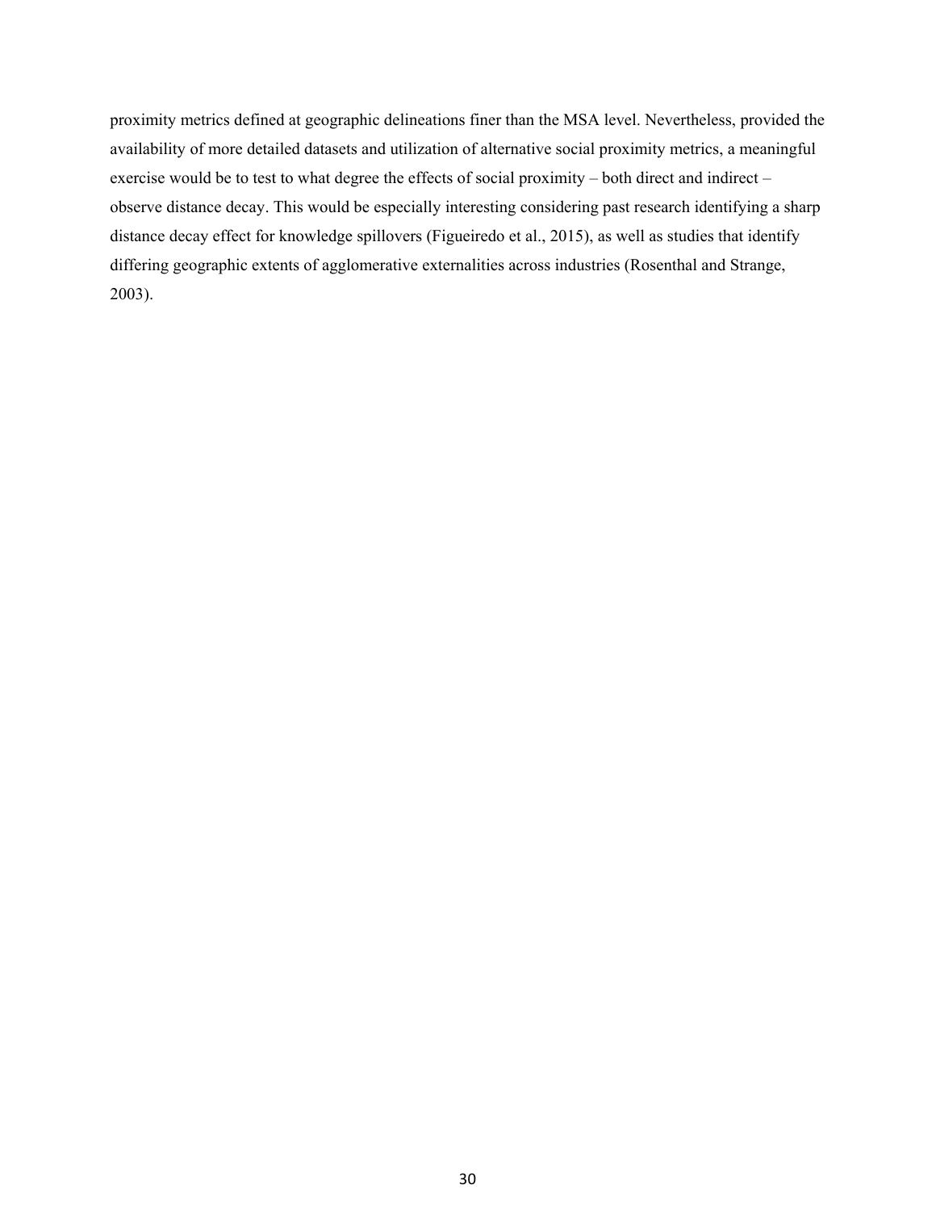proximity metrics defined at geographic delineations finer than the MSA level. Nevertheless, provided the availability of more detailed datasets and utilization of alternative social proximity metrics, a meaningful exercise would be to test to what degree the effects of social proximity – both direct and indirect – observe distance decay. This would be especially interesting considering past research identifying a sharp distance decay effect for knowledge spillovers (Figueiredo et al., 2015), as well as studies that identify differing geographic extents of agglomerative externalities across industries (Rosenthal and Strange, 2003).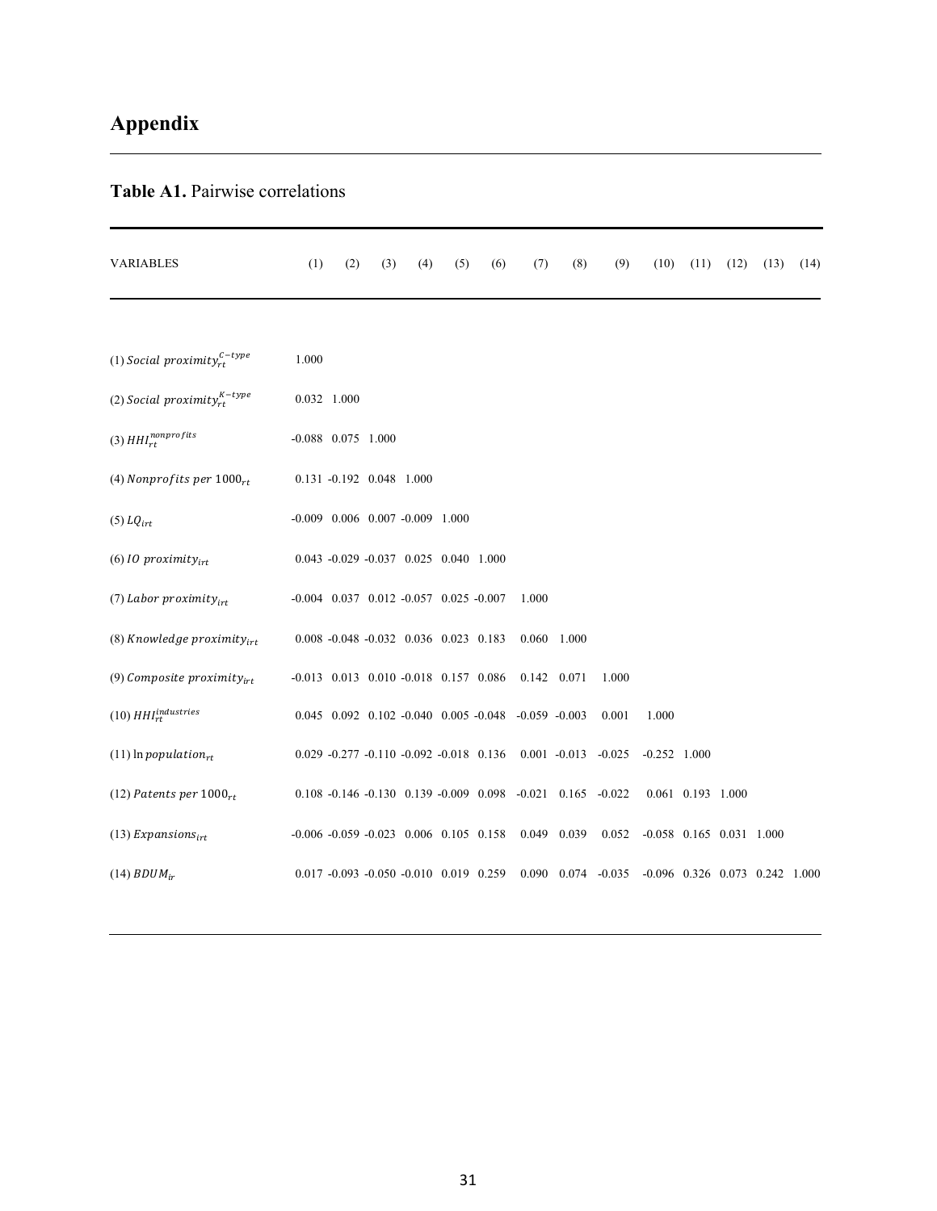# Appendix

**Table A1.** Pairwise correlations

| VARIABLES | (1) | (2) | (3) | (4) | (5) | (6) | (7) | (8) | (9) | (10) | (11) | (12) | (13) | (14) |
|---|---|---|---|---|---|---|---|---|---|---|---|---|---|---|
| (1) $Social\ proximity_{rt}^{C-type}$ | 1.000 | | | | | | | | | | | | | |
| (2) $Social\ proximity_{rt}^{K-type}$ | 0.032 | 1.000 | | | | | | | | | | | | |
| (3) $HHI_{rt}^{nonprofits}$ | -0.088 | 0.075 | 1.000 | | | | | | | | | | | |
| (4) $Nonprofits\ per\ 1000_{rt}$ | 0.131 | -0.192 | 0.048 | 1.000 | | | | | | | | | | |
| (5) $LQ_{irt}$ | -0.009 | 0.006 | 0.007 | -0.009 | 1.000 | | | | | | | | | |
| (6) $IO\ proximity_{irt}$ | 0.043 | -0.029 | -0.037 | 0.025 | 0.040 | 1.000 | | | | | | | | |
| (7) $Labor\ proximity_{irt}$ | -0.004 | 0.037 | 0.012 | -0.057 | 0.025 | -0.007 | 1.000 | | | | | | | |
| (8) $Knowledge\ proximity_{irt}$ | 0.008 | -0.048 | -0.032 | 0.036 | 0.023 | 0.183 | 0.060 | 1.000 | | | | | | |
| (9) $Composite\ proximity_{irt}$ | -0.013 | 0.013 | 0.010 | -0.018 | 0.157 | 0.086 | 0.142 | 0.071 | 1.000 | | | | | |
| (10) $HHI_{rt}^{industries}$ | 0.045 | 0.092 | 0.102 | -0.040 | 0.005 | -0.048 | -0.059 | -0.003 | 0.001 | 1.000 | | | | |
| (11) $\ln population_{rt}$ | 0.029 | -0.277 | -0.110 | -0.092 | -0.018 | 0.136 | 0.001 | -0.013 | -0.025 | -0.252 | 1.000 | | | |
| (12) $Patents\ per\ 1000_{rt}$ | 0.108 | -0.146 | -0.130 | 0.139 | -0.009 | 0.098 | -0.021 | 0.165 | -0.022 | 0.061 | 0.193 | 1.000 | | |
| (13) $Expansions_{irt}$ | -0.006 | -0.059 | -0.023 | 0.006 | 0.105 | 0.158 | 0.049 | 0.039 | 0.052 | -0.058 | 0.165 | 0.031 | 1.000 | |
| (14) $BDUM_{ir}$ | 0.017 | -0.093 | -0.050 | -0.010 | 0.019 | 0.259 | 0.090 | 0.074 | -0.035 | -0.096 | 0.326 | 0.073 | 0.242 | 1.000 |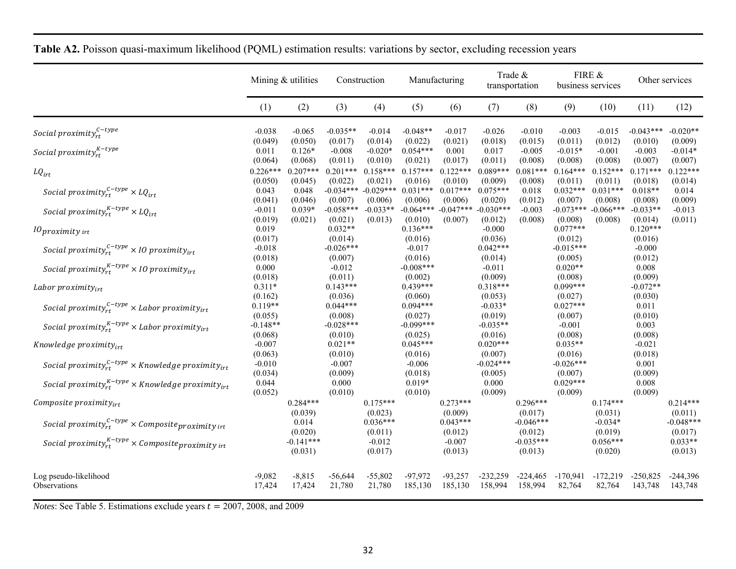**Table A2.** Poisson quasi-maximum likelihood (PQML) estimation results: variations by sector, excluding recession years

| | Mining & utilities | | Construction | | Manufacturing | | Trade & transportation | | FIRE & business services | | Other services | |
|---|---|---|---|---|---|---|---|---|---|---|---|---|
| | (1) | (2) | (3) | (4) | (5) | (6) | (7) | (8) | (9) | (10) | (11) | (12) |
| $Social\ proximity_{rt}^{C-type}$ | -0.038 | -0.065 | -0.035** | -0.014 | -0.048** | -0.017 | -0.026 | -0.010 | -0.003 | -0.015 | -0.043*** | -0.020** |
| | (0.049) | (0.050) | (0.017) | (0.014) | (0.022) | (0.021) | (0.018) | (0.015) | (0.011) | (0.012) | (0.010) | (0.009) |
| $Social\ proximity_{rt}^{K-type}$ | 0.011 | 0.126* | -0.008 | -0.020* | 0.054*** | 0.001 | 0.017 | -0.005 | -0.015* | -0.001 | -0.003 | -0.014* |
| | (0.064) | (0.068) | (0.011) | (0.010) | (0.021) | (0.017) | (0.011) | (0.008) | (0.008) | (0.008) | (0.007) | (0.007) |
| $LQ_{irt}$ | 0.226*** | 0.207*** | 0.201*** | 0.158*** | 0.157*** | 0.122*** | 0.089*** | 0.081*** | 0.164*** | 0.152*** | 0.171*** | 0.122*** |
| | (0.050) | (0.045) | (0.022) | (0.021) | (0.016) | (0.010) | (0.009) | (0.008) | (0.011) | (0.011) | (0.018) | (0.014) |
| $Social\ proximity_{rt}^{C-type} \times LQ_{irt}$ | 0.043 | 0.048 | -0.034*** | -0.029*** | 0.031*** | 0.017*** | 0.075*** | 0.018 | 0.032*** | 0.031*** | 0.018** | 0.014 |
| | (0.041) | (0.046) | (0.007) | (0.006) | (0.006) | (0.006) | (0.020) | (0.012) | (0.007) | (0.008) | (0.008) | (0.009) |
| $Social\ proximity_{rt}^{K-type} \times LQ_{irt}$ | -0.011 | 0.039* | -0.058*** | -0.033** | -0.064*** | -0.047*** | -0.030*** | -0.003 | -0.073*** | -0.066*** | -0.033** | -0.013 |
| | (0.019) | (0.021) | (0.021) | (0.013) | (0.010) | (0.007) | (0.012) | (0.008) | (0.008) | (0.008) | (0.014) | (0.011) |
| $IO_{proximity\ irt}$ | 0.019 | | 0.032** | | 0.136*** | | -0.000 | | 0.077*** | | 0.120*** | |
| | (0.017) | | (0.014) | | (0.016) | | (0.036) | | (0.012) | | (0.016) | |
| $Social\ proximity_{rt}^{C-type} \times IO\ proximity_{irt}$ | -0.018 | | -0.026*** | | -0.017 | | 0.042*** | | -0.015*** | | -0.000 | |
| | (0.018) | | (0.007) | | (0.016) | | (0.014) | | (0.005) | | (0.012) | |
| $Social\ proximity_{rt}^{K-type} \times IO\ proximity_{irt}$ | 0.000 | | -0.012 | | -0.008*** | | -0.011 | | 0.020** | | 0.008 | |
| | (0.018) | | (0.011) | | (0.002) | | (0.009) | | (0.008) | | (0.009) | |
| $Labor\ proximity_{irt}$ | 0.311* | | 0.143*** | | 0.439*** | | 0.318*** | | 0.099*** | | -0.072** | |
| | (0.162) | | (0.036) | | (0.060) | | (0.053) | | (0.027) | | (0.030) | |
| $Social\ proximity_{rt}^{C-type} \times Labor\ proximity_{irt}$ | 0.119** | | 0.044*** | | 0.094*** | | -0.033* | | 0.027*** | | 0.011 | |
| | (0.055) | | (0.008) | | (0.027) | | (0.019) | | (0.007) | | (0.010) | |
| $Social\ proximity_{rt}^{K-type} \times Labor\ proximity_{irt}$ | -0.148** | | -0.028*** | | -0.099*** | | -0.035** | | -0.001 | | 0.003 | |
| | (0.068) | | (0.010) | | (0.025) | | (0.016) | | (0.008) | | (0.008) | |
| $Knowledge\ proximity_{irt}$ | -0.007 | | 0.021** | | 0.045*** | | 0.020*** | | 0.035** | | -0.021 | |
| | (0.063) | | (0.010) | | (0.016) | | (0.007) | | (0.016) | | (0.018) | |
| $Social\ proximity_{rt}^{C-type} \times Knowledge\ proximity_{irt}$ | -0.010 | | -0.007 | | -0.006 | | -0.024*** | | -0.026*** | | 0.001 | |
| | (0.034) | | (0.009) | | (0.018) | | (0.005) | | (0.007) | | (0.009) | |
| $Social\ proximity_{rt}^{K-type} \times Knowledge\ proximity_{irt}$ | 0.044 | | 0.000 | | 0.019* | | 0.000 | | 0.029*** | | 0.008 | |
| | (0.052) | | (0.010) | | (0.010) | | (0.009) | | (0.009) | | (0.009) | |
| $Composite\ proximity_{irt}$ | | 0.284*** | | 0.175*** | | 0.273*** | | 0.296*** | | 0.174*** | | 0.214*** |
| | | (0.039) | | (0.023) | | (0.009) | | (0.017) | | (0.031) | | (0.011) |
| $Social\ proximity_{rt}^{C-type} \times Composite_{proximity\ irt}$ | | 0.014 | | 0.036*** | | 0.043*** | | -0.046*** | | -0.034* | | -0.048*** |
| | | (0.020) | | (0.011) | | (0.012) | | (0.012) | | (0.019) | | (0.017) |
| $Social\ proximity_{rt}^{K-type} \times Composite_{proximity\ irt}$ | | -0.141*** | | -0.012 | | -0.007 | | -0.035*** | | 0.056*** | | 0.033** |
| | | (0.031) | | (0.017) | | (0.013) | | (0.013) | | (0.020) | | (0.013) |
| Log pseudo-likelihood | -9,082 | -8,815 | -56,644 | -55,802 | -97,972 | -93,257 | -232,259 | -224,465 | -170,941 | -172,219 | -250,825 | -244,396 |
| Observations | 17,424 | 17,424 | 21,780 | 21,780 | 185,130 | 185,130 | 158,994 | 158,994 | 82,764 | 82,764 | 143,748 | 143,748 |

*Notes*: See Table 5. Estimations exclude years $t$ = 2007, 2008, and 2009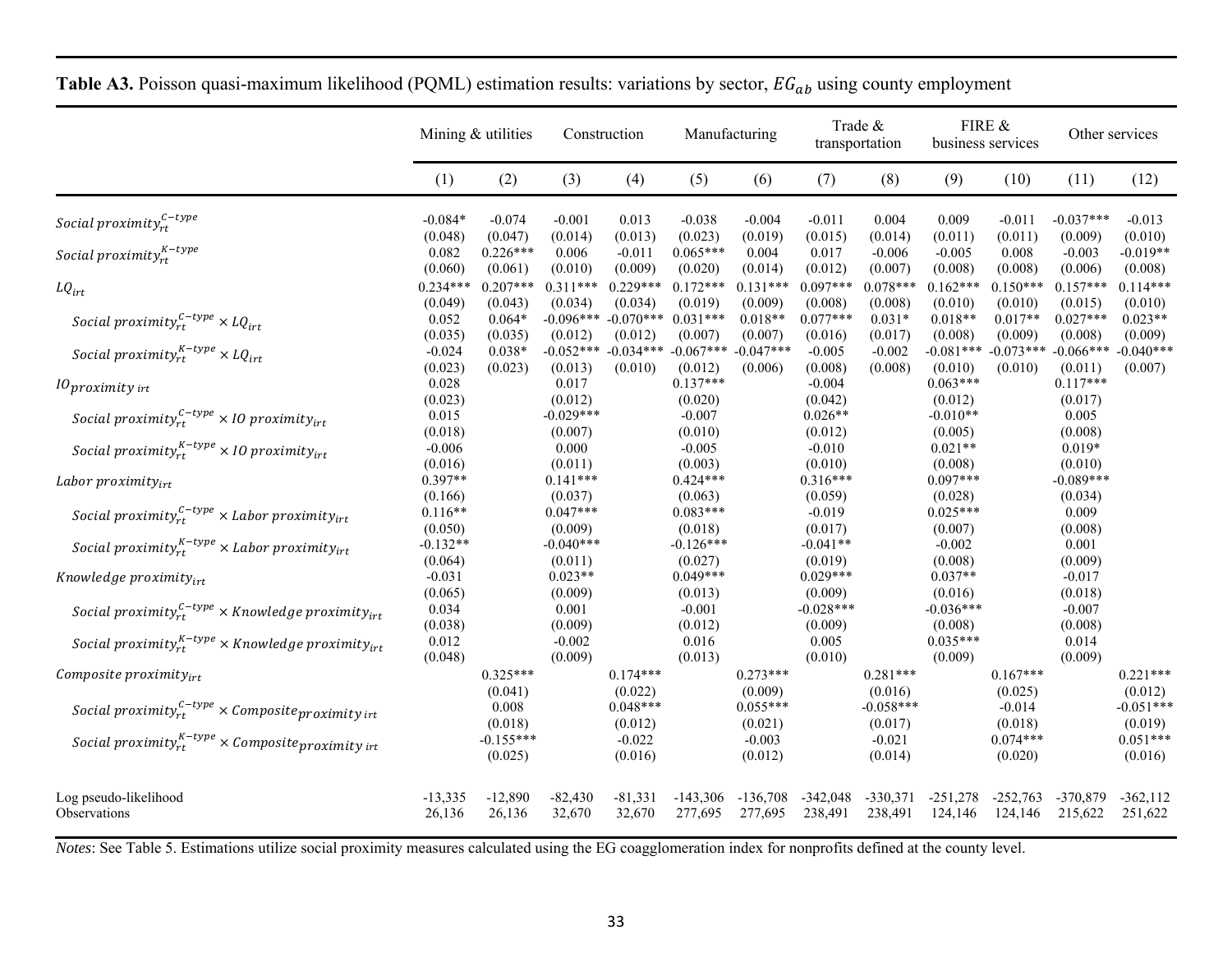**Table A3.** Poisson quasi-maximum likelihood (PQML) estimation results: variations by sector, $EG_{ab}$ using county employment

| | Mining & utilities | | Construction | | Manufacturing | | Trade & transportation | | FIRE & business services | | Other services | |
|---|---|---|---|---|---|---|---|---|---|---|---|---|
| | (1) | (2) | (3) | (4) | (5) | (6) | (7) | (8) | (9) | (10) | (11) | (12) |
| $Social\ proximity_{rt}^{C-type}$ | -0.084* | -0.074 | -0.001 | 0.013 | -0.038 | -0.004 | -0.011 | 0.004 | 0.009 | -0.011 | -0.037*** | -0.013 |
| | (0.048) | (0.047) | (0.014) | (0.013) | (0.023) | (0.019) | (0.015) | (0.014) | (0.011) | (0.011) | (0.009) | (0.010) |
| $Social\ proximity_{rt}^{K-type}$ | 0.082 | 0.226*** | 0.006 | -0.011 | 0.065*** | 0.004 | 0.017 | -0.006 | -0.005 | 0.008 | -0.003 | -0.019** |
| | (0.060) | (0.061) | (0.010) | (0.009) | (0.020) | (0.014) | (0.012) | (0.007) | (0.008) | (0.008) | (0.006) | (0.008) |
| $LQ_{irt}$ | 0.234*** | 0.207*** | 0.311*** | 0.229*** | 0.172*** | 0.131*** | 0.097*** | 0.078*** | 0.162*** | 0.150*** | 0.157*** | 0.114*** |
| | (0.049) | (0.043) | (0.034) | (0.034) | (0.019) | (0.009) | (0.008) | (0.008) | (0.010) | (0.010) | (0.015) | (0.010) |
| $Social\ proximity_{rt}^{C-type} \times LQ_{irt}$ | 0.052 | 0.064* | -0.096*** | -0.070*** | 0.031*** | 0.018** | 0.077*** | 0.031* | 0.018** | 0.017** | 0.027*** | 0.023** |
| | (0.035) | (0.035) | (0.012) | (0.012) | (0.007) | (0.007) | (0.016) | (0.017) | (0.008) | (0.009) | (0.008) | (0.009) |
| $Social\ proximity_{rt}^{K-type} \times LQ_{irt}$ | -0.024 | 0.038* | -0.052*** | -0.034*** | -0.067*** | -0.047*** | -0.005 | -0.002 | -0.081*** | -0.073*** | -0.066*** | -0.040*** |
| | (0.023) | (0.023) | (0.013) | (0.010) | (0.012) | (0.006) | (0.008) | (0.008) | (0.010) | (0.010) | (0.011) | (0.007) |
| $IO_{proximity\ irt}$ | 0.028 | | 0.017 | | 0.137*** | | -0.004 | | 0.063*** | | 0.117*** | |
| | (0.023) | | (0.012) | | (0.020) | | (0.042) | | (0.012) | | (0.017) | |
| $Social\ proximity_{rt}^{C-type} \times IO\ proximity_{irt}$ | 0.015 | | -0.029*** | | -0.007 | | 0.026** | | -0.010** | | 0.005 | |
| | (0.018) | | (0.007) | | (0.010) | | (0.012) | | (0.005) | | (0.008) | |
| $Social\ proximity_{rt}^{K-type} \times IO\ proximity_{irt}$ | -0.006 | | 0.000 | | -0.005 | | -0.010 | | 0.021** | | 0.019* | |
| | (0.016) | | (0.011) | | (0.003) | | (0.010) | | (0.008) | | (0.010) | |
| $Labor\ proximity_{irt}$ | 0.397** | | 0.141*** | | 0.424*** | | 0.316*** | | 0.097*** | | -0.089*** | |
| | (0.166) | | (0.037) | | (0.063) | | (0.059) | | (0.028) | | (0.034) | |
| $Social\ proximity_{rt}^{C-type} \times Labor\ proximity_{irt}$ | 0.116** | | 0.047*** | | 0.083*** | | -0.019 | | 0.025*** | | 0.009 | |
| | (0.050) | | (0.009) | | (0.018) | | (0.017) | | (0.007) | | (0.008) | |
| $Social\ proximity_{rt}^{K-type} \times Labor\ proximity_{irt}$ | -0.132** | | -0.040*** | | -0.126*** | | -0.041** | | -0.002 | | 0.001 | |
| | (0.064) | | (0.011) | | (0.027) | | (0.019) | | (0.008) | | (0.009) | |
| $Knowledge\ proximity_{irt}$ | -0.031 | | 0.023** | | 0.049*** | | 0.029*** | | 0.037** | | -0.017 | |
| | (0.065) | | (0.009) | | (0.013) | | (0.009) | | (0.016) | | (0.018) | |
| $Social\ proximity_{rt}^{C-type} \times Knowledge\ proximity_{irt}$ | 0.034 | | 0.001 | | -0.001 | | -0.028*** | | -0.036*** | | -0.007 | |
| | (0.038) | | (0.009) | | (0.012) | | (0.009) | | (0.008) | | (0.008) | |
| $Social\ proximity_{rt}^{K-type} \times Knowledge\ proximity_{irt}$ | 0.012 | | -0.002 | | 0.016 | | 0.005 | | 0.035*** | | 0.014 | |
| | (0.048) | | (0.009) | | (0.013) | | (0.010) | | (0.009) | | (0.009) | |
| $Composite\ proximity_{irt}$ | | 0.325*** | | 0.174*** | | 0.273*** | | 0.281*** | | 0.167*** | | 0.221*** |
| | | (0.041) | | (0.022) | | (0.009) | | (0.016) | | (0.025) | | (0.012) |
| $Social\ proximity_{rt}^{C-type} \times Composite_{proximity\ irt}$ | | 0.008 | | 0.048*** | | 0.055*** | | -0.058*** | | -0.014 | | -0.051*** |
| | | (0.018) | | (0.012) | | (0.021) | | (0.017) | | (0.018) | | (0.019) |
| $Social\ proximity_{rt}^{K-type} \times Composite_{proximity\ irt}$ | | -0.155*** | | -0.022 | | -0.003 | | -0.021 | | 0.074*** | | 0.051*** |
| | | (0.025) | | (0.016) | | (0.012) | | (0.014) | | (0.020) | | (0.016) |
| Log pseudo-likelihood | -13,335 | -12,890 | -82,430 | -81,331 | -143,306 | -136,708 | -342,048 | -330,371 | -251,278 | -252,763 | -370,879 | -362,112 |
| Observations | 26,136 | 26,136 | 32,670 | 32,670 | 277,695 | 277,695 | 238,491 | 238,491 | 124,146 | 124,146 | 215,622 | 251,622 |

*Notes*: See Table 5. Estimations utilize social proximity measures calculated using the EG coagglomeration index for nonprofits defined at the county level.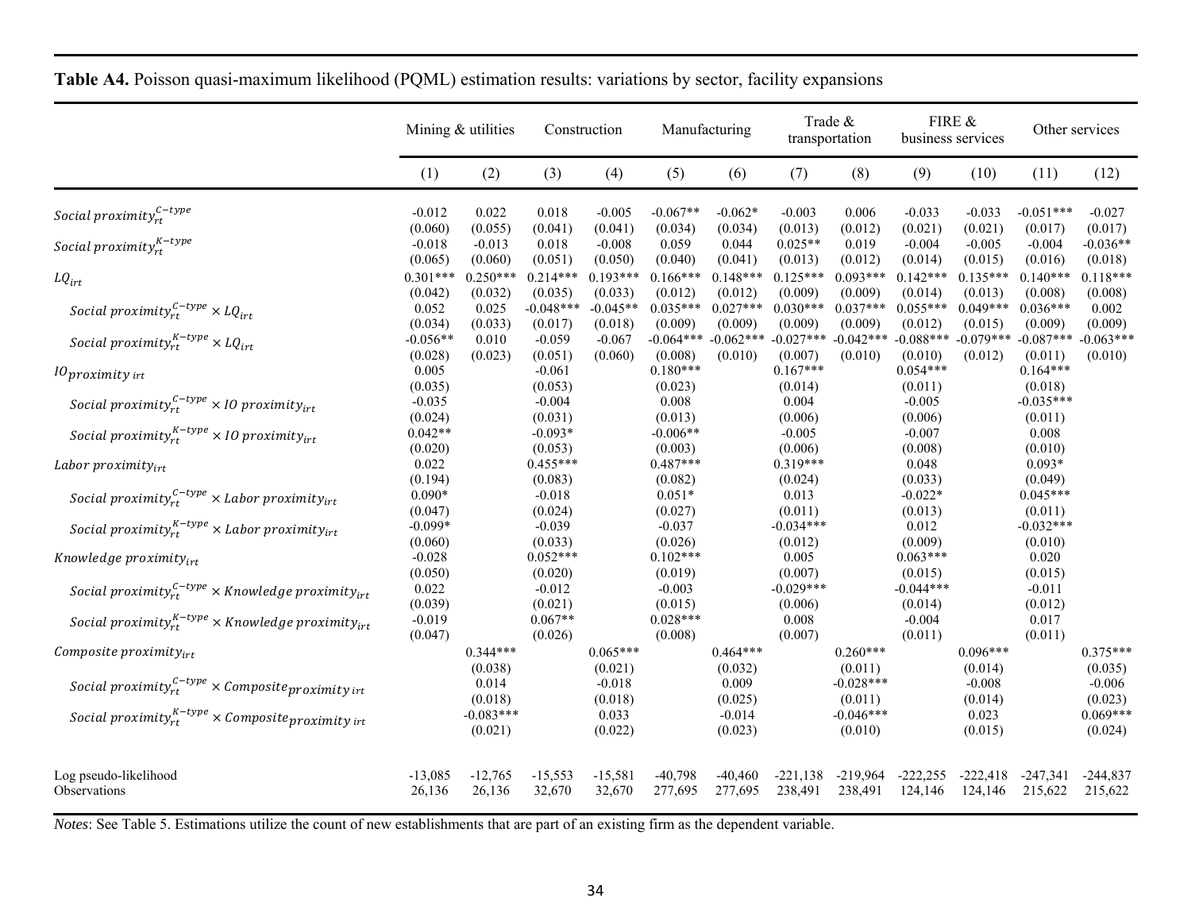**Table A4.** Poisson quasi-maximum likelihood (PQML) estimation results: variations by sector, facility expansions

| | Mining & utilities | | Construction | | Manufacturing | | Trade & transportation | | FIRE & business services | | Other services | |
|---|---|---|---|---|---|---|---|---|---|---|---|---|
| | (1) | (2) | (3) | (4) | (5) | (6) | (7) | (8) | (9) | (10) | (11) | (12) |
| $Social\ proximity_{rt}^{C-type}$ | -0.012 | 0.022 | 0.018 | -0.005 | -0.067** | -0.062* | -0.003 | 0.006 | -0.033 | -0.033 | -0.051*** | -0.027 |
| | (0.060) | (0.055) | (0.041) | (0.041) | (0.034) | (0.034) | (0.013) | (0.012) | (0.021) | (0.021) | (0.017) | (0.017) |
| $Social\ proximity_{rt}^{K-type}$ | -0.018 | -0.013 | 0.018 | -0.008 | 0.059 | 0.044 | 0.025** | 0.019 | -0.004 | -0.005 | -0.004 | -0.036** |
| | (0.065) | (0.060) | (0.051) | (0.050) | (0.040) | (0.041) | (0.013) | (0.012) | (0.014) | (0.015) | (0.016) | (0.018) |
| $LQ_{irt}$ | 0.301*** | 0.250*** | 0.214*** | 0.193*** | 0.166*** | 0.148*** | 0.125*** | 0.093*** | 0.142*** | 0.135*** | 0.140*** | 0.118*** |
| | (0.042) | (0.032) | (0.035) | (0.033) | (0.012) | (0.012) | (0.009) | (0.009) | (0.014) | (0.013) | (0.008) | (0.008) |
| $Social\ proximity_{rt}^{C-type} \times LQ_{irt}$ | 0.052 | 0.025 | -0.048*** | -0.045** | 0.035*** | 0.027*** | 0.030*** | 0.037*** | 0.055*** | 0.049*** | 0.036*** | 0.002 |
| | (0.034) | (0.033) | (0.017) | (0.018) | (0.009) | (0.009) | (0.009) | (0.009) | (0.012) | (0.015) | (0.009) | (0.009) |
| $Social\ proximity_{rt}^{K-type} \times LQ_{irt}$ | -0.056** | 0.010 | -0.059 | -0.067 | -0.064*** | -0.062*** | -0.027*** | -0.042*** | -0.088*** | -0.079*** | -0.087*** | -0.063*** |
| | (0.028) | (0.023) | (0.051) | (0.060) | (0.008) | (0.010) | (0.007) | (0.010) | (0.010) | (0.012) | (0.011) | (0.010) |
| $IO\ proximity_{irt}$ | 0.005 | | -0.061 | | 0.180*** | | 0.167*** | | 0.054*** | | 0.164*** | |
| | (0.035) | | (0.053) | | (0.023) | | (0.014) | | (0.011) | | (0.018) | |
| $Social\ proximity_{rt}^{C-type} \times IO\ proximity_{irt}$ | -0.035 | | -0.004 | | 0.008 | | 0.004 | | -0.005 | | -0.035*** | |
| | (0.024) | | (0.031) | | (0.013) | | (0.006) | | (0.006) | | (0.011) | |
| $Social\ proximity_{rt}^{K-type} \times IO\ proximity_{irt}$ | 0.042** | | -0.093* | | -0.006** | | -0.005 | | -0.007 | | 0.008 | |
| | (0.020) | | (0.053) | | (0.003) | | (0.006) | | (0.008) | | (0.010) | |
| $Labor\ proximity_{irt}$ | 0.022 | | 0.455*** | | 0.487*** | | 0.319*** | | 0.048 | | 0.093* | |
| | (0.194) | | (0.083) | | (0.082) | | (0.024) | | (0.033) | | (0.049) | |
| $Social\ proximity_{rt}^{C-type} \times Labor\ proximity_{irt}$ | 0.090* | | -0.018 | | 0.051* | | 0.013 | | -0.022* | | 0.045*** | |
| | (0.047) | | (0.024) | | (0.027) | | (0.011) | | (0.013) | | (0.011) | |
| $Social\ proximity_{rt}^{K-type} \times Labor\ proximity_{irt}$ | -0.099* | | -0.039 | | -0.037 | | -0.034*** | | 0.012 | | -0.032*** | |
| | (0.060) | | (0.033) | | (0.026) | | (0.012) | | (0.009) | | (0.010) | |
| $Knowledge\ proximity_{irt}$ | -0.028 | | 0.052*** | | 0.102*** | | 0.005 | | 0.063*** | | 0.020 | |
| | (0.050) | | (0.020) | | (0.019) | | (0.007) | | (0.015) | | (0.015) | |
| $Social\ proximity_{rt}^{C-type} \times Knowledge\ proximity_{irt}$ | 0.022 | | -0.012 | | -0.003 | | -0.029*** | | -0.044*** | | -0.011 | |
| | (0.039) | | (0.021) | | (0.015) | | (0.006) | | (0.014) | | (0.012) | |
| $Social\ proximity_{rt}^{K-type} \times Knowledge\ proximity_{irt}$ | -0.019 | | 0.067** | | 0.028*** | | 0.008 | | -0.004 | | 0.017 | |
| | (0.047) | | (0.026) | | (0.008) | | (0.007) | | (0.011) | | (0.011) | |
| $Composite\ proximity_{irt}$ | | 0.344*** | | 0.065*** | | 0.464*** | | 0.260*** | | 0.096*** | | 0.375*** |
| | | (0.038) | | (0.021) | | (0.032) | | (0.011) | | (0.014) | | (0.035) |
| $Social\ proximity_{rt}^{C-type} \times Composite_{proximity\ irt}$ | | 0.014 | | -0.018 | | 0.009 | | -0.028*** | | -0.008 | | -0.006 |
| | | (0.018) | | (0.018) | | (0.025) | | (0.011) | | (0.014) | | (0.023) |
| $Social\ proximity_{rt}^{K-type} \times Composite_{proximity\ irt}$ | | -0.083*** | | 0.033 | | -0.014 | | -0.046*** | | 0.023 | | 0.069*** |
| | | (0.021) | | (0.022) | | (0.023) | | (0.010) | | (0.015) | | (0.024) |
| Log pseudo-likelihood | -13,085 | -12,765 | -15,553 | -15,581 | -40,798 | -40,460 | -221,138 | -219,964 | -222,255 | -222,418 | -247,341 | -244,837 |
| Observations | 26,136 | 26,136 | 32,670 | 32,670 | 277,695 | 277,695 | 238,491 | 238,491 | 124,146 | 124,146 | 215,622 | 215,622 |

*Notes*: See Table 5. Estimations utilize the count of new establishments that are part of an existing firm as the dependent variable.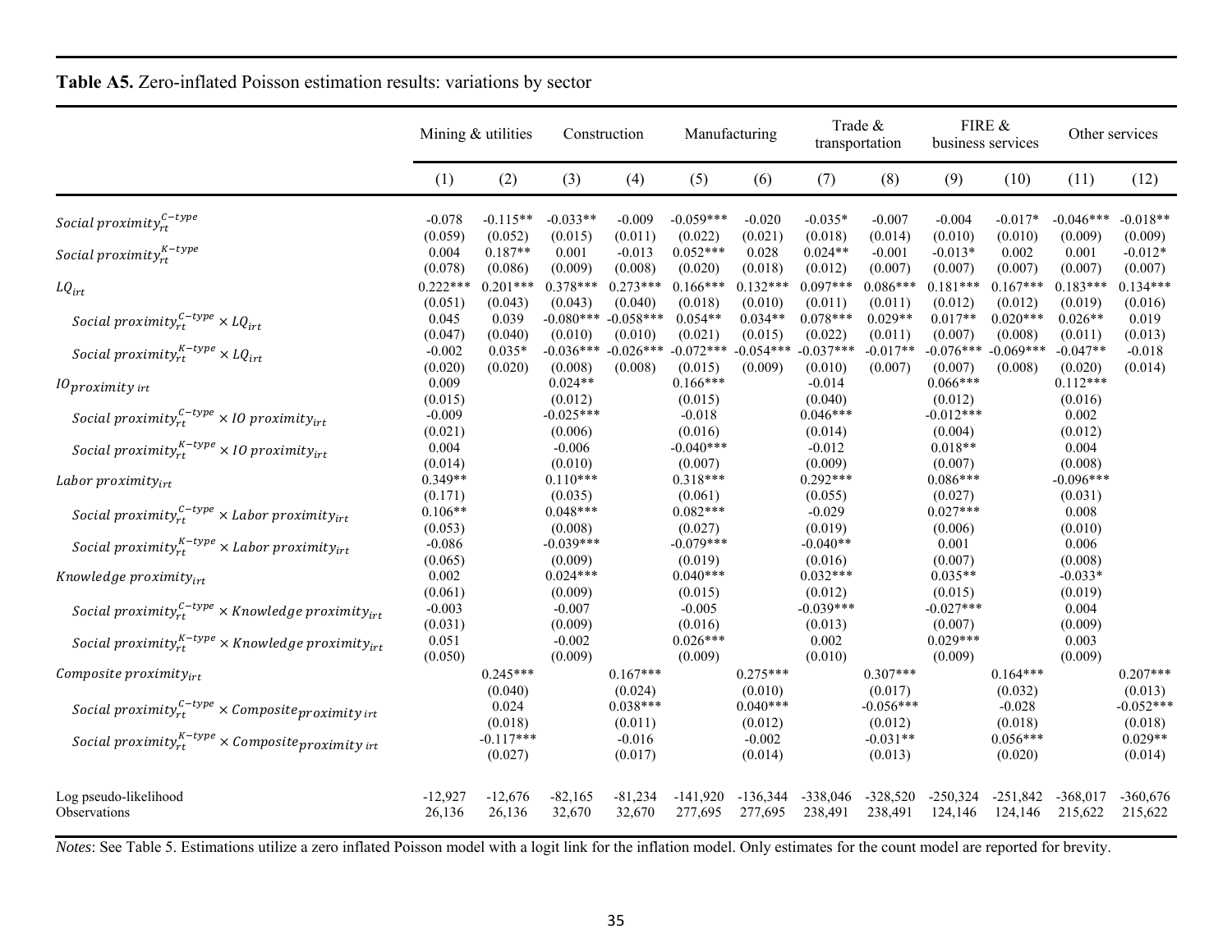**Table A5.** Zero-inflated Poisson estimation results: variations by sector

| | Mining & utilities | | Construction | | Manufacturing | | Trade & transportation | | FIRE & business services | | Other services | |
|---|---|---|---|---|---|---|---|---|---|---|---|---|
| | (1) | (2) | (3) | (4) | (5) | (6) | (7) | (8) | (9) | (10) | (11) | (12) |
| $Social\ proximity_{rt}^{C-type}$ | -0.078 | -0.115** | -0.033** | -0.009 | -0.059*** | -0.020 | -0.035* | -0.007 | -0.004 | -0.017* | -0.046*** | -0.018** |
| | (0.059) | (0.052) | (0.015) | (0.011) | (0.022) | (0.021) | (0.018) | (0.014) | (0.010) | (0.010) | (0.009) | (0.009) |
| $Social\ proximity_{rt}^{K-type}$ | 0.004 | 0.187** | 0.001 | -0.013 | 0.052*** | 0.028 | 0.024** | -0.001 | -0.013* | 0.002 | 0.001 | -0.012* |
| | (0.078) | (0.086) | (0.009) | (0.008) | (0.020) | (0.018) | (0.012) | (0.007) | (0.007) | (0.007) | (0.007) | (0.007) |
| $LQ_{irt}$ | 0.222*** | 0.201*** | 0.378*** | 0.273*** | 0.166*** | 0.132*** | 0.097*** | 0.086*** | 0.181*** | 0.167*** | 0.183*** | 0.134*** |
| | (0.051) | (0.043) | (0.043) | (0.040) | (0.018) | (0.010) | (0.011) | (0.011) | (0.012) | (0.012) | (0.019) | (0.016) |
| $Social\ proximity_{rt}^{C-type} \times LQ_{irt}$ | 0.045 | 0.039 | -0.080*** | -0.058*** | 0.054** | 0.034** | 0.078*** | 0.029** | 0.017** | 0.020*** | 0.026** | 0.019 |
| | (0.047) | (0.040) | (0.010) | (0.010) | (0.021) | (0.015) | (0.022) | (0.011) | (0.007) | (0.008) | (0.011) | (0.013) |
| $Social\ proximity_{rt}^{K-type} \times LQ_{irt}$ | -0.002 | 0.035* | -0.036*** | -0.026*** | -0.072*** | -0.054*** | -0.037*** | -0.017** | -0.076*** | -0.069*** | -0.047** | -0.018 |
| | (0.020) | (0.020) | (0.008) | (0.008) | (0.015) | (0.009) | (0.010) | (0.007) | (0.007) | (0.008) | (0.020) | (0.014) |
| $IO_{proximity\ irt}$ | 0.009 | | 0.024** | | 0.166*** | | -0.014 | | 0.066*** | | 0.112*** | |
| | (0.015) | | (0.012) | | (0.015) | | (0.040) | | (0.012) | | (0.016) | |
| $Social\ proximity_{rt}^{C-type} \times IO\ proximity_{irt}$ | -0.009 | | -0.025*** | | -0.018 | | 0.046*** | | -0.012*** | | 0.002 | |
| | (0.021) | | (0.006) | | (0.016) | | (0.014) | | (0.004) | | (0.012) | |
| $Social\ proximity_{rt}^{K-type} \times IO\ proximity_{irt}$ | 0.004 | | -0.006 | | -0.040*** | | -0.012 | | 0.018** | | 0.004 | |
| | (0.014) | | (0.010) | | (0.007) | | (0.009) | | (0.007) | | (0.008) | |
| $Labor\ proximity_{irt}$ | 0.349** | | 0.110*** | | 0.318*** | | 0.292*** | | 0.086*** | | -0.096*** | |
| | (0.171) | | (0.035) | | (0.061) | | (0.055) | | (0.027) | | (0.031) | |
| $Social\ proximity_{rt}^{C-type} \times Labor\ proximity_{irt}$ | 0.106** | | 0.048*** | | 0.082*** | | -0.029 | | 0.027*** | | 0.008 | |
| | (0.053) | | (0.008) | | (0.027) | | (0.019) | | (0.006) | | (0.010) | |
| $Social\ proximity_{rt}^{K-type} \times Labor\ proximity_{irt}$ | -0.086 | | -0.039*** | | -0.079*** | | -0.040** | | 0.001 | | 0.006 | |
| | (0.065) | | (0.009) | | (0.019) | | (0.016) | | (0.007) | | (0.008) | |
| $Knowledge\ proximity_{irt}$ | 0.002 | | 0.024*** | | 0.040*** | | 0.032*** | | 0.035** | | -0.033* | |
| | (0.061) | | (0.009) | | (0.015) | | (0.012) | | (0.015) | | (0.019) | |
| $Social\ proximity_{rt}^{C-type} \times Knowledge\ proximity_{irt}$ | -0.003 | | -0.007 | | -0.005 | | -0.039*** | | -0.027*** | | 0.004 | |
| | (0.031) | | (0.009) | | (0.016) | | (0.013) | | (0.007) | | (0.009) | |
| $Social\ proximity_{rt}^{K-type} \times Knowledge\ proximity_{irt}$ | 0.051 | | -0.002 | | 0.026*** | | 0.002 | | 0.029*** | | 0.003 | |
| | (0.050) | | (0.009) | | (0.009) | | (0.010) | | (0.009) | | (0.009) | |
| $Composite\ proximity_{irt}$ | | 0.245*** | | 0.167*** | | 0.275*** | | 0.307*** | | 0.164*** | | 0.207*** |
| | | (0.040) | | (0.024) | | (0.010) | | (0.017) | | (0.032) | | (0.013) |
| $Social\ proximity_{rt}^{C-type} \times Composite_{proximity\ irt}$ | | 0.024 | | 0.038*** | | 0.040*** | | -0.056*** | | -0.028 | | -0.052*** |
| | | (0.018) | | (0.011) | | (0.012) | | (0.012) | | (0.018) | | (0.018) |
| $Social\ proximity_{rt}^{K-type} \times Composite_{proximity\ irt}$ | | -0.117*** | | -0.016 | | -0.002 | | -0.031** | | 0.056*** | | 0.029** |
| | | (0.027) | | (0.017) | | (0.014) | | (0.013) | | (0.020) | | (0.014) |
| Log pseudo-likelihood | -12,927 | -12,676 | -82,165 | -81,234 | -141,920 | -136,344 | -338,046 | -328,520 | -250,324 | -251,842 | -368,017 | -360,676 |
| Observations | 26,136 | 26,136 | 32,670 | 32,670 | 277,695 | 277,695 | 238,491 | 238,491 | 124,146 | 124,146 | 215,622 | 215,622 |

*Notes*: See Table 5. Estimations utilize a zero inflated Poisson model with a logit link for the inflation model. Only estimates for the count model are reported for brevity.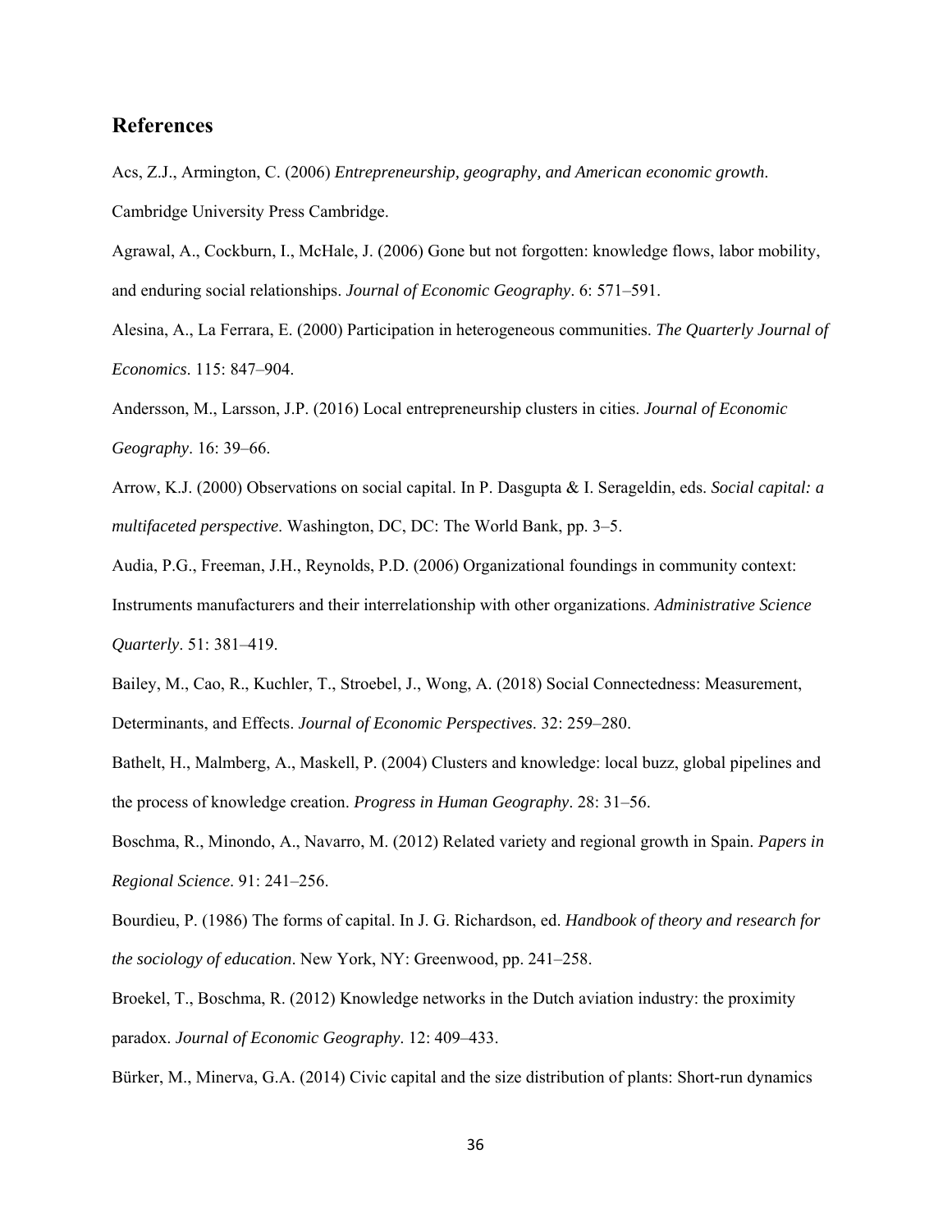## References

Acs, Z.J., Armington, C. (2006) *Entrepreneurship, geography, and American economic growth*. Cambridge University Press Cambridge.

Agrawal, A., Cockburn, I., McHale, J. (2006) Gone but not forgotten: knowledge flows, labor mobility, and enduring social relationships. *Journal of Economic Geography*. 6: 571–591.

Alesina, A., La Ferrara, E. (2000) Participation in heterogeneous communities. *The Quarterly Journal of Economics*. 115: 847–904.

Andersson, M., Larsson, J.P. (2016) Local entrepreneurship clusters in cities. *Journal of Economic Geography*. 16: 39–66.

Arrow, K.J. (2000) Observations on social capital. In P. Dasgupta & I. Serageldin, eds. *Social capital: a multifaceted perspective*. Washington, DC, DC: The World Bank, pp. 3–5.

Audia, P.G., Freeman, J.H., Reynolds, P.D. (2006) Organizational foundings in community context: Instruments manufacturers and their interrelationship with other organizations. *Administrative Science Quarterly*. 51: 381–419.

Bailey, M., Cao, R., Kuchler, T., Stroebel, J., Wong, A. (2018) Social Connectedness: Measurement, Determinants, and Effects. *Journal of Economic Perspectives*. 32: 259–280.

Bathelt, H., Malmberg, A., Maskell, P. (2004) Clusters and knowledge: local buzz, global pipelines and the process of knowledge creation. *Progress in Human Geography*. 28: 31–56.

Boschma, R., Minondo, A., Navarro, M. (2012) Related variety and regional growth in Spain. *Papers in Regional Science*. 91: 241–256.

Bourdieu, P. (1986) The forms of capital. In J. G. Richardson, ed. *Handbook of theory and research for the sociology of education*. New York, NY: Greenwood, pp. 241–258.

Broekel, T., Boschma, R. (2012) Knowledge networks in the Dutch aviation industry: the proximity paradox. *Journal of Economic Geography*. 12: 409–433.

Bürker, M., Minerva, G.A. (2014) Civic capital and the size distribution of plants: Short-run dynamics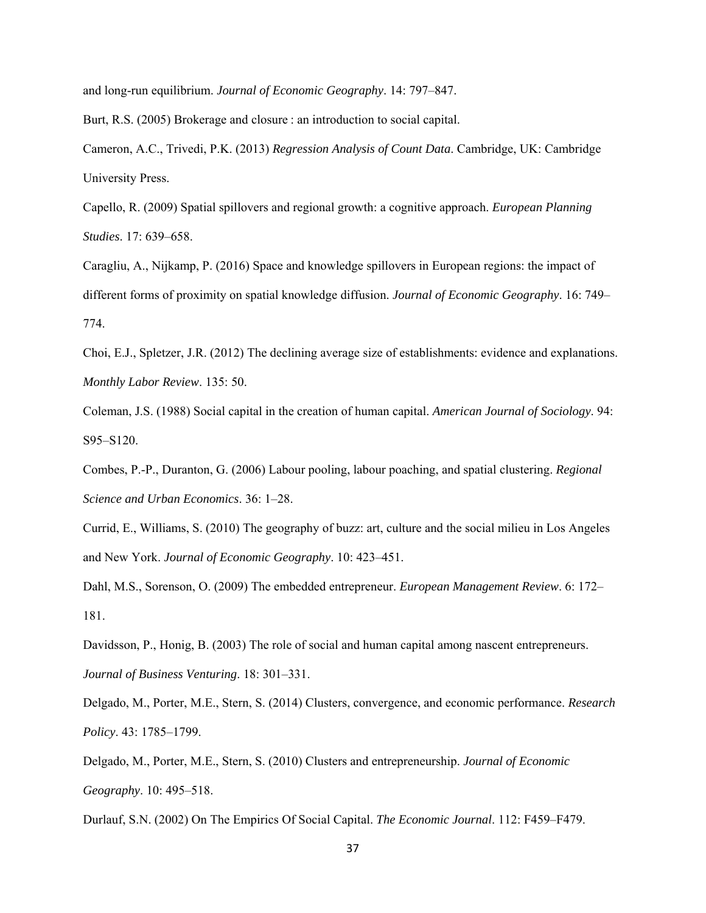and long-run equilibrium. *Journal of Economic Geography*. 14: 797–847.

Burt, R.S. (2005) Brokerage and closure : an introduction to social capital.

Cameron, A.C., Trivedi, P.K. (2013) *Regression Analysis of Count Data*. Cambridge, UK: Cambridge University Press.

Capello, R. (2009) Spatial spillovers and regional growth: a cognitive approach. *European Planning Studies*. 17: 639–658.

Caragliu, A., Nijkamp, P. (2016) Space and knowledge spillovers in European regions: the impact of different forms of proximity on spatial knowledge diffusion. *Journal of Economic Geography*. 16: 749–774.

Choi, E.J., Spletzer, J.R. (2012) The declining average size of establishments: evidence and explanations. *Monthly Labor Review*. 135: 50.

Coleman, J.S. (1988) Social capital in the creation of human capital. *American Journal of Sociology*. 94: S95–S120.

Combes, P.-P., Duranton, G. (2006) Labour pooling, labour poaching, and spatial clustering. *Regional Science and Urban Economics*. 36: 1–28.

Currid, E., Williams, S. (2010) The geography of buzz: art, culture and the social milieu in Los Angeles and New York. *Journal of Economic Geography*. 10: 423–451.

Dahl, M.S., Sorenson, O. (2009) The embedded entrepreneur. *European Management Review*. 6: 172–181.

Davidsson, P., Honig, B. (2003) The role of social and human capital among nascent entrepreneurs. *Journal of Business Venturing*. 18: 301–331.

Delgado, M., Porter, M.E., Stern, S. (2014) Clusters, convergence, and economic performance. *Research Policy*. 43: 1785–1799.

Delgado, M., Porter, M.E., Stern, S. (2010) Clusters and entrepreneurship. *Journal of Economic Geography*. 10: 495–518.

Durlauf, S.N. (2002) On The Empirics Of Social Capital. *The Economic Journal*. 112: F459–F479.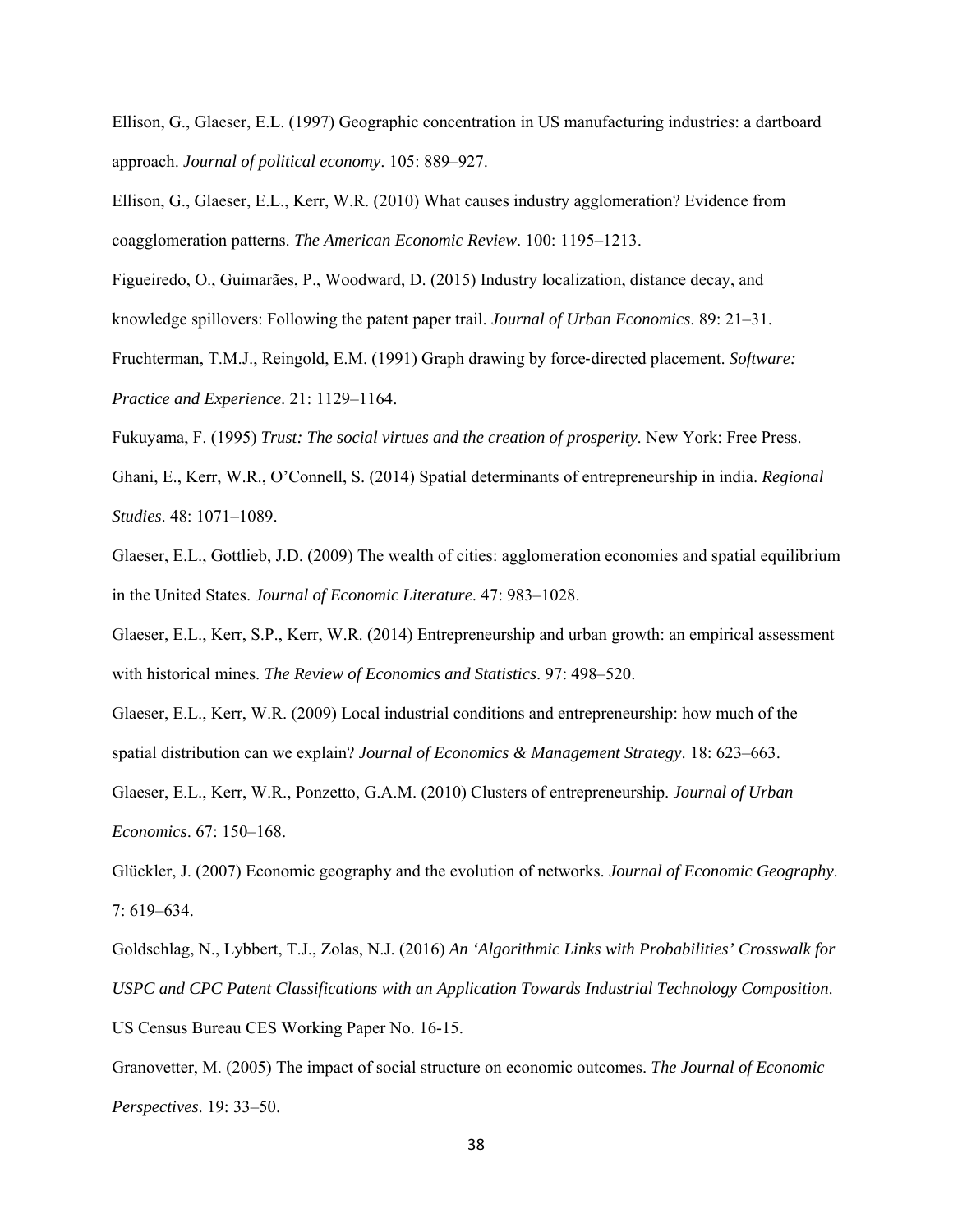Ellison, G., Glaeser, E.L. (1997) Geographic concentration in US manufacturing industries: a dartboard approach. *Journal of political economy*. 105: 889–927.

Ellison, G., Glaeser, E.L., Kerr, W.R. (2010) What causes industry agglomeration? Evidence from coagglomeration patterns. *The American Economic Review*. 100: 1195–1213.

Figueiredo, O., Guimarães, P., Woodward, D. (2015) Industry localization, distance decay, and knowledge spillovers: Following the patent paper trail. *Journal of Urban Economics*. 89: 21–31.

Fruchterman, T.M.J., Reingold, E.M. (1991) Graph drawing by force-directed placement. *Software: Practice and Experience*. 21: 1129–1164.

Fukuyama, F. (1995) *Trust: The social virtues and the creation of prosperity*. New York: Free Press.

Ghani, E., Kerr, W.R., O'Connell, S. (2014) Spatial determinants of entrepreneurship in india. *Regional Studies*. 48: 1071–1089.

Glaeser, E.L., Gottlieb, J.D. (2009) The wealth of cities: agglomeration economies and spatial equilibrium in the United States. *Journal of Economic Literature*. 47: 983–1028.

Glaeser, E.L., Kerr, S.P., Kerr, W.R. (2014) Entrepreneurship and urban growth: an empirical assessment with historical mines. *The Review of Economics and Statistics*. 97: 498–520.

Glaeser, E.L., Kerr, W.R. (2009) Local industrial conditions and entrepreneurship: how much of the spatial distribution can we explain? *Journal of Economics & Management Strategy*. 18: 623–663.

Glaeser, E.L., Kerr, W.R., Ponzetto, G.A.M. (2010) Clusters of entrepreneurship. *Journal of Urban Economics*. 67: 150–168.

Glückler, J. (2007) Economic geography and the evolution of networks. *Journal of Economic Geography*. 7: 619–634.

Goldschlag, N., Lybbert, T.J., Zolas, N.J. (2016) *An 'Algorithmic Links with Probabilities' Crosswalk for USPC and CPC Patent Classifications with an Application Towards Industrial Technology Composition*. US Census Bureau CES Working Paper No. 16-15.

Granovetter, M. (2005) The impact of social structure on economic outcomes. *The Journal of Economic Perspectives*. 19: 33–50.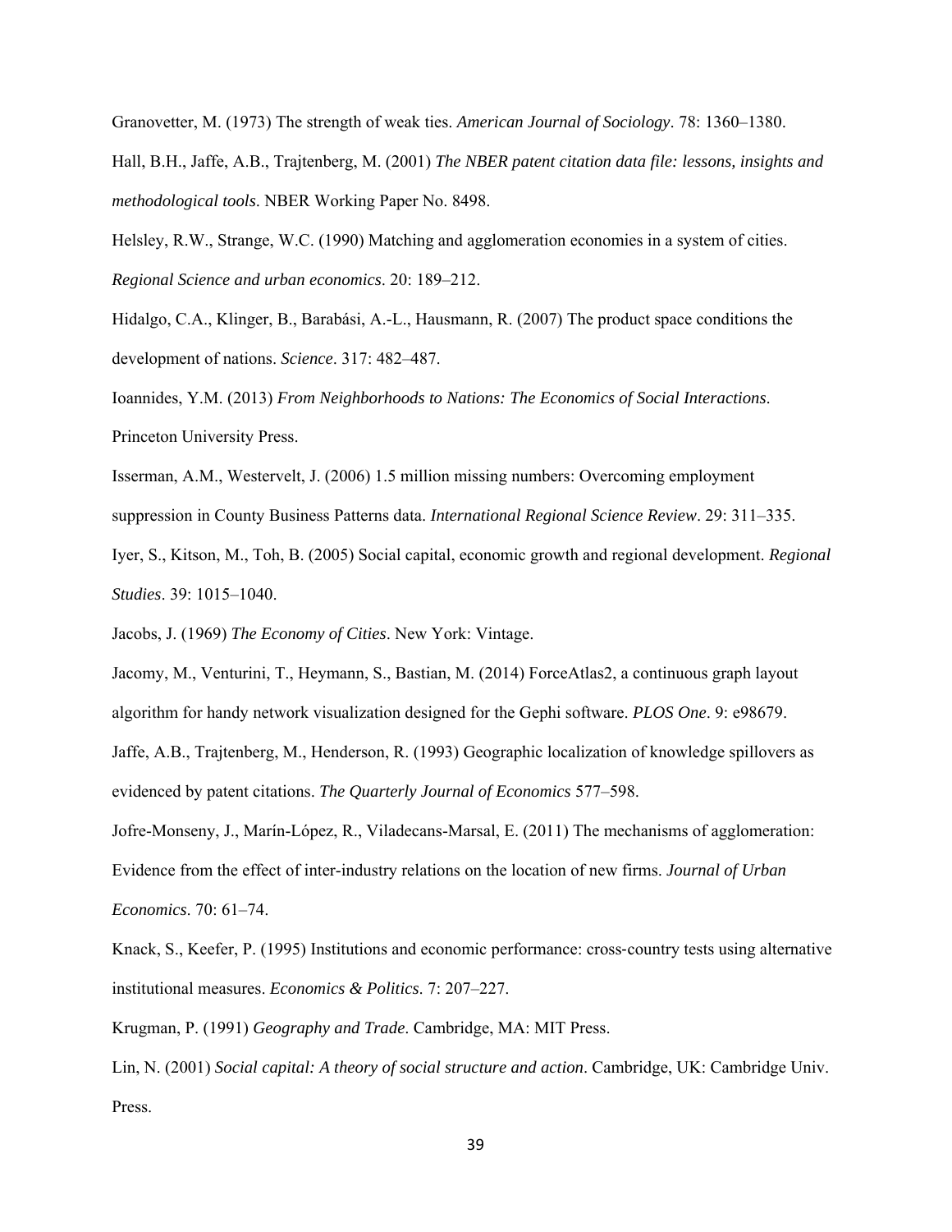Granovetter, M. (1973) The strength of weak ties. *American Journal of Sociology*. 78: 1360–1380.

Hall, B.H., Jaffe, A.B., Trajtenberg, M. (2001) *The NBER patent citation data file: lessons, insights and methodological tools*. NBER Working Paper No. 8498.

Helsley, R.W., Strange, W.C. (1990) Matching and agglomeration economies in a system of cities. *Regional Science and urban economics*. 20: 189–212.

Hidalgo, C.A., Klinger, B., Barabási, A.-L., Hausmann, R. (2007) The product space conditions the development of nations. *Science*. 317: 482–487.

Ioannides, Y.M. (2013) *From Neighborhoods to Nations: The Economics of Social Interactions*. Princeton University Press.

Isserman, A.M., Westervelt, J. (2006) 1.5 million missing numbers: Overcoming employment suppression in County Business Patterns data. *International Regional Science Review*. 29: 311–335.

Iyer, S., Kitson, M., Toh, B. (2005) Social capital, economic growth and regional development. *Regional Studies*. 39: 1015–1040.

Jacobs, J. (1969) *The Economy of Cities*. New York: Vintage.

Jacomy, M., Venturini, T., Heymann, S., Bastian, M. (2014) ForceAtlas2, a continuous graph layout algorithm for handy network visualization designed for the Gephi software. *PLOS One*. 9: e98679.

Jaffe, A.B., Trajtenberg, M., Henderson, R. (1993) Geographic localization of knowledge spillovers as evidenced by patent citations. *The Quarterly Journal of Economics* 577–598.

Jofre-Monseny, J., Marín-López, R., Viladecans-Marsal, E. (2011) The mechanisms of agglomeration: Evidence from the effect of inter-industry relations on the location of new firms. *Journal of Urban Economics*. 70: 61–74.

Knack, S., Keefer, P. (1995) Institutions and economic performance: cross-country tests using alternative institutional measures. *Economics & Politics*. 7: 207–227.

Krugman, P. (1991) *Geography and Trade*. Cambridge, MA: MIT Press.

Lin, N. (2001) *Social capital: A theory of social structure and action*. Cambridge, UK: Cambridge Univ. Press.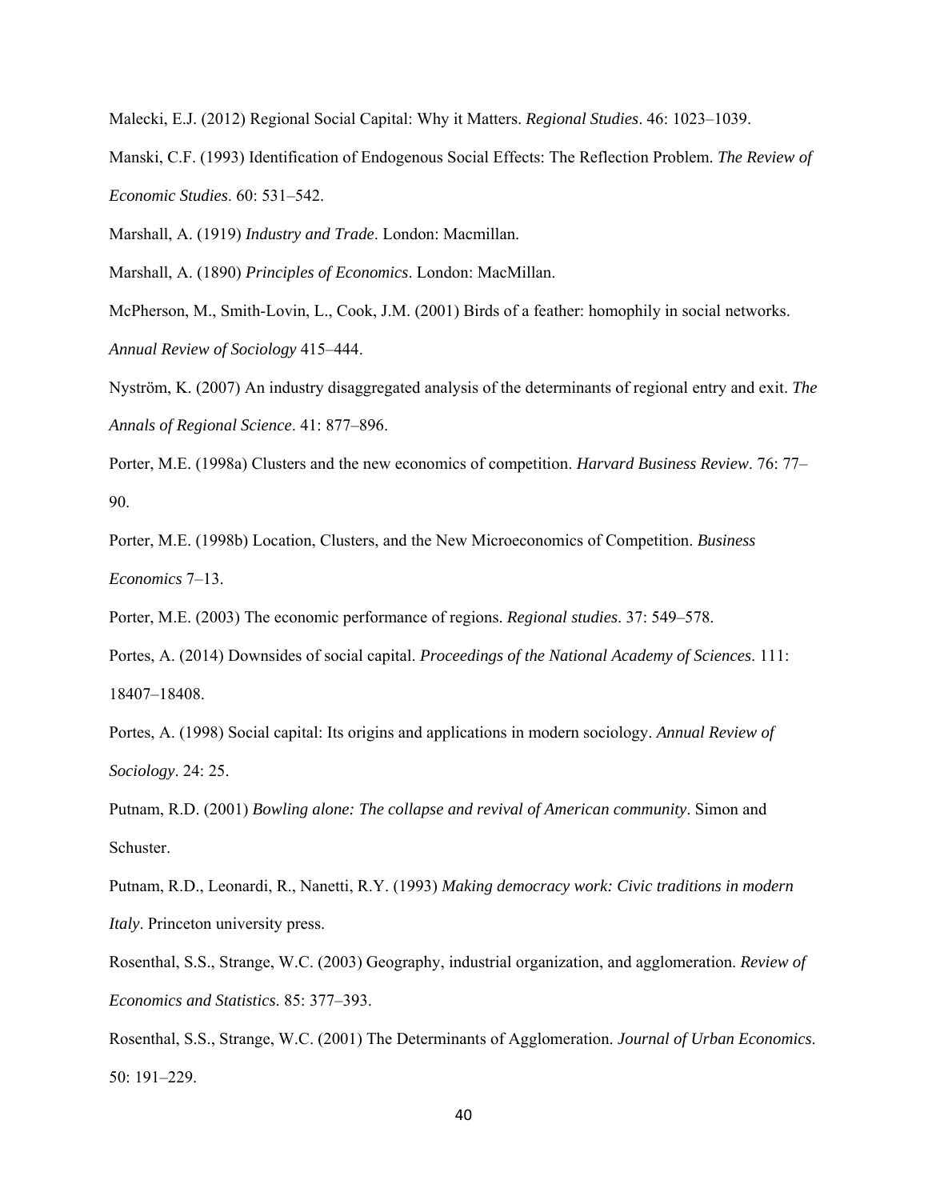Malecki, E.J. (2012) Regional Social Capital: Why it Matters. *Regional Studies*. 46: 1023–1039.

Manski, C.F. (1993) Identification of Endogenous Social Effects: The Reflection Problem. *The Review of Economic Studies*. 60: 531–542.

Marshall, A. (1919) *Industry and Trade*. London: Macmillan.

Marshall, A. (1890) *Principles of Economics*. London: MacMillan.

McPherson, M., Smith-Lovin, L., Cook, J.M. (2001) Birds of a feather: homophily in social networks. *Annual Review of Sociology* 415–444.

Nyström, K. (2007) An industry disaggregated analysis of the determinants of regional entry and exit. *The Annals of Regional Science*. 41: 877–896.

Porter, M.E. (1998a) Clusters and the new economics of competition. *Harvard Business Review*. 76: 77–90.

Porter, M.E. (1998b) Location, Clusters, and the New Microeconomics of Competition. *Business Economics* 7–13.

Porter, M.E. (2003) The economic performance of regions. *Regional studies*. 37: 549–578.

Portes, A. (2014) Downsides of social capital. *Proceedings of the National Academy of Sciences*. 111: 18407–18408.

Portes, A. (1998) Social capital: Its origins and applications in modern sociology. *Annual Review of Sociology*. 24: 25.

Putnam, R.D. (2001) *Bowling alone: The collapse and revival of American community*. Simon and Schuster.

Putnam, R.D., Leonardi, R., Nanetti, R.Y. (1993) *Making democracy work: Civic traditions in modern Italy*. Princeton university press.

Rosenthal, S.S., Strange, W.C. (2003) Geography, industrial organization, and agglomeration. *Review of Economics and Statistics*. 85: 377–393.

Rosenthal, S.S., Strange, W.C. (2001) The Determinants of Agglomeration. *Journal of Urban Economics*. 50: 191–229.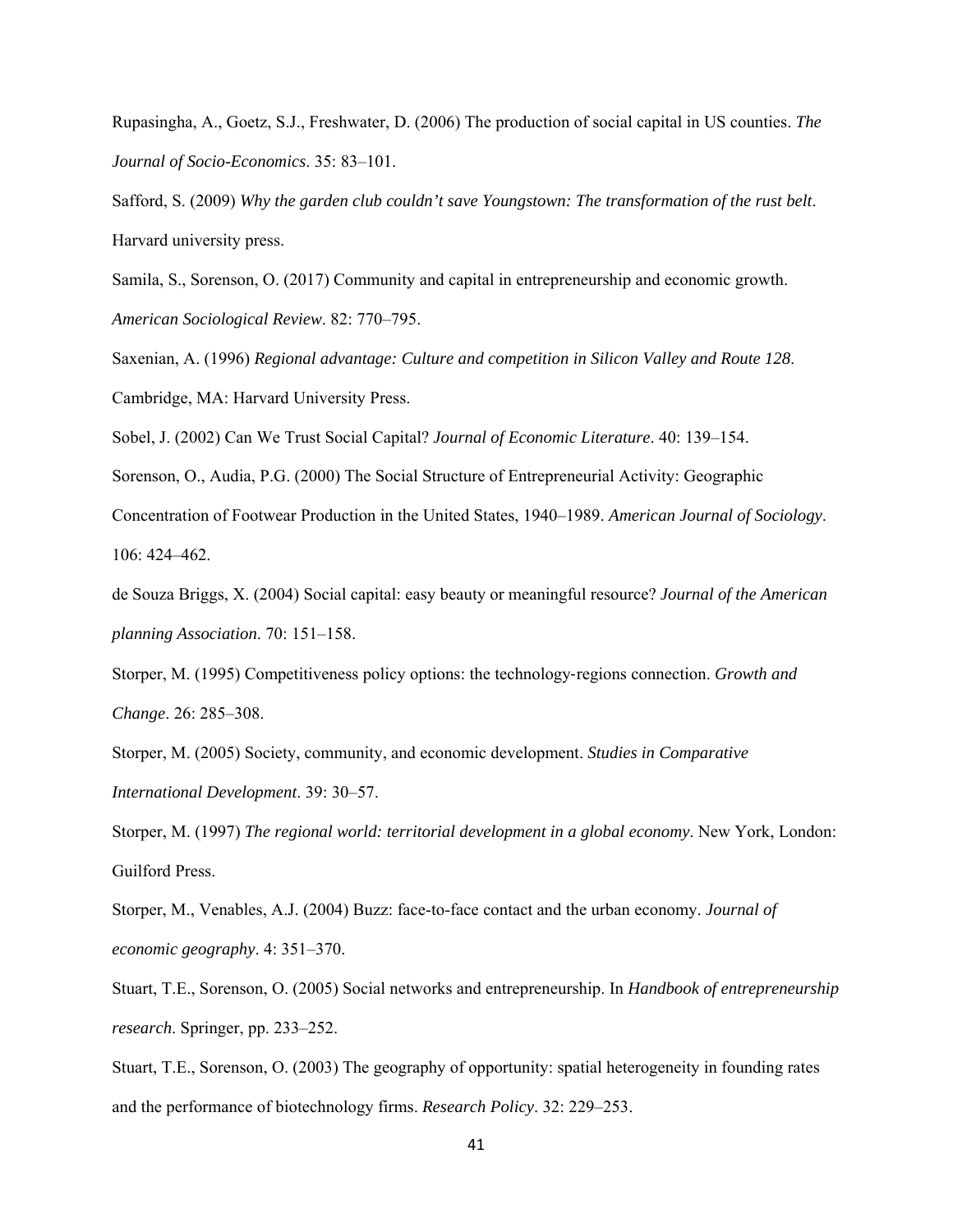Rupasingha, A., Goetz, S.J., Freshwater, D. (2006) The production of social capital in US counties. *The Journal of Socio-Economics*. 35: 83–101.

Safford, S. (2009) *Why the garden club couldn't save Youngstown: The transformation of the rust belt*. Harvard university press.

Samila, S., Sorenson, O. (2017) Community and capital in entrepreneurship and economic growth. *American Sociological Review*. 82: 770–795.

Saxenian, A. (1996) *Regional advantage: Culture and competition in Silicon Valley and Route 128*. Cambridge, MA: Harvard University Press.

Sobel, J. (2002) Can We Trust Social Capital? *Journal of Economic Literature*. 40: 139–154.

Sorenson, O., Audia, P.G. (2000) The Social Structure of Entrepreneurial Activity: Geographic Concentration of Footwear Production in the United States, 1940–1989. *American Journal of Sociology*. 106: 424–462.

de Souza Briggs, X. (2004) Social capital: easy beauty or meaningful resource? *Journal of the American planning Association*. 70: 151–158.

Storper, M. (1995) Competitiveness policy options: the technology-regions connection. *Growth and Change*. 26: 285–308.

Storper, M. (2005) Society, community, and economic development. *Studies in Comparative International Development*. 39: 30–57.

Storper, M. (1997) *The regional world: territorial development in a global economy*. New York, London: Guilford Press.

Storper, M., Venables, A.J. (2004) Buzz: face-to-face contact and the urban economy. *Journal of economic geography*. 4: 351–370.

Stuart, T.E., Sorenson, O. (2005) Social networks and entrepreneurship. In *Handbook of entrepreneurship research*. Springer, pp. 233–252.

Stuart, T.E., Sorenson, O. (2003) The geography of opportunity: spatial heterogeneity in founding rates and the performance of biotechnology firms. *Research Policy*. 32: 229–253.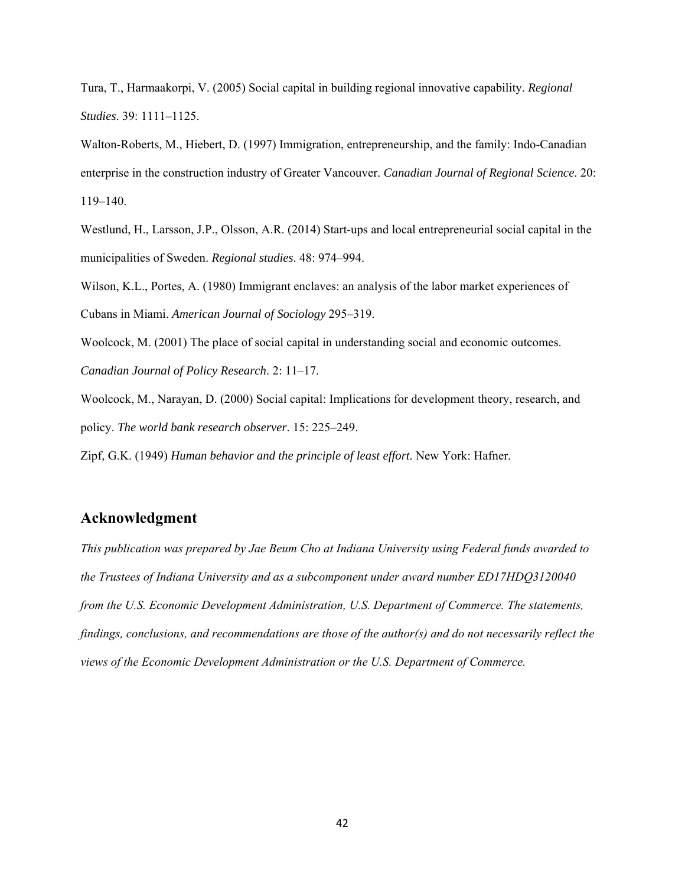Tura, T., Harmaakorpi, V. (2005) Social capital in building regional innovative capability. *Regional Studies*. 39: 1111–1125.

Walton-Roberts, M., Hiebert, D. (1997) Immigration, entrepreneurship, and the family: Indo-Canadian enterprise in the construction industry of Greater Vancouver. *Canadian Journal of Regional Science*. 20: 119–140.

Westlund, H., Larsson, J.P., Olsson, A.R. (2014) Start-ups and local entrepreneurial social capital in the municipalities of Sweden. *Regional studies*. 48: 974–994.

Wilson, K.L., Portes, A. (1980) Immigrant enclaves: an analysis of the labor market experiences of Cubans in Miami. *American Journal of Sociology* 295–319.

Woolcock, M. (2001) The place of social capital in understanding social and economic outcomes. *Canadian Journal of Policy Research*. 2: 11–17.

Woolcock, M., Narayan, D. (2000) Social capital: Implications for development theory, research, and policy. *The world bank research observer*. 15: 225–249.

Zipf, G.K. (1949) *Human behavior and the principle of least effort*. New York: Hafner.

## Acknowledgment

*This publication was prepared by Jae Beum Cho at Indiana University using Federal funds awarded to the Trustees of Indiana University and as a subcomponent under award number ED17HDQ3120040 from the U.S. Economic Development Administration, U.S. Department of Commerce. The statements, findings, conclusions, and recommendations are those of the author(s) and do not necessarily reflect the views of the Economic Development Administration or the U.S. Department of Commerce.*